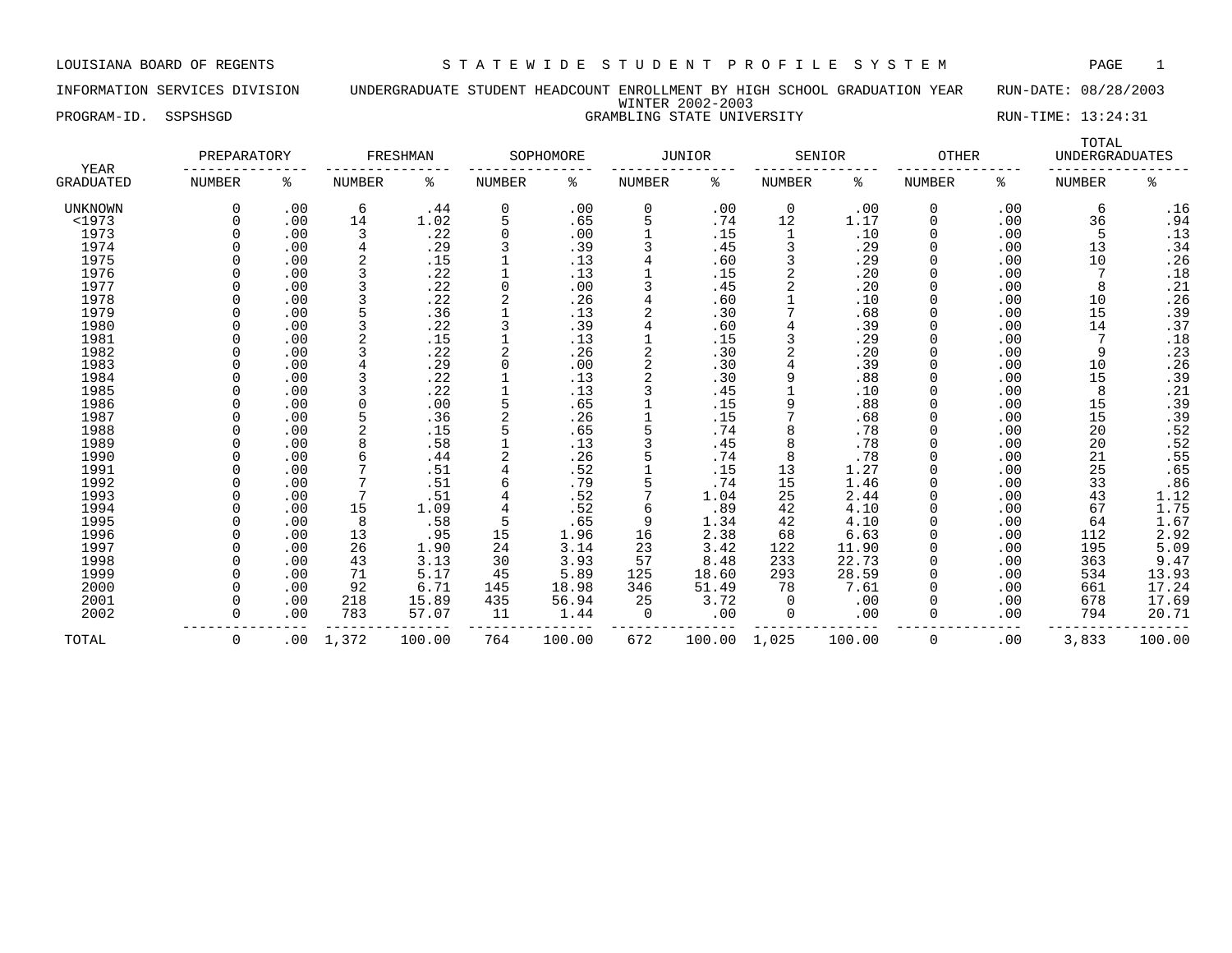LOUISIANA BOARD OF REGENTS — STATEWIDE STUDENT PROFILE SYSTEM

INFORMATION SERVICES DIVISION — UNDERGRADUATE STUDENT HEADCOUNT ENROLLMENT BY HIGH SCHOOL GRADUATION YEAR — RUN-DATE: 08/28/2003

WINTER 2002-2003

PROGRAM-ID. SSPSHSGD — GRAMBLING STATE UNIVERSITY — RUN-TIME: 13:24:31

| YEAR GRADUATED | PREPARATORY | | FRESHMAN | | SOPHOMORE | | JUNIOR | | SENIOR | | OTHER | | TOTAL UNDERGRADUATES | |
|---|---|---|---|---|---|---|---|---|---|---|---|---|---|---|
| | NUMBER | % | NUMBER | % | NUMBER | % | NUMBER | % | NUMBER | % | NUMBER | % | NUMBER | % |
| UNKNOWN | 0 | .00 | 6 | .44 | 0 | .00 | 0 | .00 | 0 | .00 | 0 | .00 | 6 | .16 |
| <1973 | 0 | .00 | 14 | 1.02 | 5 | .65 | 5 | .74 | 12 | 1.17 | 0 | .00 | 36 | .94 |
| 1973 | 0 | .00 | 3 | .22 | 0 | .00 | 1 | .15 | 1 | .10 | 0 | .00 | 5 | .13 |
| 1974 | 0 | .00 | 4 | .29 | 3 | .39 | 3 | .45 | 3 | .29 | 0 | .00 | 13 | .34 |
| 1975 | 0 | .00 | 2 | .15 | 1 | .13 | 4 | .60 | 3 | .29 | 0 | .00 | 10 | .26 |
| 1976 | 0 | .00 | 3 | .22 | 1 | .13 | 1 | .15 | 2 | .20 | 0 | .00 | 7 | .18 |
| 1977 | 0 | .00 | 3 | .22 | 0 | .00 | 3 | .45 | 2 | .20 | 0 | .00 | 8 | .21 |
| 1978 | 0 | .00 | 3 | .22 | 2 | .26 | 4 | .60 | 1 | .10 | 0 | .00 | 10 | .26 |
| 1979 | 0 | .00 | 5 | .36 | 1 | .13 | 2 | .30 | 7 | .68 | 0 | .00 | 15 | .39 |
| 1980 | 0 | .00 | 3 | .22 | 3 | .39 | 4 | .60 | 4 | .39 | 0 | .00 | 14 | .37 |
| 1981 | 0 | .00 | 2 | .15 | 1 | .13 | 1 | .15 | 3 | .29 | 0 | .00 | 7 | .18 |
| 1982 | 0 | .00 | 3 | .22 | 2 | .26 | 2 | .30 | 2 | .20 | 0 | .00 | 9 | .23 |
| 1983 | 0 | .00 | 4 | .29 | 0 | .00 | 2 | .30 | 4 | .39 | 0 | .00 | 10 | .26 |
| 1984 | 0 | .00 | 3 | .22 | 1 | .13 | 2 | .30 | 9 | .88 | 0 | .00 | 15 | .39 |
| 1985 | 0 | .00 | 3 | .22 | 1 | .13 | 3 | .45 | 1 | .10 | 0 | .00 | 8 | .21 |
| 1986 | 0 | .00 | 0 | .00 | 5 | .65 | 1 | .15 | 9 | .88 | 0 | .00 | 15 | .39 |
| 1987 | 0 | .00 | 5 | .36 | 2 | .26 | 1 | .15 | 7 | .68 | 0 | .00 | 15 | .39 |
| 1988 | 0 | .00 | 2 | .15 | 5 | .65 | 5 | .74 | 8 | .78 | 0 | .00 | 20 | .52 |
| 1989 | 0 | .00 | 8 | .58 | 1 | .13 | 3 | .45 | 8 | .78 | 0 | .00 | 20 | .52 |
| 1990 | 0 | .00 | 6 | .44 | 2 | .26 | 5 | .74 | 8 | .78 | 0 | .00 | 21 | .55 |
| 1991 | 0 | .00 | 7 | .51 | 4 | .52 | 1 | .15 | 13 | 1.27 | 0 | .00 | 25 | .65 |
| 1992 | 0 | .00 | 7 | .51 | 6 | .79 | 5 | .74 | 15 | 1.46 | 0 | .00 | 33 | .86 |
| 1993 | 0 | .00 | 7 | .51 | 4 | .52 | 7 | 1.04 | 25 | 2.44 | 0 | .00 | 43 | 1.12 |
| 1994 | 0 | .00 | 15 | 1.09 | 4 | .52 | 6 | .89 | 42 | 4.10 | 0 | .00 | 67 | 1.75 |
| 1995 | 0 | .00 | 8 | .58 | 5 | .65 | 9 | 1.34 | 42 | 4.10 | 0 | .00 | 64 | 1.67 |
| 1996 | 0 | .00 | 13 | .95 | 15 | 1.96 | 16 | 2.38 | 68 | 6.63 | 0 | .00 | 112 | 2.92 |
| 1997 | 0 | .00 | 26 | 1.90 | 24 | 3.14 | 23 | 3.42 | 122 | 11.90 | 0 | .00 | 195 | 5.09 |
| 1998 | 0 | .00 | 43 | 3.13 | 30 | 3.93 | 57 | 8.48 | 233 | 22.73 | 0 | .00 | 363 | 9.47 |
| 1999 | 0 | .00 | 71 | 5.17 | 45 | 5.89 | 125 | 18.60 | 293 | 28.59 | 0 | .00 | 534 | 13.93 |
| 2000 | 0 | .00 | 92 | 6.71 | 145 | 18.98 | 346 | 51.49 | 78 | 7.61 | 0 | .00 | 661 | 17.24 |
| 2001 | 0 | .00 | 218 | 15.89 | 435 | 56.94 | 25 | 3.72 | 0 | .00 | 0 | .00 | 678 | 17.69 |
| 2002 | 0 | .00 | 783 | 57.07 | 11 | 1.44 | 0 | .00 | 0 | .00 | 0 | .00 | 794 | 20.71 |
| TOTAL | 0 | .00 | 1,372 | 100.00 | 764 | 100.00 | 672 | 100.00 | 1,025 | 100.00 | 0 | .00 | 3,833 | 100.00 |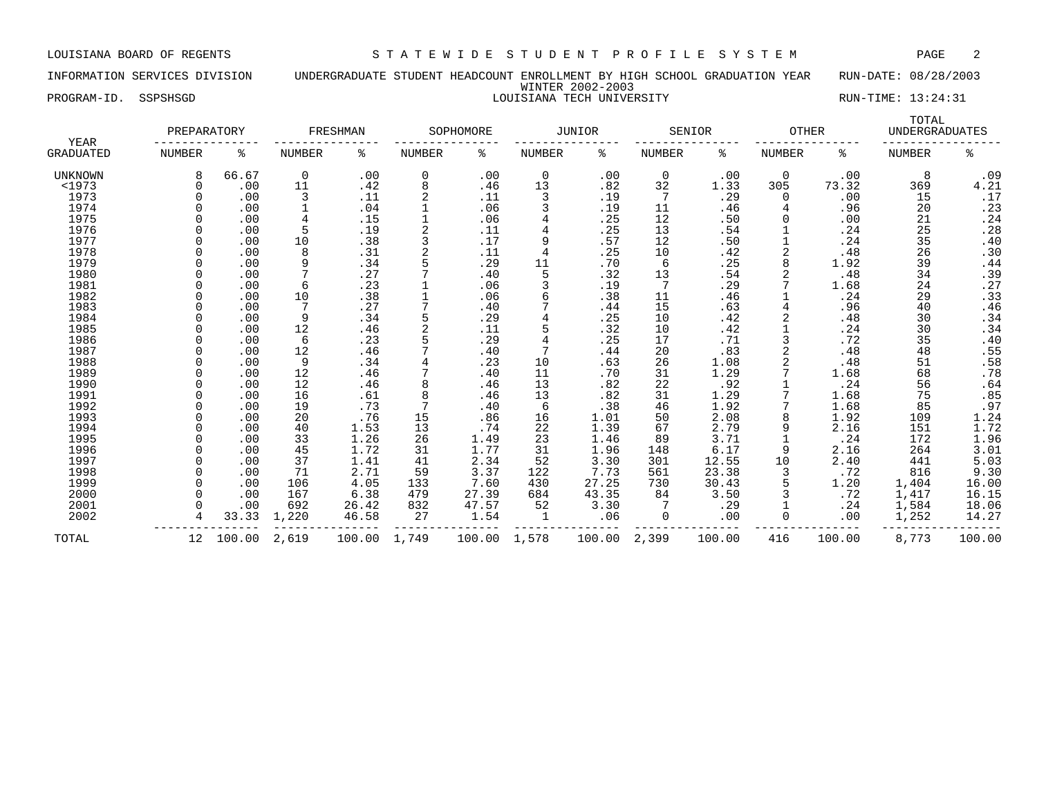LOUISIANA BOARD OF REGENTS — STATEWIDE STUDENT PROFILE SYSTEM

INFORMATION SERVICES DIVISION — UNDERGRADUATE STUDENT HEADCOUNT ENROLLMENT BY HIGH SCHOOL GRADUATION YEAR — RUN-DATE: 08/28/2003

WINTER 2002-2003

PROGRAM-ID. SSPSHSGD — LOUISIANA TECH UNIVERSITY — RUN-TIME: 13:24:31

| YEAR GRADUATED | PREPARATORY NUMBER | PREPARATORY % | FRESHMAN NUMBER | FRESHMAN % | SOPHOMORE NUMBER | SOPHOMORE % | JUNIOR NUMBER | JUNIOR % | SENIOR NUMBER | SENIOR % | OTHER NUMBER | OTHER % | TOTAL UNDERGRADUATES NUMBER | TOTAL UNDERGRADUATES % |
|---|---|---|---|---|---|---|---|---|---|---|---|---|---|---|
| UNKNOWN | 8 | 66.67 | 0 | .00 | 0 | .00 | 0 | .00 | 0 | .00 | 0 | .00 | 8 | .09 |
| <1973 | 0 | .00 | 11 | .42 | 8 | .46 | 13 | .82 | 32 | 1.33 | 305 | 73.32 | 369 | 4.21 |
| 1973 | 0 | .00 | 3 | .11 | 2 | .11 | 3 | .19 | 7 | .29 | 0 | .00 | 15 | .17 |
| 1974 | 0 | .00 | 1 | .04 | 1 | .06 | 3 | .19 | 11 | .46 | 4 | .96 | 20 | .23 |
| 1975 | 0 | .00 | 4 | .15 | 1 | .06 | 4 | .25 | 12 | .50 | 0 | .00 | 21 | .24 |
| 1976 | 0 | .00 | 5 | .19 | 2 | .11 | 4 | .25 | 13 | .54 | 1 | .24 | 25 | .28 |
| 1977 | 0 | .00 | 10 | .38 | 3 | .17 | 9 | .57 | 12 | .50 | 1 | .24 | 35 | .40 |
| 1978 | 0 | .00 | 8 | .31 | 2 | .11 | 4 | .25 | 10 | .42 | 2 | .48 | 26 | .30 |
| 1979 | 0 | .00 | 9 | .34 | 5 | .29 | 11 | .70 | 6 | .25 | 8 | 1.92 | 39 | .44 |
| 1980 | 0 | .00 | 7 | .27 | 7 | .40 | 5 | .32 | 13 | .54 | 2 | .48 | 34 | .39 |
| 1981 | 0 | .00 | 6 | .23 | 1 | .06 | 3 | .19 | 7 | .29 | 7 | 1.68 | 24 | .27 |
| 1982 | 0 | .00 | 10 | .38 | 1 | .06 | 6 | .38 | 11 | .46 | 1 | .24 | 29 | .33 |
| 1983 | 0 | .00 | 7 | .27 | 7 | .40 | 7 | .44 | 15 | .63 | 4 | .96 | 40 | .46 |
| 1984 | 0 | .00 | 9 | .34 | 5 | .29 | 4 | .25 | 10 | .42 | 2 | .48 | 30 | .34 |
| 1985 | 0 | .00 | 12 | .46 | 2 | .11 | 5 | .32 | 10 | .42 | 1 | .24 | 30 | .34 |
| 1986 | 0 | .00 | 6 | .23 | 5 | .29 | 4 | .25 | 17 | .71 | 3 | .72 | 35 | .40 |
| 1987 | 0 | .00 | 12 | .46 | 7 | .40 | 7 | .44 | 20 | .83 | 2 | .48 | 48 | .55 |
| 1988 | 0 | .00 | 9 | .34 | 4 | .23 | 10 | .63 | 26 | 1.08 | 2 | .48 | 51 | .58 |
| 1989 | 0 | .00 | 12 | .46 | 7 | .40 | 11 | .70 | 31 | 1.29 | 7 | 1.68 | 68 | .78 |
| 1990 | 0 | .00 | 12 | .46 | 8 | .46 | 13 | .82 | 22 | .92 | 1 | .24 | 56 | .64 |
| 1991 | 0 | .00 | 16 | .61 | 8 | .46 | 13 | .82 | 31 | 1.29 | 7 | 1.68 | 75 | .85 |
| 1992 | 0 | .00 | 19 | .73 | 7 | .40 | 6 | .38 | 46 | 1.92 | 7 | 1.68 | 85 | .97 |
| 1993 | 0 | .00 | 20 | .76 | 15 | .86 | 16 | 1.01 | 50 | 2.08 | 8 | 1.92 | 109 | 1.24 |
| 1994 | 0 | .00 | 40 | 1.53 | 13 | .74 | 22 | 1.39 | 67 | 2.79 | 9 | 2.16 | 151 | 1.72 |
| 1995 | 0 | .00 | 33 | 1.26 | 26 | 1.49 | 23 | 1.46 | 89 | 3.71 | 1 | .24 | 172 | 1.96 |
| 1996 | 0 | .00 | 45 | 1.72 | 31 | 1.77 | 31 | 1.96 | 148 | 6.17 | 9 | 2.16 | 264 | 3.01 |
| 1997 | 0 | .00 | 37 | 1.41 | 41 | 2.34 | 52 | 3.30 | 301 | 12.55 | 10 | 2.40 | 441 | 5.03 |
| 1998 | 0 | .00 | 71 | 2.71 | 59 | 3.37 | 122 | 7.73 | 561 | 23.38 | 3 | .72 | 816 | 9.30 |
| 1999 | 0 | .00 | 106 | 4.05 | 133 | 7.60 | 430 | 27.25 | 730 | 30.43 | 5 | 1.20 | 1,404 | 16.00 |
| 2000 | 0 | .00 | 167 | 6.38 | 479 | 27.39 | 684 | 43.35 | 84 | 3.50 | 3 | .72 | 1,417 | 16.15 |
| 2001 | 0 | .00 | 692 | 26.42 | 832 | 47.57 | 52 | 3.30 | 7 | .29 | 1 | .24 | 1,584 | 18.06 |
| 2002 | 4 | 33.33 | 1,220 | 46.58 | 27 | 1.54 | 1 | .06 | 0 | .00 | 0 | .00 | 1,252 | 14.27 |
| TOTAL | 12 | 100.00 | 2,619 | 100.00 | 1,749 | 100.00 | 1,578 | 100.00 | 2,399 | 100.00 | 416 | 100.00 | 8,773 | 100.00 |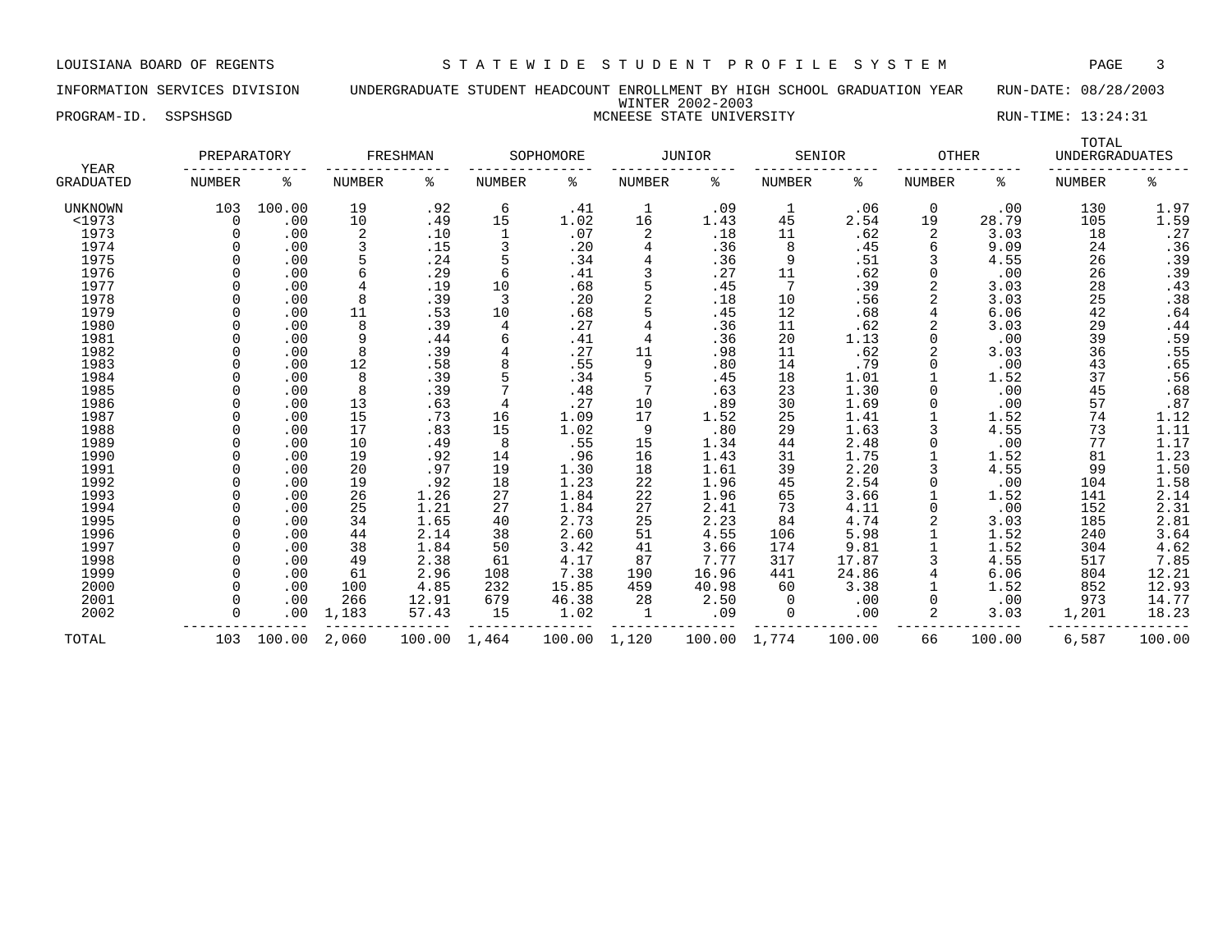LOUISIANA BOARD OF REGENTS — STATEWIDE STUDENT PROFILE SYSTEM

INFORMATION SERVICES DIVISION — UNDERGRADUATE STUDENT HEADCOUNT ENROLLMENT BY HIGH SCHOOL GRADUATION YEAR — RUN-DATE: 08/28/2003

WINTER 2002-2003

PROGRAM-ID. SSPSHSGD — MCNEESE STATE UNIVERSITY — RUN-TIME: 13:24:31

| YEAR | PREPARATORY | | FRESHMAN | | SOPHOMORE | | JUNIOR | | SENIOR | | OTHER | | TOTAL UNDERGRADUATES | |
|---|---|---|---|---|---|---|---|---|---|---|---|---|---|---|
| GRADUATED | NUMBER | % | NUMBER | % | NUMBER | % | NUMBER | % | NUMBER | % | NUMBER | % | NUMBER | % |
| UNKNOWN | 103 | 100.00 | 19 | .92 | 6 | .41 | 1 | .09 | 1 | .06 | 0 | .00 | 130 | 1.97 |
| <1973 | 0 | .00 | 10 | .49 | 15 | 1.02 | 16 | 1.43 | 45 | 2.54 | 19 | 28.79 | 105 | 1.59 |
| 1973 | 0 | .00 | 2 | .10 | 1 | .07 | 2 | .18 | 11 | .62 | 2 | 3.03 | 18 | .27 |
| 1974 | 0 | .00 | 3 | .15 | 3 | .20 | 4 | .36 | 8 | .45 | 6 | 9.09 | 24 | .36 |
| 1975 | 0 | .00 | 5 | .24 | 5 | .34 | 4 | .36 | 9 | .51 | 3 | 4.55 | 26 | .39 |
| 1976 | 0 | .00 | 6 | .29 | 6 | .41 | 3 | .27 | 11 | .62 | 0 | .00 | 26 | .39 |
| 1977 | 0 | .00 | 4 | .19 | 10 | .68 | 5 | .45 | 7 | .39 | 2 | 3.03 | 28 | .43 |
| 1978 | 0 | .00 | 8 | .39 | 3 | .20 | 2 | .18 | 10 | .56 | 2 | 3.03 | 25 | .38 |
| 1979 | 0 | .00 | 11 | .53 | 10 | .68 | 5 | .45 | 12 | .68 | 4 | 6.06 | 42 | .64 |
| 1980 | 0 | .00 | 8 | .39 | 4 | .27 | 4 | .36 | 11 | .62 | 2 | 3.03 | 29 | .44 |
| 1981 | 0 | .00 | 9 | .44 | 6 | .41 | 4 | .36 | 20 | 1.13 | 0 | .00 | 39 | .59 |
| 1982 | 0 | .00 | 8 | .39 | 4 | .27 | 11 | .98 | 11 | .62 | 2 | 3.03 | 36 | .55 |
| 1983 | 0 | .00 | 12 | .58 | 8 | .55 | 9 | .80 | 14 | .79 | 0 | .00 | 43 | .65 |
| 1984 | 0 | .00 | 8 | .39 | 5 | .34 | 5 | .45 | 18 | 1.01 | 1 | 1.52 | 37 | .56 |
| 1985 | 0 | .00 | 8 | .39 | 7 | .48 | 7 | .63 | 23 | 1.30 | 0 | .00 | 45 | .68 |
| 1986 | 0 | .00 | 13 | .63 | 4 | .27 | 10 | .89 | 30 | 1.69 | 0 | .00 | 57 | .87 |
| 1987 | 0 | .00 | 15 | .73 | 16 | 1.09 | 17 | 1.52 | 25 | 1.41 | 1 | 1.52 | 74 | 1.12 |
| 1988 | 0 | .00 | 17 | .83 | 15 | 1.02 | 9 | .80 | 29 | 1.63 | 3 | 4.55 | 73 | 1.11 |
| 1989 | 0 | .00 | 10 | .49 | 8 | .55 | 15 | 1.34 | 44 | 2.48 | 0 | .00 | 77 | 1.17 |
| 1990 | 0 | .00 | 19 | .92 | 14 | .96 | 16 | 1.43 | 31 | 1.75 | 1 | 1.52 | 81 | 1.23 |
| 1991 | 0 | .00 | 20 | .97 | 19 | 1.30 | 18 | 1.61 | 39 | 2.20 | 3 | 4.55 | 99 | 1.50 |
| 1992 | 0 | .00 | 19 | .92 | 18 | 1.23 | 22 | 1.96 | 45 | 2.54 | 0 | .00 | 104 | 1.58 |
| 1993 | 0 | .00 | 26 | 1.26 | 27 | 1.84 | 22 | 1.96 | 65 | 3.66 | 1 | 1.52 | 141 | 2.14 |
| 1994 | 0 | .00 | 25 | 1.21 | 27 | 1.84 | 27 | 2.41 | 73 | 4.11 | 0 | .00 | 152 | 2.31 |
| 1995 | 0 | .00 | 34 | 1.65 | 40 | 2.73 | 25 | 2.23 | 84 | 4.74 | 2 | 3.03 | 185 | 2.81 |
| 1996 | 0 | .00 | 44 | 2.14 | 38 | 2.60 | 51 | 4.55 | 106 | 5.98 | 1 | 1.52 | 240 | 3.64 |
| 1997 | 0 | .00 | 38 | 1.84 | 50 | 3.42 | 41 | 3.66 | 174 | 9.81 | 1 | 1.52 | 304 | 4.62 |
| 1998 | 0 | .00 | 49 | 2.38 | 61 | 4.17 | 87 | 7.77 | 317 | 17.87 | 3 | 4.55 | 517 | 7.85 |
| 1999 | 0 | .00 | 61 | 2.96 | 108 | 7.38 | 190 | 16.96 | 441 | 24.86 | 4 | 6.06 | 804 | 12.21 |
| 2000 | 0 | .00 | 100 | 4.85 | 232 | 15.85 | 459 | 40.98 | 60 | 3.38 | 1 | 1.52 | 852 | 12.93 |
| 2001 | 0 | .00 | 266 | 12.91 | 679 | 46.38 | 28 | 2.50 | 0 | .00 | 0 | .00 | 973 | 14.77 |
| 2002 | 0 | .00 | 1,183 | 57.43 | 15 | 1.02 | 1 | .09 | 0 | .00 | 2 | 3.03 | 1,201 | 18.23 |
| TOTAL | 103 | 100.00 | 2,060 | 100.00 | 1,464 | 100.00 | 1,120 | 100.00 | 1,774 | 100.00 | 66 | 100.00 | 6,587 | 100.00 |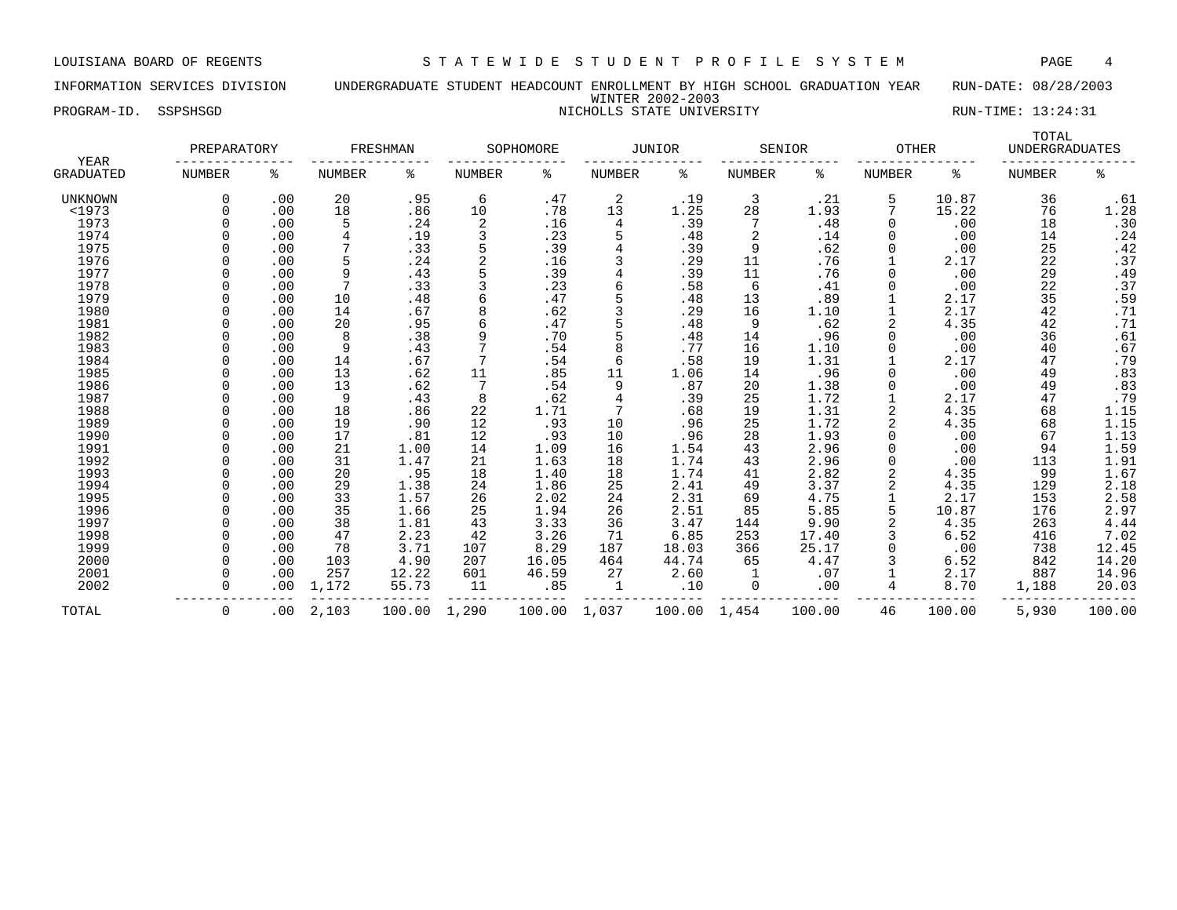LOUISIANA BOARD OF REGENTS — STATEWIDE STUDENT PROFILE SYSTEM

INFORMATION SERVICES DIVISION — UNDERGRADUATE STUDENT HEADCOUNT ENROLLMENT BY HIGH SCHOOL GRADUATION YEAR — RUN-DATE: 08/28/2003

WINTER 2002-2003

PROGRAM-ID. SSPSHSGD — NICHOLLS STATE UNIVERSITY — RUN-TIME: 13:24:31

| YEAR GRADUATED | PREPARATORY NUMBER | PREPARATORY % | FRESHMAN NUMBER | FRESHMAN % | SOPHOMORE NUMBER | SOPHOMORE % | JUNIOR NUMBER | JUNIOR % | SENIOR NUMBER | SENIOR % | OTHER NUMBER | OTHER % | TOTAL UNDERGRADUATES NUMBER | TOTAL UNDERGRADUATES % |
|---|---|---|---|---|---|---|---|---|---|---|---|---|---|---|
| UNKNOWN | 0 | .00 | 20 | .95 | 6 | .47 | 2 | .19 | 3 | .21 | 5 | 10.87 | 36 | .61 |
| <1973 | 0 | .00 | 18 | .86 | 10 | .78 | 13 | 1.25 | 28 | 1.93 | 7 | 15.22 | 76 | 1.28 |
| 1973 | 0 | .00 | 5 | .24 | 2 | .16 | 4 | .39 | 7 | .48 | 0 | .00 | 18 | .30 |
| 1974 | 0 | .00 | 4 | .19 | 3 | .23 | 5 | .48 | 2 | .14 | 0 | .00 | 14 | .24 |
| 1975 | 0 | .00 | 7 | .33 | 5 | .39 | 4 | .39 | 9 | .62 | 0 | .00 | 25 | .42 |
| 1976 | 0 | .00 | 5 | .24 | 2 | .16 | 3 | .29 | 11 | .76 | 1 | 2.17 | 22 | .37 |
| 1977 | 0 | .00 | 9 | .43 | 5 | .39 | 4 | .39 | 11 | .76 | 0 | .00 | 29 | .49 |
| 1978 | 0 | .00 | 7 | .33 | 3 | .23 | 6 | .58 | 6 | .41 | 0 | .00 | 22 | .37 |
| 1979 | 0 | .00 | 10 | .48 | 6 | .47 | 5 | .48 | 13 | .89 | 1 | 2.17 | 35 | .59 |
| 1980 | 0 | .00 | 14 | .67 | 8 | .62 | 3 | .29 | 16 | 1.10 | 1 | 2.17 | 42 | .71 |
| 1981 | 0 | .00 | 20 | .95 | 6 | .47 | 5 | .48 | 9 | .62 | 2 | 4.35 | 42 | .71 |
| 1982 | 0 | .00 | 8 | .38 | 9 | .70 | 5 | .48 | 14 | .96 | 0 | .00 | 36 | .61 |
| 1983 | 0 | .00 | 9 | .43 | 7 | .54 | 8 | .77 | 16 | 1.10 | 0 | .00 | 40 | .67 |
| 1984 | 0 | .00 | 14 | .67 | 7 | .54 | 6 | .58 | 19 | 1.31 | 1 | 2.17 | 47 | .79 |
| 1985 | 0 | .00 | 13 | .62 | 11 | .85 | 11 | 1.06 | 14 | .96 | 0 | .00 | 49 | .83 |
| 1986 | 0 | .00 | 13 | .62 | 7 | .54 | 9 | .87 | 20 | 1.38 | 0 | .00 | 49 | .83 |
| 1987 | 0 | .00 | 9 | .43 | 8 | .62 | 4 | .39 | 25 | 1.72 | 1 | 2.17 | 47 | .79 |
| 1988 | 0 | .00 | 18 | .86 | 22 | 1.71 | 7 | .68 | 19 | 1.31 | 2 | 4.35 | 68 | 1.15 |
| 1989 | 0 | .00 | 19 | .90 | 12 | .93 | 10 | .96 | 25 | 1.72 | 2 | 4.35 | 68 | 1.15 |
| 1990 | 0 | .00 | 17 | .81 | 12 | .93 | 10 | .96 | 28 | 1.93 | 0 | .00 | 67 | 1.13 |
| 1991 | 0 | .00 | 21 | 1.00 | 14 | 1.09 | 16 | 1.54 | 43 | 2.96 | 0 | .00 | 94 | 1.59 |
| 1992 | 0 | .00 | 31 | 1.47 | 21 | 1.63 | 18 | 1.74 | 43 | 2.96 | 0 | .00 | 113 | 1.91 |
| 1993 | 0 | .00 | 20 | .95 | 18 | 1.40 | 18 | 1.74 | 41 | 2.82 | 2 | 4.35 | 99 | 1.67 |
| 1994 | 0 | .00 | 29 | 1.38 | 24 | 1.86 | 25 | 2.41 | 49 | 3.37 | 2 | 4.35 | 129 | 2.18 |
| 1995 | 0 | .00 | 33 | 1.57 | 26 | 2.02 | 24 | 2.31 | 69 | 4.75 | 1 | 2.17 | 153 | 2.58 |
| 1996 | 0 | .00 | 35 | 1.66 | 25 | 1.94 | 26 | 2.51 | 85 | 5.85 | 5 | 10.87 | 176 | 2.97 |
| 1997 | 0 | .00 | 38 | 1.81 | 43 | 3.33 | 36 | 3.47 | 144 | 9.90 | 2 | 4.35 | 263 | 4.44 |
| 1998 | 0 | .00 | 47 | 2.23 | 42 | 3.26 | 71 | 6.85 | 253 | 17.40 | 3 | 6.52 | 416 | 7.02 |
| 1999 | 0 | .00 | 78 | 3.71 | 107 | 8.29 | 187 | 18.03 | 366 | 25.17 | 0 | .00 | 738 | 12.45 |
| 2000 | 0 | .00 | 103 | 4.90 | 207 | 16.05 | 464 | 44.74 | 65 | 4.47 | 3 | 6.52 | 842 | 14.20 |
| 2001 | 0 | .00 | 257 | 12.22 | 601 | 46.59 | 27 | 2.60 | 1 | .07 | 1 | 2.17 | 887 | 14.96 |
| 2002 | 0 | .00 | 1,172 | 55.73 | 11 | .85 | 1 | .10 | 0 | .00 | 4 | 8.70 | 1,188 | 20.03 |
| TOTAL | 0 | .00 | 2,103 | 100.00 | 1,290 | 100.00 | 1,037 | 100.00 | 1,454 | 100.00 | 46 | 100.00 | 5,930 | 100.00 |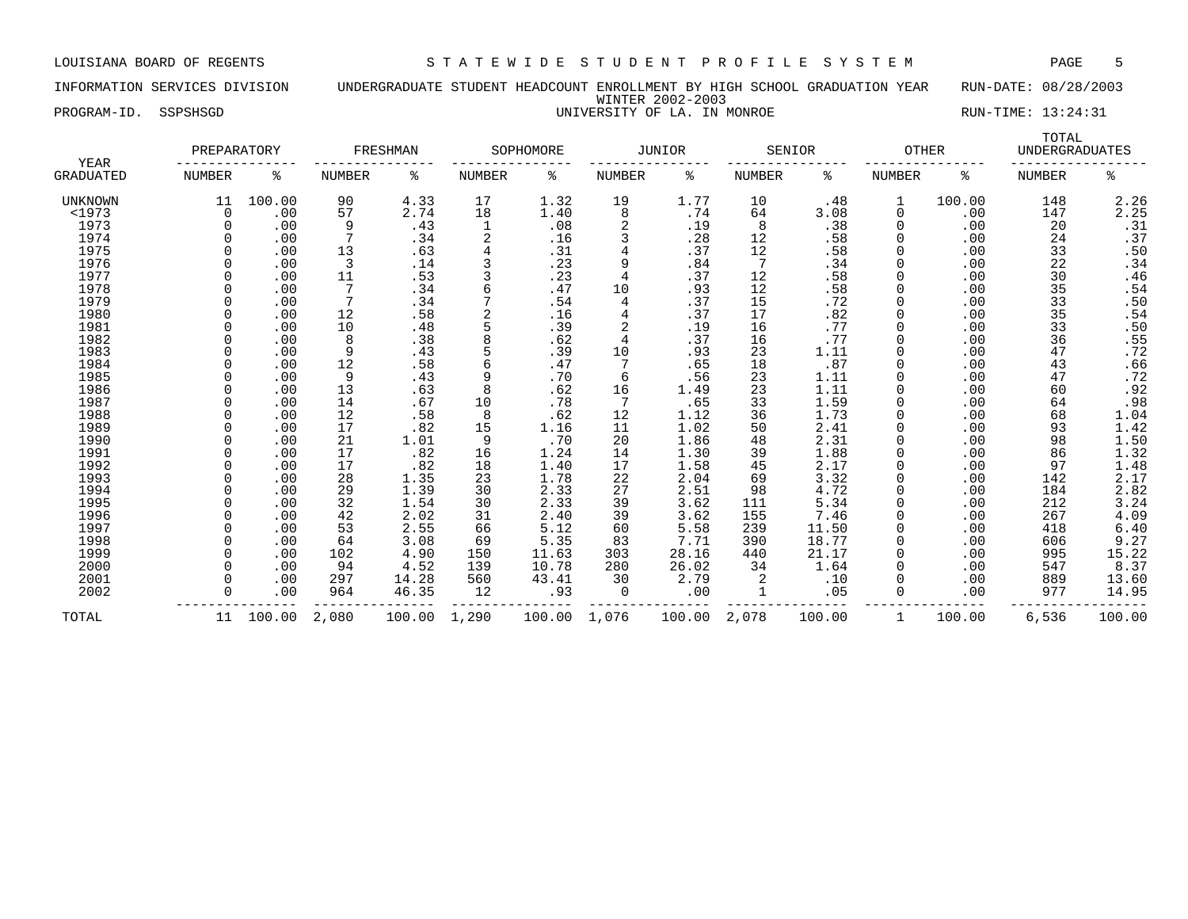LOUISIANA BOARD OF REGENTS — STATEWIDE STUDENT PROFILE SYSTEM

INFORMATION SERVICES DIVISION — UNDERGRADUATE STUDENT HEADCOUNT ENROLLMENT BY HIGH SCHOOL GRADUATION YEAR — RUN-DATE: 08/28/2003

WINTER 2002-2003

PROGRAM-ID. SSPSHSGD — UNIVERSITY OF LA. IN MONROE — RUN-TIME: 13:24:31

| YEAR GRADUATED | PREPARATORY NUMBER | PREPARATORY % | FRESHMAN NUMBER | FRESHMAN % | SOPHOMORE NUMBER | SOPHOMORE % | JUNIOR NUMBER | JUNIOR % | SENIOR NUMBER | SENIOR % | OTHER NUMBER | OTHER % | TOTAL UNDERGRADUATES NUMBER | TOTAL UNDERGRADUATES % |
|---|---|---|---|---|---|---|---|---|---|---|---|---|---|---|
| UNKNOWN | 11 | 100.00 | 90 | 4.33 | 17 | 1.32 | 19 | 1.77 | 10 | .48 | 1 | 100.00 | 148 | 2.26 |
| <1973 | 0 | .00 | 57 | 2.74 | 18 | 1.40 | 8 | .74 | 64 | 3.08 | 0 | .00 | 147 | 2.25 |
| 1973 | 0 | .00 | 9 | .43 | 1 | .08 | 2 | .19 | 8 | .38 | 0 | .00 | 20 | .31 |
| 1974 | 0 | .00 | 7 | .34 | 2 | .16 | 3 | .28 | 12 | .58 | 0 | .00 | 24 | .37 |
| 1975 | 0 | .00 | 13 | .63 | 4 | .31 | 4 | .37 | 12 | .58 | 0 | .00 | 33 | .50 |
| 1976 | 0 | .00 | 3 | .14 | 3 | .23 | 9 | .84 | 7 | .34 | 0 | .00 | 22 | .34 |
| 1977 | 0 | .00 | 11 | .53 | 3 | .23 | 4 | .37 | 12 | .58 | 0 | .00 | 30 | .46 |
| 1978 | 0 | .00 | 7 | .34 | 6 | .47 | 10 | .93 | 12 | .58 | 0 | .00 | 35 | .54 |
| 1979 | 0 | .00 | 7 | .34 | 7 | .54 | 4 | .37 | 15 | .72 | 0 | .00 | 33 | .50 |
| 1980 | 0 | .00 | 12 | .58 | 2 | .16 | 4 | .37 | 17 | .82 | 0 | .00 | 35 | .54 |
| 1981 | 0 | .00 | 10 | .48 | 5 | .39 | 2 | .19 | 16 | .77 | 0 | .00 | 33 | .50 |
| 1982 | 0 | .00 | 8 | .38 | 8 | .62 | 4 | .37 | 16 | .77 | 0 | .00 | 36 | .55 |
| 1983 | 0 | .00 | 9 | .43 | 5 | .39 | 10 | .93 | 23 | 1.11 | 0 | .00 | 47 | .72 |
| 1984 | 0 | .00 | 12 | .58 | 6 | .47 | 7 | .65 | 18 | .87 | 0 | .00 | 43 | .66 |
| 1985 | 0 | .00 | 9 | .43 | 9 | .70 | 6 | .56 | 23 | 1.11 | 0 | .00 | 47 | .72 |
| 1986 | 0 | .00 | 13 | .63 | 8 | .62 | 16 | 1.49 | 23 | 1.11 | 0 | .00 | 60 | .92 |
| 1987 | 0 | .00 | 14 | .67 | 10 | .78 | 7 | .65 | 33 | 1.59 | 0 | .00 | 64 | .98 |
| 1988 | 0 | .00 | 12 | .58 | 8 | .62 | 12 | 1.12 | 36 | 1.73 | 0 | .00 | 68 | 1.04 |
| 1989 | 0 | .00 | 17 | .82 | 15 | 1.16 | 11 | 1.02 | 50 | 2.41 | 0 | .00 | 93 | 1.42 |
| 1990 | 0 | .00 | 21 | 1.01 | 9 | .70 | 20 | 1.86 | 48 | 2.31 | 0 | .00 | 98 | 1.50 |
| 1991 | 0 | .00 | 17 | .82 | 16 | 1.24 | 14 | 1.30 | 39 | 1.88 | 0 | .00 | 86 | 1.32 |
| 1992 | 0 | .00 | 17 | .82 | 18 | 1.40 | 17 | 1.58 | 45 | 2.17 | 0 | .00 | 97 | 1.48 |
| 1993 | 0 | .00 | 28 | 1.35 | 23 | 1.78 | 22 | 2.04 | 69 | 3.32 | 0 | .00 | 142 | 2.17 |
| 1994 | 0 | .00 | 29 | 1.39 | 30 | 2.33 | 27 | 2.51 | 98 | 4.72 | 0 | .00 | 184 | 2.82 |
| 1995 | 0 | .00 | 32 | 1.54 | 30 | 2.33 | 39 | 3.62 | 111 | 5.34 | 0 | .00 | 212 | 3.24 |
| 1996 | 0 | .00 | 42 | 2.02 | 31 | 2.40 | 39 | 3.62 | 155 | 7.46 | 0 | .00 | 267 | 4.09 |
| 1997 | 0 | .00 | 53 | 2.55 | 66 | 5.12 | 60 | 5.58 | 239 | 11.50 | 0 | .00 | 418 | 6.40 |
| 1998 | 0 | .00 | 64 | 3.08 | 69 | 5.35 | 83 | 7.71 | 390 | 18.77 | 0 | .00 | 606 | 9.27 |
| 1999 | 0 | .00 | 102 | 4.90 | 150 | 11.63 | 303 | 28.16 | 440 | 21.17 | 0 | .00 | 995 | 15.22 |
| 2000 | 0 | .00 | 94 | 4.52 | 139 | 10.78 | 280 | 26.02 | 34 | 1.64 | 0 | .00 | 547 | 8.37 |
| 2001 | 0 | .00 | 297 | 14.28 | 560 | 43.41 | 30 | 2.79 | 2 | .10 | 0 | .00 | 889 | 13.60 |
| 2002 | 0 | .00 | 964 | 46.35 | 12 | .93 | 0 | .00 | 1 | .05 | 0 | .00 | 977 | 14.95 |
| TOTAL | 11 | 100.00 | 2,080 | 100.00 | 1,290 | 100.00 | 1,076 | 100.00 | 2,078 | 100.00 | 1 | 100.00 | 6,536 | 100.00 |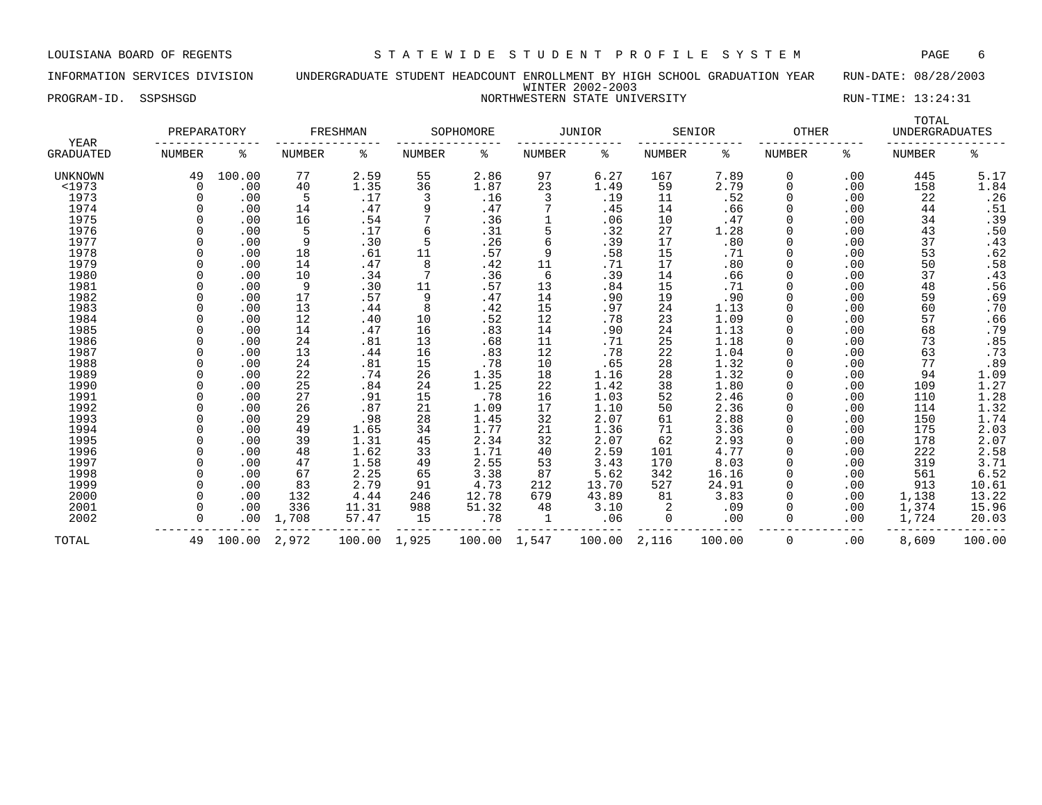LOUISIANA BOARD OF REGENTS — STATEWIDE STUDENT PROFILE SYSTEM

INFORMATION SERVICES DIVISION — UNDERGRADUATE STUDENT HEADCOUNT ENROLLMENT BY HIGH SCHOOL GRADUATION YEAR — RUN-DATE: 08/28/2003

WINTER 2002-2003

PROGRAM-ID. SSPSHSGD — NORTHWESTERN STATE UNIVERSITY — RUN-TIME: 13:24:31

| YEAR GRADUATED | PREPARATORY NUMBER | PREPARATORY % | FRESHMAN NUMBER | FRESHMAN % | SOPHOMORE NUMBER | SOPHOMORE % | JUNIOR NUMBER | JUNIOR % | SENIOR NUMBER | SENIOR % | OTHER NUMBER | OTHER % | TOTAL UNDERGRADUATES NUMBER | TOTAL UNDERGRADUATES % |
|---|---|---|---|---|---|---|---|---|---|---|---|---|---|---|
| UNKNOWN | 49 | 100.00 | 77 | 2.59 | 55 | 2.86 | 97 | 6.27 | 167 | 7.89 | 0 | .00 | 445 | 5.17 |
| <1973 | 0 | .00 | 40 | 1.35 | 36 | 1.87 | 23 | 1.49 | 59 | 2.79 | 0 | .00 | 158 | 1.84 |
| 1973 | 0 | .00 | 5 | .17 | 3 | .16 | 3 | .19 | 11 | .52 | 0 | .00 | 22 | .26 |
| 1974 | 0 | .00 | 14 | .47 | 9 | .47 | 7 | .45 | 14 | .66 | 0 | .00 | 44 | .51 |
| 1975 | 0 | .00 | 16 | .54 | 7 | .36 | 1 | .06 | 10 | .47 | 0 | .00 | 34 | .39 |
| 1976 | 0 | .00 | 5 | .17 | 6 | .31 | 5 | .32 | 27 | 1.28 | 0 | .00 | 43 | .50 |
| 1977 | 0 | .00 | 9 | .30 | 5 | .26 | 6 | .39 | 17 | .80 | 0 | .00 | 37 | .43 |
| 1978 | 0 | .00 | 18 | .61 | 11 | .57 | 9 | .58 | 15 | .71 | 0 | .00 | 53 | .62 |
| 1979 | 0 | .00 | 14 | .47 | 8 | .42 | 11 | .71 | 17 | .80 | 0 | .00 | 50 | .58 |
| 1980 | 0 | .00 | 10 | .34 | 7 | .36 | 6 | .39 | 14 | .66 | 0 | .00 | 37 | .43 |
| 1981 | 0 | .00 | 9 | .30 | 11 | .57 | 13 | .84 | 15 | .71 | 0 | .00 | 48 | .56 |
| 1982 | 0 | .00 | 17 | .57 | 9 | .47 | 14 | .90 | 19 | .90 | 0 | .00 | 59 | .69 |
| 1983 | 0 | .00 | 13 | .44 | 8 | .42 | 15 | .97 | 24 | 1.13 | 0 | .00 | 60 | .70 |
| 1984 | 0 | .00 | 12 | .40 | 10 | .52 | 12 | .78 | 23 | 1.09 | 0 | .00 | 57 | .66 |
| 1985 | 0 | .00 | 14 | .47 | 16 | .83 | 14 | .90 | 24 | 1.13 | 0 | .00 | 68 | .79 |
| 1986 | 0 | .00 | 24 | .81 | 13 | .68 | 11 | .71 | 25 | 1.18 | 0 | .00 | 73 | .85 |
| 1987 | 0 | .00 | 13 | .44 | 16 | .83 | 12 | .78 | 22 | 1.04 | 0 | .00 | 63 | .73 |
| 1988 | 0 | .00 | 24 | .81 | 15 | .78 | 10 | .65 | 28 | 1.32 | 0 | .00 | 77 | .89 |
| 1989 | 0 | .00 | 22 | .74 | 26 | 1.35 | 18 | 1.16 | 28 | 1.32 | 0 | .00 | 94 | 1.09 |
| 1990 | 0 | .00 | 25 | .84 | 24 | 1.25 | 22 | 1.42 | 38 | 1.80 | 0 | .00 | 109 | 1.27 |
| 1991 | 0 | .00 | 27 | .91 | 15 | .78 | 16 | 1.03 | 52 | 2.46 | 0 | .00 | 110 | 1.28 |
| 1992 | 0 | .00 | 26 | .87 | 21 | 1.09 | 17 | 1.10 | 50 | 2.36 | 0 | .00 | 114 | 1.32 |
| 1993 | 0 | .00 | 29 | .98 | 28 | 1.45 | 32 | 2.07 | 61 | 2.88 | 0 | .00 | 150 | 1.74 |
| 1994 | 0 | .00 | 49 | 1.65 | 34 | 1.77 | 21 | 1.36 | 71 | 3.36 | 0 | .00 | 175 | 2.03 |
| 1995 | 0 | .00 | 39 | 1.31 | 45 | 2.34 | 32 | 2.07 | 62 | 2.93 | 0 | .00 | 178 | 2.07 |
| 1996 | 0 | .00 | 48 | 1.62 | 33 | 1.71 | 40 | 2.59 | 101 | 4.77 | 0 | .00 | 222 | 2.58 |
| 1997 | 0 | .00 | 47 | 1.58 | 49 | 2.55 | 53 | 3.43 | 170 | 8.03 | 0 | .00 | 319 | 3.71 |
| 1998 | 0 | .00 | 67 | 2.25 | 65 | 3.38 | 87 | 5.62 | 342 | 16.16 | 0 | .00 | 561 | 6.52 |
| 1999 | 0 | .00 | 83 | 2.79 | 91 | 4.73 | 212 | 13.70 | 527 | 24.91 | 0 | .00 | 913 | 10.61 |
| 2000 | 0 | .00 | 132 | 4.44 | 246 | 12.78 | 679 | 43.89 | 81 | 3.83 | 0 | .00 | 1,138 | 13.22 |
| 2001 | 0 | .00 | 336 | 11.31 | 988 | 51.32 | 48 | 3.10 | 2 | .09 | 0 | .00 | 1,374 | 15.96 |
| 2002 | 0 | .00 | 1,708 | 57.47 | 15 | .78 | 1 | .06 | 0 | .00 | 0 | .00 | 1,724 | 20.03 |
| TOTAL | 49 | 100.00 | 2,972 | 100.00 | 1,925 | 100.00 | 1,547 | 100.00 | 2,116 | 100.00 | 0 | .00 | 8,609 | 100.00 |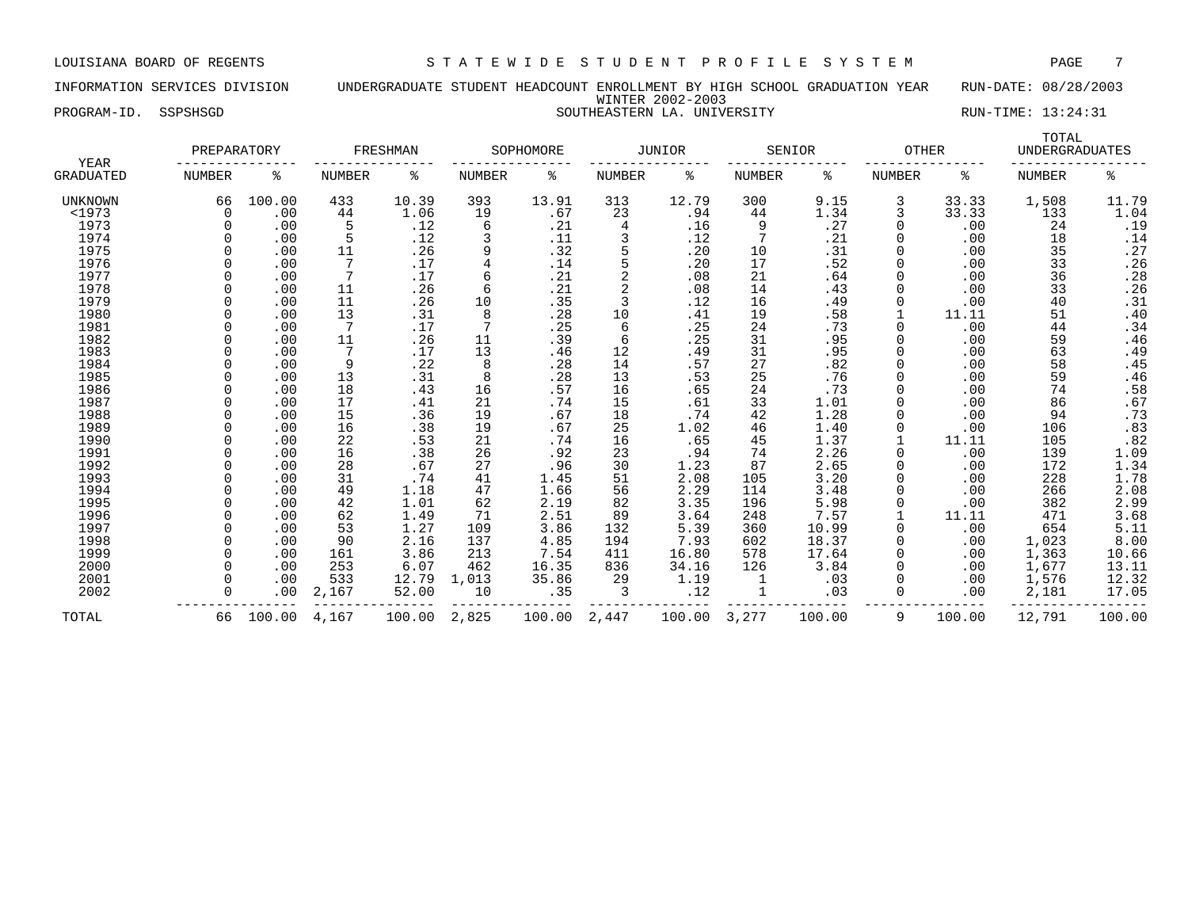LOUISIANA BOARD OF REGENTS — STATEWIDE STUDENT PROFILE SYSTEM

INFORMATION SERVICES DIVISION — UNDERGRADUATE STUDENT HEADCOUNT ENROLLMENT BY HIGH SCHOOL GRADUATION YEAR — RUN-DATE: 08/28/2003

WINTER 2002-2003

PROGRAM-ID. SSPSHSGD — SOUTHEASTERN LA. UNIVERSITY — RUN-TIME: 13:24:31

| YEAR GRADUATED | PREPARATORY NUMBER | PREPARATORY % | FRESHMAN NUMBER | FRESHMAN % | SOPHOMORE NUMBER | SOPHOMORE % | JUNIOR NUMBER | JUNIOR % | SENIOR NUMBER | SENIOR % | OTHER NUMBER | OTHER % | TOTAL UNDERGRADUATES NUMBER | TOTAL UNDERGRADUATES % |
|---|---|---|---|---|---|---|---|---|---|---|---|---|---|---|
| UNKNOWN | 66 | 100.00 | 433 | 10.39 | 393 | 13.91 | 313 | 12.79 | 300 | 9.15 | 3 | 33.33 | 1,508 | 11.79 |
| <1973 | 0 | .00 | 44 | 1.06 | 19 | .67 | 23 | .94 | 44 | 1.34 | 3 | 33.33 | 133 | 1.04 |
| 1973 | 0 | .00 | 5 | .12 | 6 | .21 | 4 | .16 | 9 | .27 | 0 | .00 | 24 | .19 |
| 1974 | 0 | .00 | 5 | .12 | 3 | .11 | 3 | .12 | 7 | .21 | 0 | .00 | 18 | .14 |
| 1975 | 0 | .00 | 11 | .26 | 9 | .32 | 5 | .20 | 10 | .31 | 0 | .00 | 35 | .27 |
| 1976 | 0 | .00 | 7 | .17 | 4 | .14 | 5 | .20 | 17 | .52 | 0 | .00 | 33 | .26 |
| 1977 | 0 | .00 | 7 | .17 | 6 | .21 | 2 | .08 | 21 | .64 | 0 | .00 | 36 | .28 |
| 1978 | 0 | .00 | 11 | .26 | 6 | .21 | 2 | .08 | 14 | .43 | 0 | .00 | 33 | .26 |
| 1979 | 0 | .00 | 11 | .26 | 10 | .35 | 3 | .12 | 16 | .49 | 0 | .00 | 40 | .31 |
| 1980 | 0 | .00 | 13 | .31 | 8 | .28 | 10 | .41 | 19 | .58 | 1 | 11.11 | 51 | .40 |
| 1981 | 0 | .00 | 7 | .17 | 7 | .25 | 6 | .25 | 24 | .73 | 0 | .00 | 44 | .34 |
| 1982 | 0 | .00 | 11 | .26 | 11 | .39 | 6 | .25 | 31 | .95 | 0 | .00 | 59 | .46 |
| 1983 | 0 | .00 | 7 | .17 | 13 | .46 | 12 | .49 | 31 | .95 | 0 | .00 | 63 | .49 |
| 1984 | 0 | .00 | 9 | .22 | 8 | .28 | 14 | .57 | 27 | .82 | 0 | .00 | 58 | .45 |
| 1985 | 0 | .00 | 13 | .31 | 8 | .28 | 13 | .53 | 25 | .76 | 0 | .00 | 59 | .46 |
| 1986 | 0 | .00 | 18 | .43 | 16 | .57 | 16 | .65 | 24 | .73 | 0 | .00 | 74 | .58 |
| 1987 | 0 | .00 | 17 | .41 | 21 | .74 | 15 | .61 | 33 | 1.01 | 0 | .00 | 86 | .67 |
| 1988 | 0 | .00 | 15 | .36 | 19 | .67 | 18 | .74 | 42 | 1.28 | 0 | .00 | 94 | .73 |
| 1989 | 0 | .00 | 16 | .38 | 19 | .67 | 25 | 1.02 | 46 | 1.40 | 0 | .00 | 106 | .83 |
| 1990 | 0 | .00 | 22 | .53 | 21 | .74 | 16 | .65 | 45 | 1.37 | 1 | 11.11 | 105 | .82 |
| 1991 | 0 | .00 | 16 | .38 | 26 | .92 | 23 | .94 | 74 | 2.26 | 0 | .00 | 139 | 1.09 |
| 1992 | 0 | .00 | 28 | .67 | 27 | .96 | 30 | 1.23 | 87 | 2.65 | 0 | .00 | 172 | 1.34 |
| 1993 | 0 | .00 | 31 | .74 | 41 | 1.45 | 51 | 2.08 | 105 | 3.20 | 0 | .00 | 228 | 1.78 |
| 1994 | 0 | .00 | 49 | 1.18 | 47 | 1.66 | 56 | 2.29 | 114 | 3.48 | 0 | .00 | 266 | 2.08 |
| 1995 | 0 | .00 | 42 | 1.01 | 62 | 2.19 | 82 | 3.35 | 196 | 5.98 | 0 | .00 | 382 | 2.99 |
| 1996 | 0 | .00 | 62 | 1.49 | 71 | 2.51 | 89 | 3.64 | 248 | 7.57 | 1 | 11.11 | 471 | 3.68 |
| 1997 | 0 | .00 | 53 | 1.27 | 109 | 3.86 | 132 | 5.39 | 360 | 10.99 | 0 | .00 | 654 | 5.11 |
| 1998 | 0 | .00 | 90 | 2.16 | 137 | 4.85 | 194 | 7.93 | 602 | 18.37 | 0 | .00 | 1,023 | 8.00 |
| 1999 | 0 | .00 | 161 | 3.86 | 213 | 7.54 | 411 | 16.80 | 578 | 17.64 | 0 | .00 | 1,363 | 10.66 |
| 2000 | 0 | .00 | 253 | 6.07 | 462 | 16.35 | 836 | 34.16 | 126 | 3.84 | 0 | .00 | 1,677 | 13.11 |
| 2001 | 0 | .00 | 533 | 12.79 | 1,013 | 35.86 | 29 | 1.19 | 1 | .03 | 0 | .00 | 1,576 | 12.32 |
| 2002 | 0 | .00 | 2,167 | 52.00 | 10 | .35 | 3 | .12 | 1 | .03 | 0 | .00 | 2,181 | 17.05 |
| TOTAL | 66 | 100.00 | 4,167 | 100.00 | 2,825 | 100.00 | 2,447 | 100.00 | 3,277 | 100.00 | 9 | 100.00 | 12,791 | 100.00 |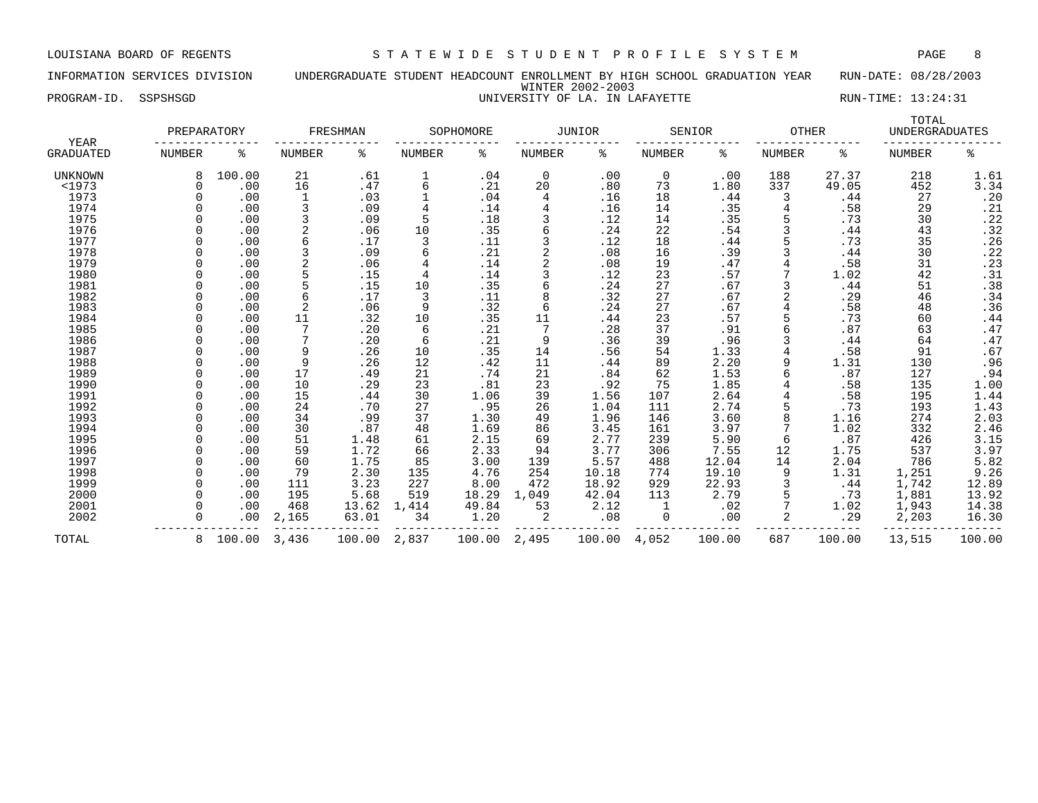LOUISIANA BOARD OF REGENTS — STATEWIDE STUDENT PROFILE SYSTEM

INFORMATION SERVICES DIVISION — UNDERGRADUATE STUDENT HEADCOUNT ENROLLMENT BY HIGH SCHOOL GRADUATION YEAR — RUN-DATE: 08/28/2003

WINTER 2002-2003

PROGRAM-ID. SSPSHSGD — UNIVERSITY OF LA. IN LAFAYETTE — RUN-TIME: 13:24:31

| YEAR GRADUATED | PREPARATORY NUMBER | PREPARATORY % | FRESHMAN NUMBER | FRESHMAN % | SOPHOMORE NUMBER | SOPHOMORE % | JUNIOR NUMBER | JUNIOR % | SENIOR NUMBER | SENIOR % | OTHER NUMBER | OTHER % | TOTAL UNDERGRADUATES NUMBER | TOTAL UNDERGRADUATES % |
|---|---|---|---|---|---|---|---|---|---|---|---|---|---|---|
| UNKNOWN | 8 | 100.00 | 21 | .61 | 1 | .04 | 0 | .00 | 0 | .00 | 188 | 27.37 | 218 | 1.61 |
| <1973 | 0 | .00 | 16 | .47 | 6 | .21 | 20 | .80 | 73 | 1.80 | 337 | 49.05 | 452 | 3.34 |
| 1973 | 0 | .00 | 1 | .03 | 1 | .04 | 4 | .16 | 18 | .44 | 3 | .44 | 27 | .20 |
| 1974 | 0 | .00 | 3 | .09 | 4 | .14 | 4 | .16 | 14 | .35 | 4 | .58 | 29 | .21 |
| 1975 | 0 | .00 | 3 | .09 | 5 | .18 | 3 | .12 | 14 | .35 | 5 | .73 | 30 | .22 |
| 1976 | 0 | .00 | 2 | .06 | 10 | .35 | 6 | .24 | 22 | .54 | 3 | .44 | 43 | .32 |
| 1977 | 0 | .00 | 6 | .17 | 3 | .11 | 3 | .12 | 18 | .44 | 5 | .73 | 35 | .26 |
| 1978 | 0 | .00 | 3 | .09 | 6 | .21 | 2 | .08 | 16 | .39 | 3 | .44 | 30 | .22 |
| 1979 | 0 | .00 | 2 | .06 | 4 | .14 | 2 | .08 | 19 | .47 | 4 | .58 | 31 | .23 |
| 1980 | 0 | .00 | 5 | .15 | 4 | .14 | 3 | .12 | 23 | .57 | 7 | 1.02 | 42 | .31 |
| 1981 | 0 | .00 | 5 | .15 | 10 | .35 | 6 | .24 | 27 | .67 | 3 | .44 | 51 | .38 |
| 1982 | 0 | .00 | 6 | .17 | 3 | .11 | 8 | .32 | 27 | .67 | 2 | .29 | 46 | .34 |
| 1983 | 0 | .00 | 2 | .06 | 9 | .32 | 6 | .24 | 27 | .67 | 4 | .58 | 48 | .36 |
| 1984 | 0 | .00 | 11 | .32 | 10 | .35 | 11 | .44 | 23 | .57 | 5 | .73 | 60 | .44 |
| 1985 | 0 | .00 | 7 | .20 | 6 | .21 | 7 | .28 | 37 | .91 | 6 | .87 | 63 | .47 |
| 1986 | 0 | .00 | 7 | .20 | 6 | .21 | 9 | .36 | 39 | .96 | 3 | .44 | 64 | .47 |
| 1987 | 0 | .00 | 9 | .26 | 10 | .35 | 14 | .56 | 54 | 1.33 | 4 | .58 | 91 | .67 |
| 1988 | 0 | .00 | 9 | .26 | 12 | .42 | 11 | .44 | 89 | 2.20 | 9 | 1.31 | 130 | .96 |
| 1989 | 0 | .00 | 17 | .49 | 21 | .74 | 21 | .84 | 62 | 1.53 | 6 | .87 | 127 | .94 |
| 1990 | 0 | .00 | 10 | .29 | 23 | .81 | 23 | .92 | 75 | 1.85 | 4 | .58 | 135 | 1.00 |
| 1991 | 0 | .00 | 15 | .44 | 30 | 1.06 | 39 | 1.56 | 107 | 2.64 | 4 | .58 | 195 | 1.44 |
| 1992 | 0 | .00 | 24 | .70 | 27 | .95 | 26 | 1.04 | 111 | 2.74 | 5 | .73 | 193 | 1.43 |
| 1993 | 0 | .00 | 34 | .99 | 37 | 1.30 | 49 | 1.96 | 146 | 3.60 | 8 | 1.16 | 274 | 2.03 |
| 1994 | 0 | .00 | 30 | .87 | 48 | 1.69 | 86 | 3.45 | 161 | 3.97 | 7 | 1.02 | 332 | 2.46 |
| 1995 | 0 | .00 | 51 | 1.48 | 61 | 2.15 | 69 | 2.77 | 239 | 5.90 | 6 | .87 | 426 | 3.15 |
| 1996 | 0 | .00 | 59 | 1.72 | 66 | 2.33 | 94 | 3.77 | 306 | 7.55 | 12 | 1.75 | 537 | 3.97 |
| 1997 | 0 | .00 | 60 | 1.75 | 85 | 3.00 | 139 | 5.57 | 488 | 12.04 | 14 | 2.04 | 786 | 5.82 |
| 1998 | 0 | .00 | 79 | 2.30 | 135 | 4.76 | 254 | 10.18 | 774 | 19.10 | 9 | 1.31 | 1,251 | 9.26 |
| 1999 | 0 | .00 | 111 | 3.23 | 227 | 8.00 | 472 | 18.92 | 929 | 22.93 | 3 | .44 | 1,742 | 12.89 |
| 2000 | 0 | .00 | 195 | 5.68 | 519 | 18.29 | 1,049 | 42.04 | 113 | 2.79 | 5 | .73 | 1,881 | 13.92 |
| 2001 | 0 | .00 | 468 | 13.62 | 1,414 | 49.84 | 53 | 2.12 | 1 | .02 | 7 | 1.02 | 1,943 | 14.38 |
| 2002 | 0 | .00 | 2,165 | 63.01 | 34 | 1.20 | 2 | .08 | 0 | .00 | 2 | .29 | 2,203 | 16.30 |
| TOTAL | 8 | 100.00 | 3,436 | 100.00 | 2,837 | 100.00 | 2,495 | 100.00 | 4,052 | 100.00 | 687 | 100.00 | 13,515 | 100.00 |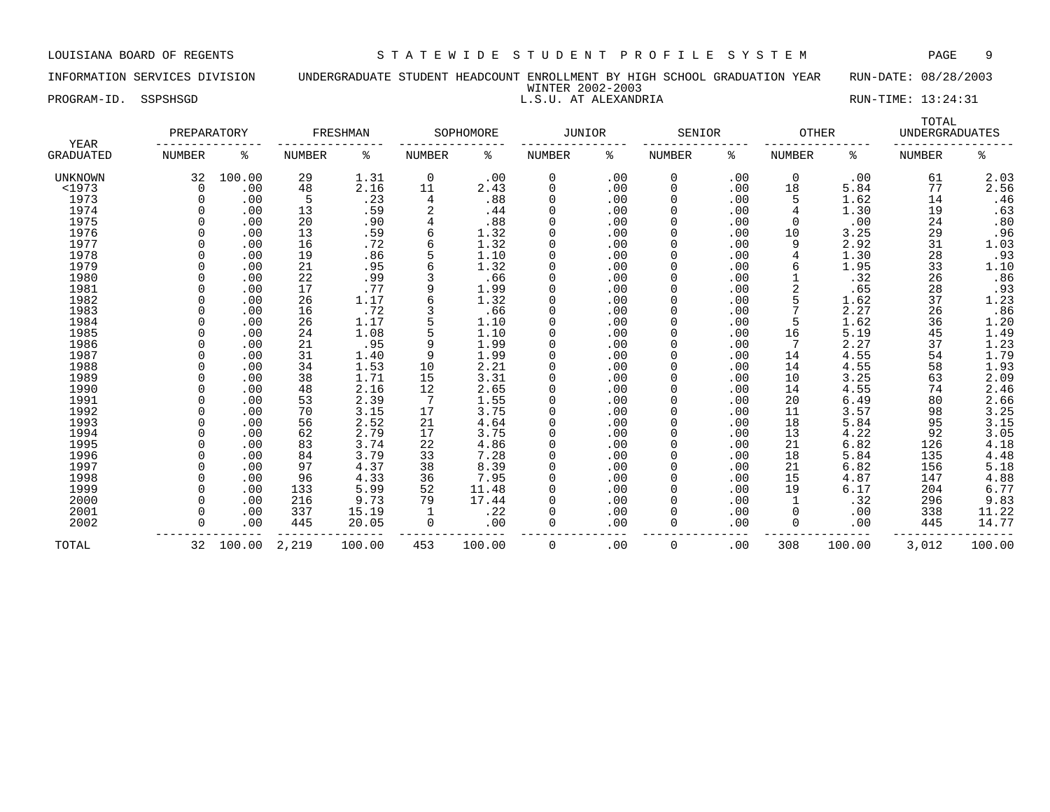LOUISIANA BOARD OF REGENTS — STATEWIDE STUDENT PROFILE SYSTEM

INFORMATION SERVICES DIVISION — UNDERGRADUATE STUDENT HEADCOUNT ENROLLMENT BY HIGH SCHOOL GRADUATION YEAR — RUN-DATE: 08/28/2003

WINTER 2002-2003

PROGRAM-ID. SSPSHSGD — L.S.U. AT ALEXANDRIA — RUN-TIME: 13:24:31

| YEAR GRADUATED | PREPARATORY NUMBER | PREPARATORY % | FRESHMAN NUMBER | FRESHMAN % | SOPHOMORE NUMBER | SOPHOMORE % | JUNIOR NUMBER | JUNIOR % | SENIOR NUMBER | SENIOR % | OTHER NUMBER | OTHER % | TOTAL UNDERGRADUATES NUMBER | TOTAL UNDERGRADUATES % |
|---|---|---|---|---|---|---|---|---|---|---|---|---|---|---|
| UNKNOWN | 32 | 100.00 | 29 | 1.31 | 0 | .00 | 0 | .00 | 0 | .00 | 0 | .00 | 61 | 2.03 |
| <1973 | 0 | .00 | 48 | 2.16 | 11 | 2.43 | 0 | .00 | 0 | .00 | 18 | 5.84 | 77 | 2.56 |
| 1973 | 0 | .00 | 5 | .23 | 4 | .88 | 0 | .00 | 0 | .00 | 5 | 1.62 | 14 | .46 |
| 1974 | 0 | .00 | 13 | .59 | 2 | .44 | 0 | .00 | 0 | .00 | 4 | 1.30 | 19 | .63 |
| 1975 | 0 | .00 | 20 | .90 | 4 | .88 | 0 | .00 | 0 | .00 | 0 | .00 | 24 | .80 |
| 1976 | 0 | .00 | 13 | .59 | 6 | 1.32 | 0 | .00 | 0 | .00 | 10 | 3.25 | 29 | .96 |
| 1977 | 0 | .00 | 16 | .72 | 6 | 1.32 | 0 | .00 | 0 | .00 | 9 | 2.92 | 31 | 1.03 |
| 1978 | 0 | .00 | 19 | .86 | 5 | 1.10 | 0 | .00 | 0 | .00 | 4 | 1.30 | 28 | .93 |
| 1979 | 0 | .00 | 21 | .95 | 6 | 1.32 | 0 | .00 | 0 | .00 | 6 | 1.95 | 33 | 1.10 |
| 1980 | 0 | .00 | 22 | .99 | 3 | .66 | 0 | .00 | 0 | .00 | 1 | .32 | 26 | .86 |
| 1981 | 0 | .00 | 17 | .77 | 9 | 1.99 | 0 | .00 | 0 | .00 | 2 | .65 | 28 | .93 |
| 1982 | 0 | .00 | 26 | 1.17 | 6 | 1.32 | 0 | .00 | 0 | .00 | 5 | 1.62 | 37 | 1.23 |
| 1983 | 0 | .00 | 16 | .72 | 3 | .66 | 0 | .00 | 0 | .00 | 7 | 2.27 | 26 | .86 |
| 1984 | 0 | .00 | 26 | 1.17 | 5 | 1.10 | 0 | .00 | 0 | .00 | 5 | 1.62 | 36 | 1.20 |
| 1985 | 0 | .00 | 24 | 1.08 | 5 | 1.10 | 0 | .00 | 0 | .00 | 16 | 5.19 | 45 | 1.49 |
| 1986 | 0 | .00 | 21 | .95 | 9 | 1.99 | 0 | .00 | 0 | .00 | 7 | 2.27 | 37 | 1.23 |
| 1987 | 0 | .00 | 31 | 1.40 | 9 | 1.99 | 0 | .00 | 0 | .00 | 14 | 4.55 | 54 | 1.79 |
| 1988 | 0 | .00 | 34 | 1.53 | 10 | 2.21 | 0 | .00 | 0 | .00 | 14 | 4.55 | 58 | 1.93 |
| 1989 | 0 | .00 | 38 | 1.71 | 15 | 3.31 | 0 | .00 | 0 | .00 | 10 | 3.25 | 63 | 2.09 |
| 1990 | 0 | .00 | 48 | 2.16 | 12 | 2.65 | 0 | .00 | 0 | .00 | 14 | 4.55 | 74 | 2.46 |
| 1991 | 0 | .00 | 53 | 2.39 | 7 | 1.55 | 0 | .00 | 0 | .00 | 20 | 6.49 | 80 | 2.66 |
| 1992 | 0 | .00 | 70 | 3.15 | 17 | 3.75 | 0 | .00 | 0 | .00 | 11 | 3.57 | 98 | 3.25 |
| 1993 | 0 | .00 | 56 | 2.52 | 21 | 4.64 | 0 | .00 | 0 | .00 | 18 | 5.84 | 95 | 3.15 |
| 1994 | 0 | .00 | 62 | 2.79 | 17 | 3.75 | 0 | .00 | 0 | .00 | 13 | 4.22 | 92 | 3.05 |
| 1995 | 0 | .00 | 83 | 3.74 | 22 | 4.86 | 0 | .00 | 0 | .00 | 21 | 6.82 | 126 | 4.18 |
| 1996 | 0 | .00 | 84 | 3.79 | 33 | 7.28 | 0 | .00 | 0 | .00 | 18 | 5.84 | 135 | 4.48 |
| 1997 | 0 | .00 | 97 | 4.37 | 38 | 8.39 | 0 | .00 | 0 | .00 | 21 | 6.82 | 156 | 5.18 |
| 1998 | 0 | .00 | 96 | 4.33 | 36 | 7.95 | 0 | .00 | 0 | .00 | 15 | 4.87 | 147 | 4.88 |
| 1999 | 0 | .00 | 133 | 5.99 | 52 | 11.48 | 0 | .00 | 0 | .00 | 19 | 6.17 | 204 | 6.77 |
| 2000 | 0 | .00 | 216 | 9.73 | 79 | 17.44 | 0 | .00 | 0 | .00 | 1 | .32 | 296 | 9.83 |
| 2001 | 0 | .00 | 337 | 15.19 | 1 | .22 | 0 | .00 | 0 | .00 | 0 | .00 | 338 | 11.22 |
| 2002 | 0 | .00 | 445 | 20.05 | 0 | .00 | 0 | .00 | 0 | .00 | 0 | .00 | 445 | 14.77 |
| TOTAL | 32 | 100.00 | 2,219 | 100.00 | 453 | 100.00 | 0 | .00 | 0 | .00 | 308 | 100.00 | 3,012 | 100.00 |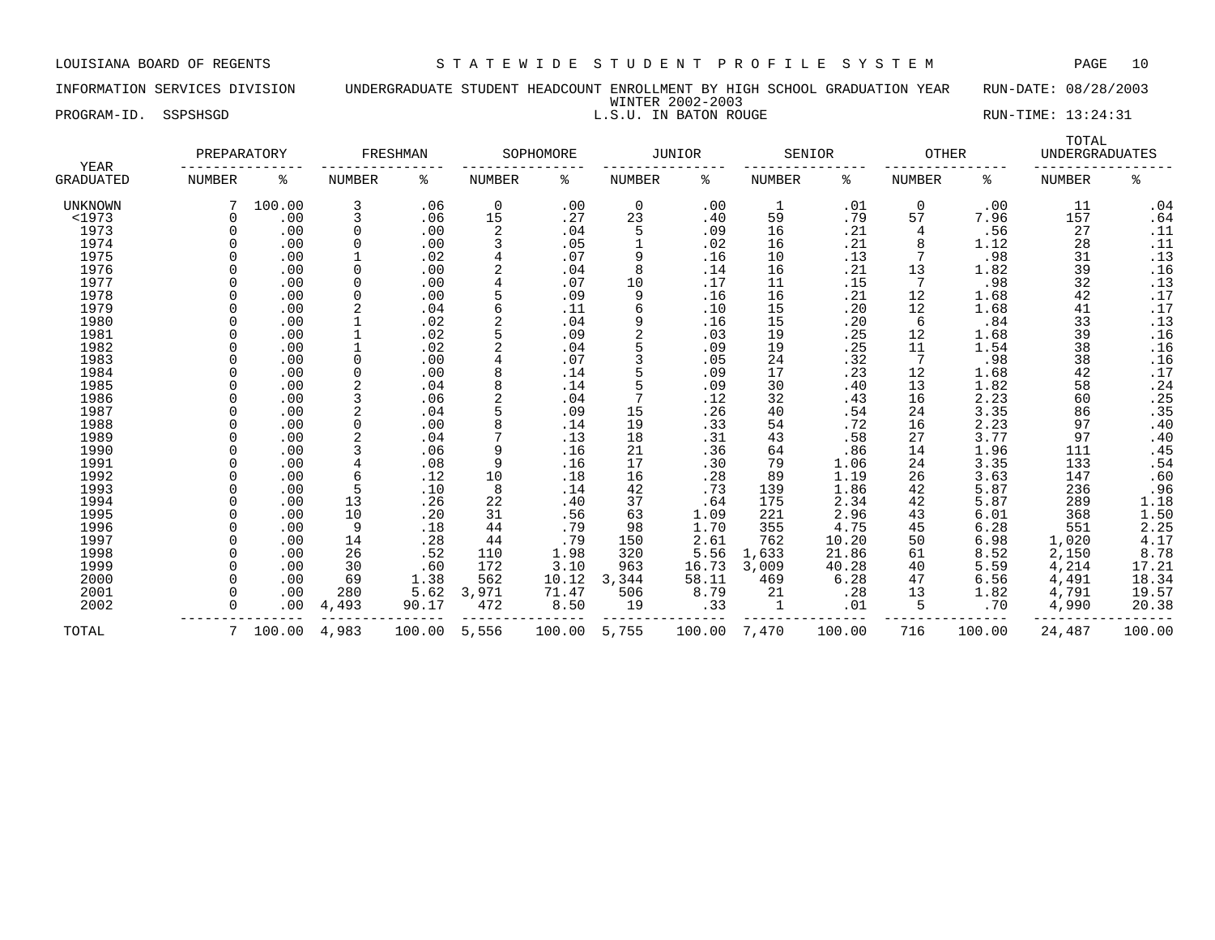LOUISIANA BOARD OF REGENTS — STATEWIDE STUDENT PROFILE SYSTEM

INFORMATION SERVICES DIVISION — UNDERGRADUATE STUDENT HEADCOUNT ENROLLMENT BY HIGH SCHOOL GRADUATION YEAR — RUN-DATE: 08/28/2003

WINTER 2002-2003

PROGRAM-ID. SSPSHSGD — L.S.U. IN BATON ROUGE — RUN-TIME: 13:24:31

| YEAR GRADUATED | PREPARATORY | | FRESHMAN | | SOPHOMORE | | JUNIOR | | SENIOR | | OTHER | | TOTAL UNDERGRADUATES | |
|---|---|---|---|---|---|---|---|---|---|---|---|---|---|---|
| | NUMBER | % | NUMBER | % | NUMBER | % | NUMBER | % | NUMBER | % | NUMBER | % | NUMBER | % |
| UNKNOWN | 7 | 100.00 | 3 | .06 | 0 | .00 | 0 | .00 | 1 | .01 | 0 | .00 | 11 | .04 |
| <1973 | 0 | .00 | 3 | .06 | 15 | .27 | 23 | .40 | 59 | .79 | 57 | 7.96 | 157 | .64 |
| 1973 | 0 | .00 | 0 | .00 | 2 | .04 | 5 | .09 | 16 | .21 | 4 | .56 | 27 | .11 |
| 1974 | 0 | .00 | 0 | .00 | 3 | .05 | 1 | .02 | 16 | .21 | 8 | 1.12 | 28 | .11 |
| 1975 | 0 | .00 | 1 | .02 | 4 | .07 | 9 | .16 | 10 | .13 | 7 | .98 | 31 | .13 |
| 1976 | 0 | .00 | 0 | .00 | 2 | .04 | 8 | .14 | 16 | .21 | 13 | 1.82 | 39 | .16 |
| 1977 | 0 | .00 | 0 | .00 | 4 | .07 | 10 | .17 | 11 | .15 | 7 | .98 | 32 | .13 |
| 1978 | 0 | .00 | 0 | .00 | 5 | .09 | 9 | .16 | 16 | .21 | 12 | 1.68 | 42 | .17 |
| 1979 | 0 | .00 | 2 | .04 | 6 | .11 | 6 | .10 | 15 | .20 | 12 | 1.68 | 41 | .17 |
| 1980 | 0 | .00 | 1 | .02 | 2 | .04 | 9 | .16 | 15 | .20 | 6 | .84 | 33 | .13 |
| 1981 | 0 | .00 | 1 | .02 | 5 | .09 | 2 | .03 | 19 | .25 | 12 | 1.68 | 39 | .16 |
| 1982 | 0 | .00 | 1 | .02 | 2 | .04 | 5 | .09 | 19 | .25 | 11 | 1.54 | 38 | .16 |
| 1983 | 0 | .00 | 0 | .00 | 4 | .07 | 3 | .05 | 24 | .32 | 7 | .98 | 38 | .16 |
| 1984 | 0 | .00 | 0 | .00 | 8 | .14 | 5 | .09 | 17 | .23 | 12 | 1.68 | 42 | .17 |
| 1985 | 0 | .00 | 2 | .04 | 8 | .14 | 5 | .09 | 30 | .40 | 13 | 1.82 | 58 | .24 |
| 1986 | 0 | .00 | 3 | .06 | 2 | .04 | 7 | .12 | 32 | .43 | 16 | 2.23 | 60 | .25 |
| 1987 | 0 | .00 | 2 | .04 | 5 | .09 | 15 | .26 | 40 | .54 | 24 | 3.35 | 86 | .35 |
| 1988 | 0 | .00 | 0 | .00 | 8 | .14 | 19 | .33 | 54 | .72 | 16 | 2.23 | 97 | .40 |
| 1989 | 0 | .00 | 2 | .04 | 7 | .13 | 18 | .31 | 43 | .58 | 27 | 3.77 | 97 | .40 |
| 1990 | 0 | .00 | 3 | .06 | 9 | .16 | 21 | .36 | 64 | .86 | 14 | 1.96 | 111 | .45 |
| 1991 | 0 | .00 | 4 | .08 | 9 | .16 | 17 | .30 | 79 | 1.06 | 24 | 3.35 | 133 | .54 |
| 1992 | 0 | .00 | 6 | .12 | 10 | .18 | 16 | .28 | 89 | 1.19 | 26 | 3.63 | 147 | .60 |
| 1993 | 0 | .00 | 5 | .10 | 8 | .14 | 42 | .73 | 139 | 1.86 | 42 | 5.87 | 236 | .96 |
| 1994 | 0 | .00 | 13 | .26 | 22 | .40 | 37 | .64 | 175 | 2.34 | 42 | 5.87 | 289 | 1.18 |
| 1995 | 0 | .00 | 10 | .20 | 31 | .56 | 63 | 1.09 | 221 | 2.96 | 43 | 6.01 | 368 | 1.50 |
| 1996 | 0 | .00 | 9 | .18 | 44 | .79 | 98 | 1.70 | 355 | 4.75 | 45 | 6.28 | 551 | 2.25 |
| 1997 | 0 | .00 | 14 | .28 | 44 | .79 | 150 | 2.61 | 762 | 10.20 | 50 | 6.98 | 1,020 | 4.17 |
| 1998 | 0 | .00 | 26 | .52 | 110 | 1.98 | 320 | 5.56 | 1,633 | 21.86 | 61 | 8.52 | 2,150 | 8.78 |
| 1999 | 0 | .00 | 30 | .60 | 172 | 3.10 | 963 | 16.73 | 3,009 | 40.28 | 40 | 5.59 | 4,214 | 17.21 |
| 2000 | 0 | .00 | 69 | 1.38 | 562 | 10.12 | 3,344 | 58.11 | 469 | 6.28 | 47 | 6.56 | 4,491 | 18.34 |
| 2001 | 0 | .00 | 280 | 5.62 | 3,971 | 71.47 | 506 | 8.79 | 21 | .28 | 13 | 1.82 | 4,791 | 19.57 |
| 2002 | 0 | .00 | 4,493 | 90.17 | 472 | 8.50 | 19 | .33 | 1 | .01 | 5 | .70 | 4,990 | 20.38 |
| TOTAL | 7 | 100.00 | 4,983 | 100.00 | 5,556 | 100.00 | 5,755 | 100.00 | 7,470 | 100.00 | 716 | 100.00 | 24,487 | 100.00 |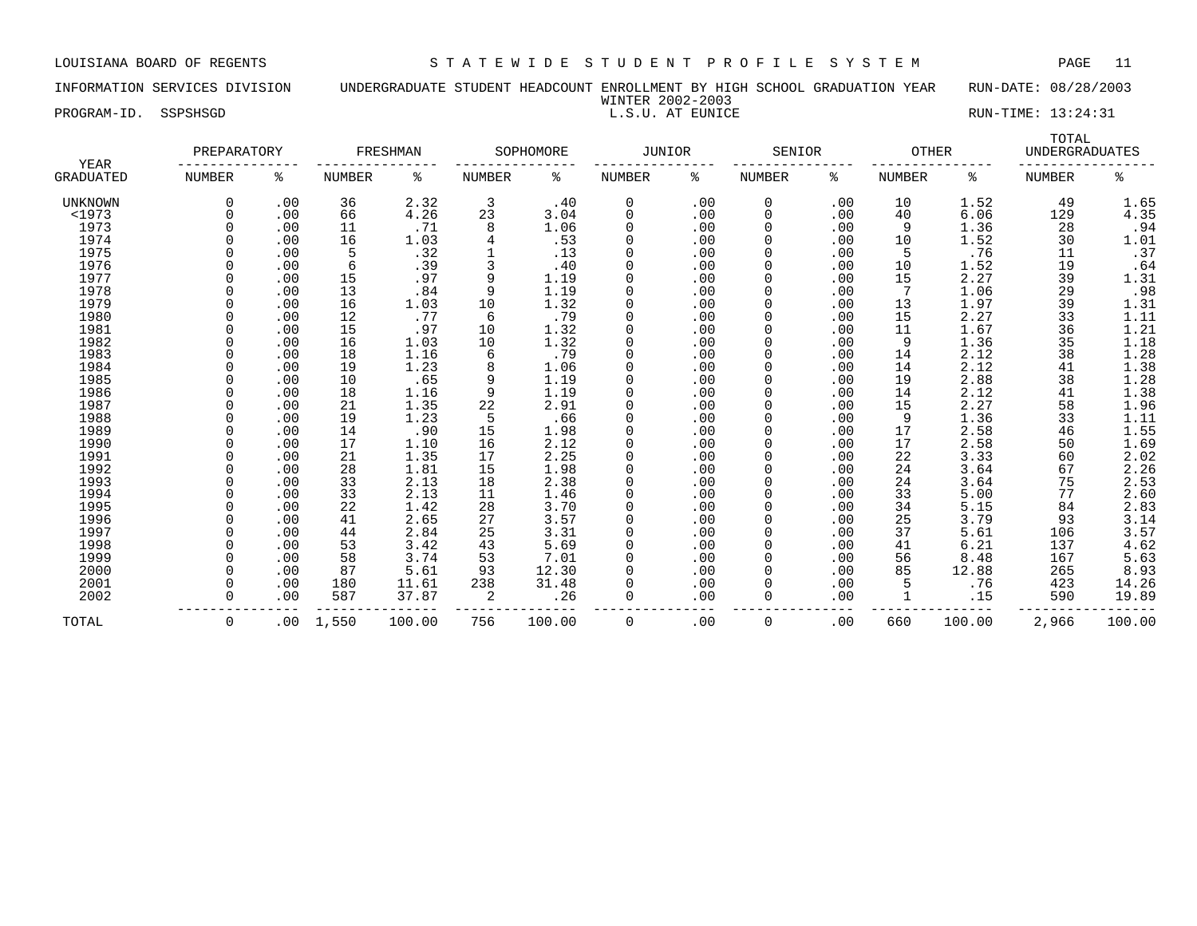LOUISIANA BOARD OF REGENTS — STATEWIDE STUDENT PROFILE SYSTEM

INFORMATION SERVICES DIVISION — UNDERGRADUATE STUDENT HEADCOUNT ENROLLMENT BY HIGH SCHOOL GRADUATION YEAR — RUN-DATE: 08/28/2003

WINTER 2002-2003

PROGRAM-ID. SSPSHSGD — L.S.U. AT EUNICE — RUN-TIME: 13:24:31

| YEAR GRADUATED | PREPARATORY NUMBER | PREPARATORY % | FRESHMAN NUMBER | FRESHMAN % | SOPHOMORE NUMBER | SOPHOMORE % | JUNIOR NUMBER | JUNIOR % | SENIOR NUMBER | SENIOR % | OTHER NUMBER | OTHER % | TOTAL UNDERGRADUATES NUMBER | TOTAL UNDERGRADUATES % |
|---|---|---|---|---|---|---|---|---|---|---|---|---|---|---|
| UNKNOWN | 0 | .00 | 36 | 2.32 | 3 | .40 | 0 | .00 | 0 | .00 | 10 | 1.52 | 49 | 1.65 |
| <1973 | 0 | .00 | 66 | 4.26 | 23 | 3.04 | 0 | .00 | 0 | .00 | 40 | 6.06 | 129 | 4.35 |
| 1973 | 0 | .00 | 11 | .71 | 8 | 1.06 | 0 | .00 | 0 | .00 | 9 | 1.36 | 28 | .94 |
| 1974 | 0 | .00 | 16 | 1.03 | 4 | .53 | 0 | .00 | 0 | .00 | 10 | 1.52 | 30 | 1.01 |
| 1975 | 0 | .00 | 5 | .32 | 1 | .13 | 0 | .00 | 0 | .00 | 5 | .76 | 11 | .37 |
| 1976 | 0 | .00 | 6 | .39 | 3 | .40 | 0 | .00 | 0 | .00 | 10 | 1.52 | 19 | .64 |
| 1977 | 0 | .00 | 15 | .97 | 9 | 1.19 | 0 | .00 | 0 | .00 | 15 | 2.27 | 39 | 1.31 |
| 1978 | 0 | .00 | 13 | .84 | 9 | 1.19 | 0 | .00 | 0 | .00 | 7 | 1.06 | 29 | .98 |
| 1979 | 0 | .00 | 16 | 1.03 | 10 | 1.32 | 0 | .00 | 0 | .00 | 13 | 1.97 | 39 | 1.31 |
| 1980 | 0 | .00 | 12 | .77 | 6 | .79 | 0 | .00 | 0 | .00 | 15 | 2.27 | 33 | 1.11 |
| 1981 | 0 | .00 | 15 | .97 | 10 | 1.32 | 0 | .00 | 0 | .00 | 11 | 1.67 | 36 | 1.21 |
| 1982 | 0 | .00 | 16 | 1.03 | 10 | 1.32 | 0 | .00 | 0 | .00 | 9 | 1.36 | 35 | 1.18 |
| 1983 | 0 | .00 | 18 | 1.16 | 6 | .79 | 0 | .00 | 0 | .00 | 14 | 2.12 | 38 | 1.28 |
| 1984 | 0 | .00 | 19 | 1.23 | 8 | 1.06 | 0 | .00 | 0 | .00 | 14 | 2.12 | 41 | 1.38 |
| 1985 | 0 | .00 | 10 | .65 | 9 | 1.19 | 0 | .00 | 0 | .00 | 19 | 2.88 | 38 | 1.28 |
| 1986 | 0 | .00 | 18 | 1.16 | 9 | 1.19 | 0 | .00 | 0 | .00 | 14 | 2.12 | 41 | 1.38 |
| 1987 | 0 | .00 | 21 | 1.35 | 22 | 2.91 | 0 | .00 | 0 | .00 | 15 | 2.27 | 58 | 1.96 |
| 1988 | 0 | .00 | 19 | 1.23 | 5 | .66 | 0 | .00 | 0 | .00 | 9 | 1.36 | 33 | 1.11 |
| 1989 | 0 | .00 | 14 | .90 | 15 | 1.98 | 0 | .00 | 0 | .00 | 17 | 2.58 | 46 | 1.55 |
| 1990 | 0 | .00 | 17 | 1.10 | 16 | 2.12 | 0 | .00 | 0 | .00 | 17 | 2.58 | 50 | 1.69 |
| 1991 | 0 | .00 | 21 | 1.35 | 17 | 2.25 | 0 | .00 | 0 | .00 | 22 | 3.33 | 60 | 2.02 |
| 1992 | 0 | .00 | 28 | 1.81 | 15 | 1.98 | 0 | .00 | 0 | .00 | 24 | 3.64 | 67 | 2.26 |
| 1993 | 0 | .00 | 33 | 2.13 | 18 | 2.38 | 0 | .00 | 0 | .00 | 24 | 3.64 | 75 | 2.53 |
| 1994 | 0 | .00 | 33 | 2.13 | 11 | 1.46 | 0 | .00 | 0 | .00 | 33 | 5.00 | 77 | 2.60 |
| 1995 | 0 | .00 | 22 | 1.42 | 28 | 3.70 | 0 | .00 | 0 | .00 | 34 | 5.15 | 84 | 2.83 |
| 1996 | 0 | .00 | 41 | 2.65 | 27 | 3.57 | 0 | .00 | 0 | .00 | 25 | 3.79 | 93 | 3.14 |
| 1997 | 0 | .00 | 44 | 2.84 | 25 | 3.31 | 0 | .00 | 0 | .00 | 37 | 5.61 | 106 | 3.57 |
| 1998 | 0 | .00 | 53 | 3.42 | 43 | 5.69 | 0 | .00 | 0 | .00 | 41 | 6.21 | 137 | 4.62 |
| 1999 | 0 | .00 | 58 | 3.74 | 53 | 7.01 | 0 | .00 | 0 | .00 | 56 | 8.48 | 167 | 5.63 |
| 2000 | 0 | .00 | 87 | 5.61 | 93 | 12.30 | 0 | .00 | 0 | .00 | 85 | 12.88 | 265 | 8.93 |
| 2001 | 0 | .00 | 180 | 11.61 | 238 | 31.48 | 0 | .00 | 0 | .00 | 5 | .76 | 423 | 14.26 |
| 2002 | 0 | .00 | 587 | 37.87 | 2 | .26 | 0 | .00 | 0 | .00 | 1 | .15 | 590 | 19.89 |
| TOTAL | 0 | .00 | 1,550 | 100.00 | 756 | 100.00 | 0 | .00 | 0 | .00 | 660 | 100.00 | 2,966 | 100.00 |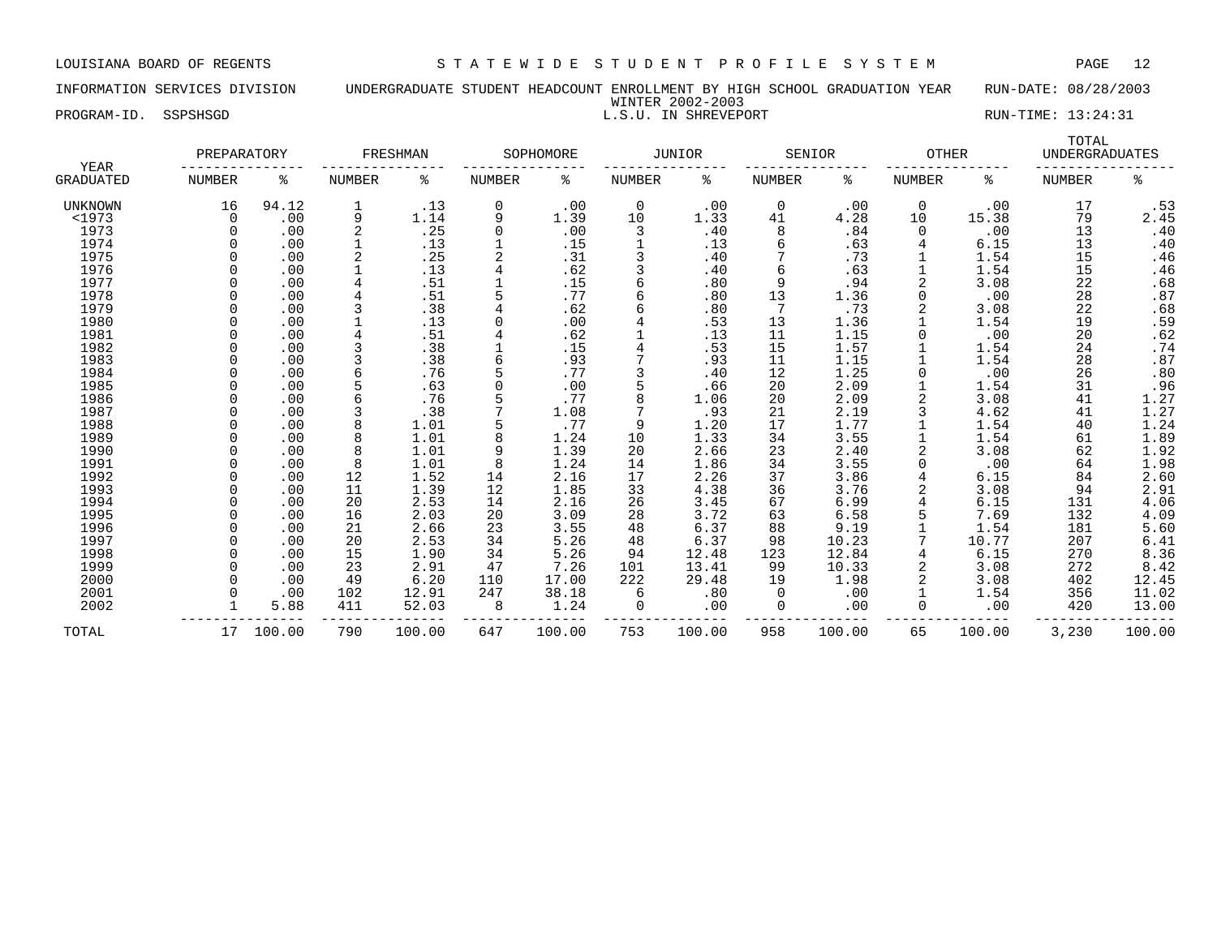LOUISIANA BOARD OF REGENTS — STATEWIDE STUDENT PROFILE SYSTEM

INFORMATION SERVICES DIVISION — UNDERGRADUATE STUDENT HEADCOUNT ENROLLMENT BY HIGH SCHOOL GRADUATION YEAR — RUN-DATE: 08/28/2003

WINTER 2002-2003

PROGRAM-ID. SSPSHSGD — L.S.U. IN SHREVEPORT — RUN-TIME: 13:24:31

| YEAR GRADUATED | PREPARATORY NUMBER | PREPARATORY % | FRESHMAN NUMBER | FRESHMAN % | SOPHOMORE NUMBER | SOPHOMORE % | JUNIOR NUMBER | JUNIOR % | SENIOR NUMBER | SENIOR % | OTHER NUMBER | OTHER % | TOTAL UNDERGRADUATES NUMBER | TOTAL UNDERGRADUATES % |
|---|---|---|---|---|---|---|---|---|---|---|---|---|---|---|
| UNKNOWN | 16 | 94.12 | 1 | .13 | 0 | .00 | 0 | .00 | 0 | .00 | 0 | .00 | 17 | .53 |
| <1973 | 0 | .00 | 9 | 1.14 | 9 | 1.39 | 10 | 1.33 | 41 | 4.28 | 10 | 15.38 | 79 | 2.45 |
| 1973 | 0 | .00 | 2 | .25 | 0 | .00 | 3 | .40 | 8 | .84 | 0 | .00 | 13 | .40 |
| 1974 | 0 | .00 | 1 | .13 | 1 | .15 | 1 | .13 | 6 | .63 | 4 | 6.15 | 13 | .40 |
| 1975 | 0 | .00 | 2 | .25 | 2 | .31 | 3 | .40 | 7 | .73 | 1 | 1.54 | 15 | .46 |
| 1976 | 0 | .00 | 1 | .13 | 4 | .62 | 3 | .40 | 6 | .63 | 1 | 1.54 | 15 | .46 |
| 1977 | 0 | .00 | 4 | .51 | 1 | .15 | 6 | .80 | 9 | .94 | 2 | 3.08 | 22 | .68 |
| 1978 | 0 | .00 | 4 | .51 | 5 | .77 | 6 | .80 | 13 | 1.36 | 0 | .00 | 28 | .87 |
| 1979 | 0 | .00 | 3 | .38 | 4 | .62 | 6 | .80 | 7 | .73 | 2 | 3.08 | 22 | .68 |
| 1980 | 0 | .00 | 1 | .13 | 0 | .00 | 4 | .53 | 13 | 1.36 | 1 | 1.54 | 19 | .59 |
| 1981 | 0 | .00 | 4 | .51 | 4 | .62 | 1 | .13 | 11 | 1.15 | 0 | .00 | 20 | .62 |
| 1982 | 0 | .00 | 3 | .38 | 1 | .15 | 4 | .53 | 15 | 1.57 | 1 | 1.54 | 24 | .74 |
| 1983 | 0 | .00 | 3 | .38 | 6 | .93 | 7 | .93 | 11 | 1.15 | 1 | 1.54 | 28 | .87 |
| 1984 | 0 | .00 | 6 | .76 | 5 | .77 | 3 | .40 | 12 | 1.25 | 0 | .00 | 26 | .80 |
| 1985 | 0 | .00 | 5 | .63 | 0 | .00 | 5 | .66 | 20 | 2.09 | 1 | 1.54 | 31 | .96 |
| 1986 | 0 | .00 | 6 | .76 | 5 | .77 | 8 | 1.06 | 20 | 2.09 | 2 | 3.08 | 41 | 1.27 |
| 1987 | 0 | .00 | 3 | .38 | 7 | 1.08 | 7 | .93 | 21 | 2.19 | 3 | 4.62 | 41 | 1.27 |
| 1988 | 0 | .00 | 8 | 1.01 | 5 | .77 | 9 | 1.20 | 17 | 1.77 | 1 | 1.54 | 40 | 1.24 |
| 1989 | 0 | .00 | 8 | 1.01 | 8 | 1.24 | 10 | 1.33 | 34 | 3.55 | 1 | 1.54 | 61 | 1.89 |
| 1990 | 0 | .00 | 8 | 1.01 | 9 | 1.39 | 20 | 2.66 | 23 | 2.40 | 2 | 3.08 | 62 | 1.92 |
| 1991 | 0 | .00 | 8 | 1.01 | 8 | 1.24 | 14 | 1.86 | 34 | 3.55 | 0 | .00 | 64 | 1.98 |
| 1992 | 0 | .00 | 12 | 1.52 | 14 | 2.16 | 17 | 2.26 | 37 | 3.86 | 4 | 6.15 | 84 | 2.60 |
| 1993 | 0 | .00 | 11 | 1.39 | 12 | 1.85 | 33 | 4.38 | 36 | 3.76 | 2 | 3.08 | 94 | 2.91 |
| 1994 | 0 | .00 | 20 | 2.53 | 14 | 2.16 | 26 | 3.45 | 67 | 6.99 | 4 | 6.15 | 131 | 4.06 |
| 1995 | 0 | .00 | 16 | 2.03 | 20 | 3.09 | 28 | 3.72 | 63 | 6.58 | 5 | 7.69 | 132 | 4.09 |
| 1996 | 0 | .00 | 21 | 2.66 | 23 | 3.55 | 48 | 6.37 | 88 | 9.19 | 1 | 1.54 | 181 | 5.60 |
| 1997 | 0 | .00 | 20 | 2.53 | 34 | 5.26 | 48 | 6.37 | 98 | 10.23 | 7 | 10.77 | 207 | 6.41 |
| 1998 | 0 | .00 | 15 | 1.90 | 34 | 5.26 | 94 | 12.48 | 123 | 12.84 | 4 | 6.15 | 270 | 8.36 |
| 1999 | 0 | .00 | 23 | 2.91 | 47 | 7.26 | 101 | 13.41 | 99 | 10.33 | 2 | 3.08 | 272 | 8.42 |
| 2000 | 0 | .00 | 49 | 6.20 | 110 | 17.00 | 222 | 29.48 | 19 | 1.98 | 2 | 3.08 | 402 | 12.45 |
| 2001 | 0 | .00 | 102 | 12.91 | 247 | 38.18 | 6 | .80 | 0 | .00 | 1 | 1.54 | 356 | 11.02 |
| 2002 | 1 | 5.88 | 411 | 52.03 | 8 | 1.24 | 0 | .00 | 0 | .00 | 0 | .00 | 420 | 13.00 |
| TOTAL | 17 | 100.00 | 790 | 100.00 | 647 | 100.00 | 753 | 100.00 | 958 | 100.00 | 65 | 100.00 | 3,230 | 100.00 |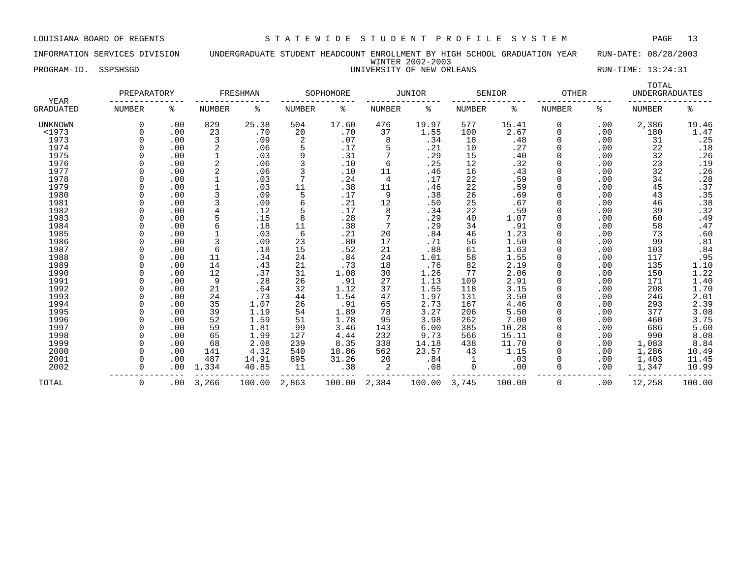LOUISIANA BOARD OF REGENTS — STATEWIDE STUDENT PROFILE SYSTEM

INFORMATION SERVICES DIVISION — UNDERGRADUATE STUDENT HEADCOUNT ENROLLMENT BY HIGH SCHOOL GRADUATION YEAR — RUN-DATE: 08/28/2003

WINTER 2002-2003

PROGRAM-ID. SSPSHSGD — UNIVERSITY OF NEW ORLEANS — RUN-TIME: 13:24:31

| YEAR | PREPARATORY | | FRESHMAN | | SOPHOMORE | | JUNIOR | | SENIOR | | OTHER | | TOTAL UNDERGRADUATES | |
|---|---|---|---|---|---|---|---|---|---|---|---|---|---|---|
| GRADUATED | NUMBER | % | NUMBER | % | NUMBER | % | NUMBER | % | NUMBER | % | NUMBER | % | NUMBER | % |
| UNKNOWN | 0 | .00 | 829 | 25.38 | 504 | 17.60 | 476 | 19.97 | 577 | 15.41 | 0 | .00 | 2,386 | 19.46 |
| <1973 | 0 | .00 | 23 | .70 | 20 | .70 | 37 | 1.55 | 100 | 2.67 | 0 | .00 | 180 | 1.47 |
| 1973 | 0 | .00 | 3 | .09 | 2 | .07 | 8 | .34 | 18 | .48 | 0 | .00 | 31 | .25 |
| 1974 | 0 | .00 | 2 | .06 | 5 | .17 | 5 | .21 | 10 | .27 | 0 | .00 | 22 | .18 |
| 1975 | 0 | .00 | 1 | .03 | 9 | .31 | 7 | .29 | 15 | .40 | 0 | .00 | 32 | .26 |
| 1976 | 0 | .00 | 2 | .06 | 3 | .10 | 6 | .25 | 12 | .32 | 0 | .00 | 23 | .19 |
| 1977 | 0 | .00 | 2 | .06 | 3 | .10 | 11 | .46 | 16 | .43 | 0 | .00 | 32 | .26 |
| 1978 | 0 | .00 | 1 | .03 | 7 | .24 | 4 | .17 | 22 | .59 | 0 | .00 | 34 | .28 |
| 1979 | 0 | .00 | 1 | .03 | 11 | .38 | 11 | .46 | 22 | .59 | 0 | .00 | 45 | .37 |
| 1980 | 0 | .00 | 3 | .09 | 5 | .17 | 9 | .38 | 26 | .69 | 0 | .00 | 43 | .35 |
| 1981 | 0 | .00 | 3 | .09 | 6 | .21 | 12 | .50 | 25 | .67 | 0 | .00 | 46 | .38 |
| 1982 | 0 | .00 | 4 | .12 | 5 | .17 | 8 | .34 | 22 | .59 | 0 | .00 | 39 | .32 |
| 1983 | 0 | .00 | 5 | .15 | 8 | .28 | 7 | .29 | 40 | 1.07 | 0 | .00 | 60 | .49 |
| 1984 | 0 | .00 | 6 | .18 | 11 | .38 | 7 | .29 | 34 | .91 | 0 | .00 | 58 | .47 |
| 1985 | 0 | .00 | 1 | .03 | 6 | .21 | 20 | .84 | 46 | 1.23 | 0 | .00 | 73 | .60 |
| 1986 | 0 | .00 | 3 | .09 | 23 | .80 | 17 | .71 | 56 | 1.50 | 0 | .00 | 99 | .81 |
| 1987 | 0 | .00 | 6 | .18 | 15 | .52 | 21 | .88 | 61 | 1.63 | 0 | .00 | 103 | .84 |
| 1988 | 0 | .00 | 11 | .34 | 24 | .84 | 24 | 1.01 | 58 | 1.55 | 0 | .00 | 117 | .95 |
| 1989 | 0 | .00 | 14 | .43 | 21 | .73 | 18 | .76 | 82 | 2.19 | 0 | .00 | 135 | 1.10 |
| 1990 | 0 | .00 | 12 | .37 | 31 | 1.08 | 30 | 1.26 | 77 | 2.06 | 0 | .00 | 150 | 1.22 |
| 1991 | 0 | .00 | 9 | .28 | 26 | .91 | 27 | 1.13 | 109 | 2.91 | 0 | .00 | 171 | 1.40 |
| 1992 | 0 | .00 | 21 | .64 | 32 | 1.12 | 37 | 1.55 | 118 | 3.15 | 0 | .00 | 208 | 1.70 |
| 1993 | 0 | .00 | 24 | .73 | 44 | 1.54 | 47 | 1.97 | 131 | 3.50 | 0 | .00 | 246 | 2.01 |
| 1994 | 0 | .00 | 35 | 1.07 | 26 | .91 | 65 | 2.73 | 167 | 4.46 | 0 | .00 | 293 | 2.39 |
| 1995 | 0 | .00 | 39 | 1.19 | 54 | 1.89 | 78 | 3.27 | 206 | 5.50 | 0 | .00 | 377 | 3.08 |
| 1996 | 0 | .00 | 52 | 1.59 | 51 | 1.78 | 95 | 3.98 | 262 | 7.00 | 0 | .00 | 460 | 3.75 |
| 1997 | 0 | .00 | 59 | 1.81 | 99 | 3.46 | 143 | 6.00 | 385 | 10.28 | 0 | .00 | 686 | 5.60 |
| 1998 | 0 | .00 | 65 | 1.99 | 127 | 4.44 | 232 | 9.73 | 566 | 15.11 | 0 | .00 | 990 | 8.08 |
| 1999 | 0 | .00 | 68 | 2.08 | 239 | 8.35 | 338 | 14.18 | 438 | 11.70 | 0 | .00 | 1,083 | 8.84 |
| 2000 | 0 | .00 | 141 | 4.32 | 540 | 18.86 | 562 | 23.57 | 43 | 1.15 | 0 | .00 | 1,286 | 10.49 |
| 2001 | 0 | .00 | 487 | 14.91 | 895 | 31.26 | 20 | .84 | 1 | .03 | 0 | .00 | 1,403 | 11.45 |
| 2002 | 0 | .00 | 1,334 | 40.85 | 11 | .38 | 2 | .08 | 0 | .00 | 0 | .00 | 1,347 | 10.99 |
| TOTAL | 0 | .00 | 3,266 | 100.00 | 2,863 | 100.00 | 2,384 | 100.00 | 3,745 | 100.00 | 0 | .00 | 12,258 | 100.00 |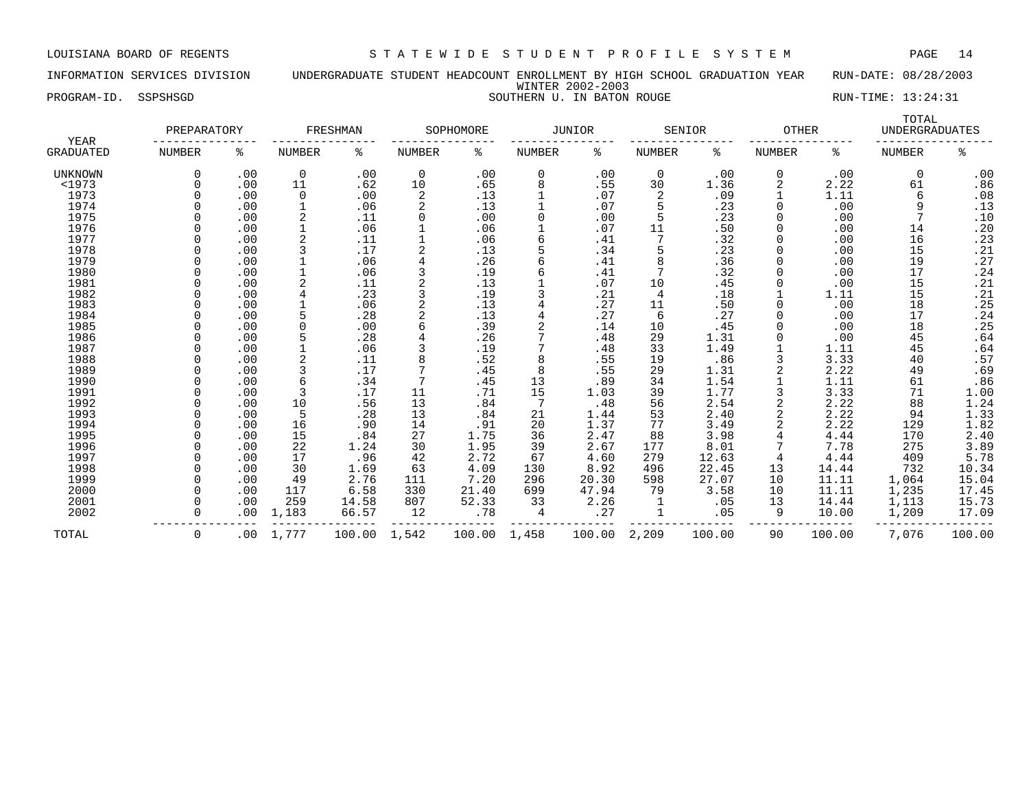LOUISIANA BOARD OF REGENTS — STATEWIDE STUDENT PROFILE SYSTEM

INFORMATION SERVICES DIVISION — UNDERGRADUATE STUDENT HEADCOUNT ENROLLMENT BY HIGH SCHOOL GRADUATION YEAR — RUN-DATE: 08/28/2003

WINTER 2002-2003

PROGRAM-ID. SSPSHSGD — SOUTHERN U. IN BATON ROUGE — RUN-TIME: 13:24:31

| YEAR GRADUATED | PREPARATORY NUMBER | PREPARATORY % | FRESHMAN NUMBER | FRESHMAN % | SOPHOMORE NUMBER | SOPHOMORE % | JUNIOR NUMBER | JUNIOR % | SENIOR NUMBER | SENIOR % | OTHER NUMBER | OTHER % | TOTAL UNDERGRADUATES NUMBER | TOTAL UNDERGRADUATES % |
|---|---|---|---|---|---|---|---|---|---|---|---|---|---|---|
| UNKNOWN | 0 | .00 | 0 | .00 | 0 | .00 | 0 | .00 | 0 | .00 | 0 | .00 | 0 | .00 |
| <1973 | 0 | .00 | 11 | .62 | 10 | .65 | 8 | .55 | 30 | 1.36 | 2 | 2.22 | 61 | .86 |
| 1973 | 0 | .00 | 0 | .00 | 2 | .13 | 1 | .07 | 2 | .09 | 1 | 1.11 | 6 | .08 |
| 1974 | 0 | .00 | 1 | .06 | 2 | .13 | 1 | .07 | 5 | .23 | 0 | .00 | 9 | .13 |
| 1975 | 0 | .00 | 2 | .11 | 0 | .00 | 0 | .00 | 5 | .23 | 0 | .00 | 7 | .10 |
| 1976 | 0 | .00 | 1 | .06 | 1 | .06 | 1 | .07 | 11 | .50 | 0 | .00 | 14 | .20 |
| 1977 | 0 | .00 | 2 | .11 | 1 | .06 | 6 | .41 | 7 | .32 | 0 | .00 | 16 | .23 |
| 1978 | 0 | .00 | 3 | .17 | 2 | .13 | 5 | .34 | 5 | .23 | 0 | .00 | 15 | .21 |
| 1979 | 0 | .00 | 1 | .06 | 4 | .26 | 6 | .41 | 8 | .36 | 0 | .00 | 19 | .27 |
| 1980 | 0 | .00 | 1 | .06 | 3 | .19 | 6 | .41 | 7 | .32 | 0 | .00 | 17 | .24 |
| 1981 | 0 | .00 | 2 | .11 | 2 | .13 | 1 | .07 | 10 | .45 | 0 | .00 | 15 | .21 |
| 1982 | 0 | .00 | 4 | .23 | 3 | .19 | 3 | .21 | 4 | .18 | 1 | 1.11 | 15 | .21 |
| 1983 | 0 | .00 | 1 | .06 | 2 | .13 | 4 | .27 | 11 | .50 | 0 | .00 | 18 | .25 |
| 1984 | 0 | .00 | 5 | .28 | 2 | .13 | 4 | .27 | 6 | .27 | 0 | .00 | 17 | .24 |
| 1985 | 0 | .00 | 0 | .00 | 6 | .39 | 2 | .14 | 10 | .45 | 0 | .00 | 18 | .25 |
| 1986 | 0 | .00 | 5 | .28 | 4 | .26 | 7 | .48 | 29 | 1.31 | 0 | .00 | 45 | .64 |
| 1987 | 0 | .00 | 1 | .06 | 3 | .19 | 7 | .48 | 33 | 1.49 | 1 | 1.11 | 45 | .64 |
| 1988 | 0 | .00 | 2 | .11 | 8 | .52 | 8 | .55 | 19 | .86 | 3 | 3.33 | 40 | .57 |
| 1989 | 0 | .00 | 3 | .17 | 7 | .45 | 8 | .55 | 29 | 1.31 | 2 | 2.22 | 49 | .69 |
| 1990 | 0 | .00 | 6 | .34 | 7 | .45 | 13 | .89 | 34 | 1.54 | 1 | 1.11 | 61 | .86 |
| 1991 | 0 | .00 | 3 | .17 | 11 | .71 | 15 | 1.03 | 39 | 1.77 | 3 | 3.33 | 71 | 1.00 |
| 1992 | 0 | .00 | 10 | .56 | 13 | .84 | 7 | .48 | 56 | 2.54 | 2 | 2.22 | 88 | 1.24 |
| 1993 | 0 | .00 | 5 | .28 | 13 | .84 | 21 | 1.44 | 53 | 2.40 | 2 | 2.22 | 94 | 1.33 |
| 1994 | 0 | .00 | 16 | .90 | 14 | .91 | 20 | 1.37 | 77 | 3.49 | 2 | 2.22 | 129 | 1.82 |
| 1995 | 0 | .00 | 15 | .84 | 27 | 1.75 | 36 | 2.47 | 88 | 3.98 | 4 | 4.44 | 170 | 2.40 |
| 1996 | 0 | .00 | 22 | 1.24 | 30 | 1.95 | 39 | 2.67 | 177 | 8.01 | 7 | 7.78 | 275 | 3.89 |
| 1997 | 0 | .00 | 17 | .96 | 42 | 2.72 | 67 | 4.60 | 279 | 12.63 | 4 | 4.44 | 409 | 5.78 |
| 1998 | 0 | .00 | 30 | 1.69 | 63 | 4.09 | 130 | 8.92 | 496 | 22.45 | 13 | 14.44 | 732 | 10.34 |
| 1999 | 0 | .00 | 49 | 2.76 | 111 | 7.20 | 296 | 20.30 | 598 | 27.07 | 10 | 11.11 | 1,064 | 15.04 |
| 2000 | 0 | .00 | 117 | 6.58 | 330 | 21.40 | 699 | 47.94 | 79 | 3.58 | 10 | 11.11 | 1,235 | 17.45 |
| 2001 | 0 | .00 | 259 | 14.58 | 807 | 52.33 | 33 | 2.26 | 1 | .05 | 13 | 14.44 | 1,113 | 15.73 |
| 2002 | 0 | .00 | 1,183 | 66.57 | 12 | .78 | 4 | .27 | 1 | .05 | 9 | 10.00 | 1,209 | 17.09 |
| TOTAL | 0 | .00 | 1,777 | 100.00 | 1,542 | 100.00 | 1,458 | 100.00 | 2,209 | 100.00 | 90 | 100.00 | 7,076 | 100.00 |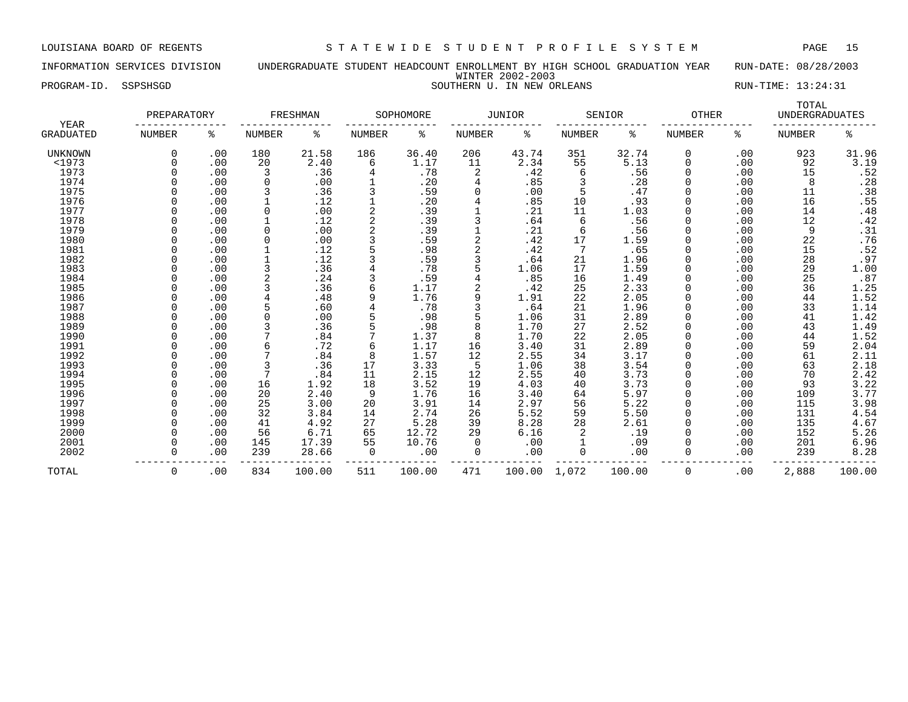LOUISIANA BOARD OF REGENTS — STATEWIDE STUDENT PROFILE SYSTEM

INFORMATION SERVICES DIVISION — UNDERGRADUATE STUDENT HEADCOUNT ENROLLMENT BY HIGH SCHOOL GRADUATION YEAR — RUN-DATE: 08/28/2003

WINTER 2002-2003

PROGRAM-ID. SSPSHSGD — SOUTHERN U. IN NEW ORLEANS — RUN-TIME: 13:24:31

| YEAR | PREPARATORY | | FRESHMAN | | SOPHOMORE | | JUNIOR | | SENIOR | | OTHER | | TOTAL UNDERGRADUATES | |
|---|---|---|---|---|---|---|---|---|---|---|---|---|---|---|
| GRADUATED | NUMBER | % | NUMBER | % | NUMBER | % | NUMBER | % | NUMBER | % | NUMBER | % | NUMBER | % |
| UNKNOWN | 0 | .00 | 180 | 21.58 | 186 | 36.40 | 206 | 43.74 | 351 | 32.74 | 0 | .00 | 923 | 31.96 |
| <1973 | 0 | .00 | 20 | 2.40 | 6 | 1.17 | 11 | 2.34 | 55 | 5.13 | 0 | .00 | 92 | 3.19 |
| 1973 | 0 | .00 | 3 | .36 | 4 | .78 | 2 | .42 | 6 | .56 | 0 | .00 | 15 | .52 |
| 1974 | 0 | .00 | 0 | .00 | 1 | .20 | 4 | .85 | 3 | .28 | 0 | .00 | 8 | .28 |
| 1975 | 0 | .00 | 3 | .36 | 3 | .59 | 0 | .00 | 5 | .47 | 0 | .00 | 11 | .38 |
| 1976 | 0 | .00 | 1 | .12 | 1 | .20 | 4 | .85 | 10 | .93 | 0 | .00 | 16 | .55 |
| 1977 | 0 | .00 | 0 | .00 | 2 | .39 | 1 | .21 | 11 | 1.03 | 0 | .00 | 14 | .48 |
| 1978 | 0 | .00 | 1 | .12 | 2 | .39 | 3 | .64 | 6 | .56 | 0 | .00 | 12 | .42 |
| 1979 | 0 | .00 | 0 | .00 | 2 | .39 | 1 | .21 | 6 | .56 | 0 | .00 | 9 | .31 |
| 1980 | 0 | .00 | 0 | .00 | 3 | .59 | 2 | .42 | 17 | 1.59 | 0 | .00 | 22 | .76 |
| 1981 | 0 | .00 | 1 | .12 | 5 | .98 | 2 | .42 | 7 | .65 | 0 | .00 | 15 | .52 |
| 1982 | 0 | .00 | 1 | .12 | 3 | .59 | 3 | .64 | 21 | 1.96 | 0 | .00 | 28 | .97 |
| 1983 | 0 | .00 | 3 | .36 | 4 | .78 | 5 | 1.06 | 17 | 1.59 | 0 | .00 | 29 | 1.00 |
| 1984 | 0 | .00 | 2 | .24 | 3 | .59 | 4 | .85 | 16 | 1.49 | 0 | .00 | 25 | .87 |
| 1985 | 0 | .00 | 3 | .36 | 6 | 1.17 | 2 | .42 | 25 | 2.33 | 0 | .00 | 36 | 1.25 |
| 1986 | 0 | .00 | 4 | .48 | 9 | 1.76 | 9 | 1.91 | 22 | 2.05 | 0 | .00 | 44 | 1.52 |
| 1987 | 0 | .00 | 5 | .60 | 4 | .78 | 3 | .64 | 21 | 1.96 | 0 | .00 | 33 | 1.14 |
| 1988 | 0 | .00 | 0 | .00 | 5 | .98 | 5 | 1.06 | 31 | 2.89 | 0 | .00 | 41 | 1.42 |
| 1989 | 0 | .00 | 3 | .36 | 5 | .98 | 8 | 1.70 | 27 | 2.52 | 0 | .00 | 43 | 1.49 |
| 1990 | 0 | .00 | 7 | .84 | 7 | 1.37 | 8 | 1.70 | 22 | 2.05 | 0 | .00 | 44 | 1.52 |
| 1991 | 0 | .00 | 6 | .72 | 6 | 1.17 | 16 | 3.40 | 31 | 2.89 | 0 | .00 | 59 | 2.04 |
| 1992 | 0 | .00 | 7 | .84 | 8 | 1.57 | 12 | 2.55 | 34 | 3.17 | 0 | .00 | 61 | 2.11 |
| 1993 | 0 | .00 | 3 | .36 | 17 | 3.33 | 5 | 1.06 | 38 | 3.54 | 0 | .00 | 63 | 2.18 |
| 1994 | 0 | .00 | 7 | .84 | 11 | 2.15 | 12 | 2.55 | 40 | 3.73 | 0 | .00 | 70 | 2.42 |
| 1995 | 0 | .00 | 16 | 1.92 | 18 | 3.52 | 19 | 4.03 | 40 | 3.73 | 0 | .00 | 93 | 3.22 |
| 1996 | 0 | .00 | 20 | 2.40 | 9 | 1.76 | 16 | 3.40 | 64 | 5.97 | 0 | .00 | 109 | 3.77 |
| 1997 | 0 | .00 | 25 | 3.00 | 20 | 3.91 | 14 | 2.97 | 56 | 5.22 | 0 | .00 | 115 | 3.98 |
| 1998 | 0 | .00 | 32 | 3.84 | 14 | 2.74 | 26 | 5.52 | 59 | 5.50 | 0 | .00 | 131 | 4.54 |
| 1999 | 0 | .00 | 41 | 4.92 | 27 | 5.28 | 39 | 8.28 | 28 | 2.61 | 0 | .00 | 135 | 4.67 |
| 2000 | 0 | .00 | 56 | 6.71 | 65 | 12.72 | 29 | 6.16 | 2 | .19 | 0 | .00 | 152 | 5.26 |
| 2001 | 0 | .00 | 145 | 17.39 | 55 | 10.76 | 0 | .00 | 1 | .09 | 0 | .00 | 201 | 6.96 |
| 2002 | 0 | .00 | 239 | 28.66 | 0 | .00 | 0 | .00 | 0 | .00 | 0 | .00 | 239 | 8.28 |
| TOTAL | 0 | .00 | 834 | 100.00 | 511 | 100.00 | 471 | 100.00 | 1,072 | 100.00 | 0 | .00 | 2,888 | 100.00 |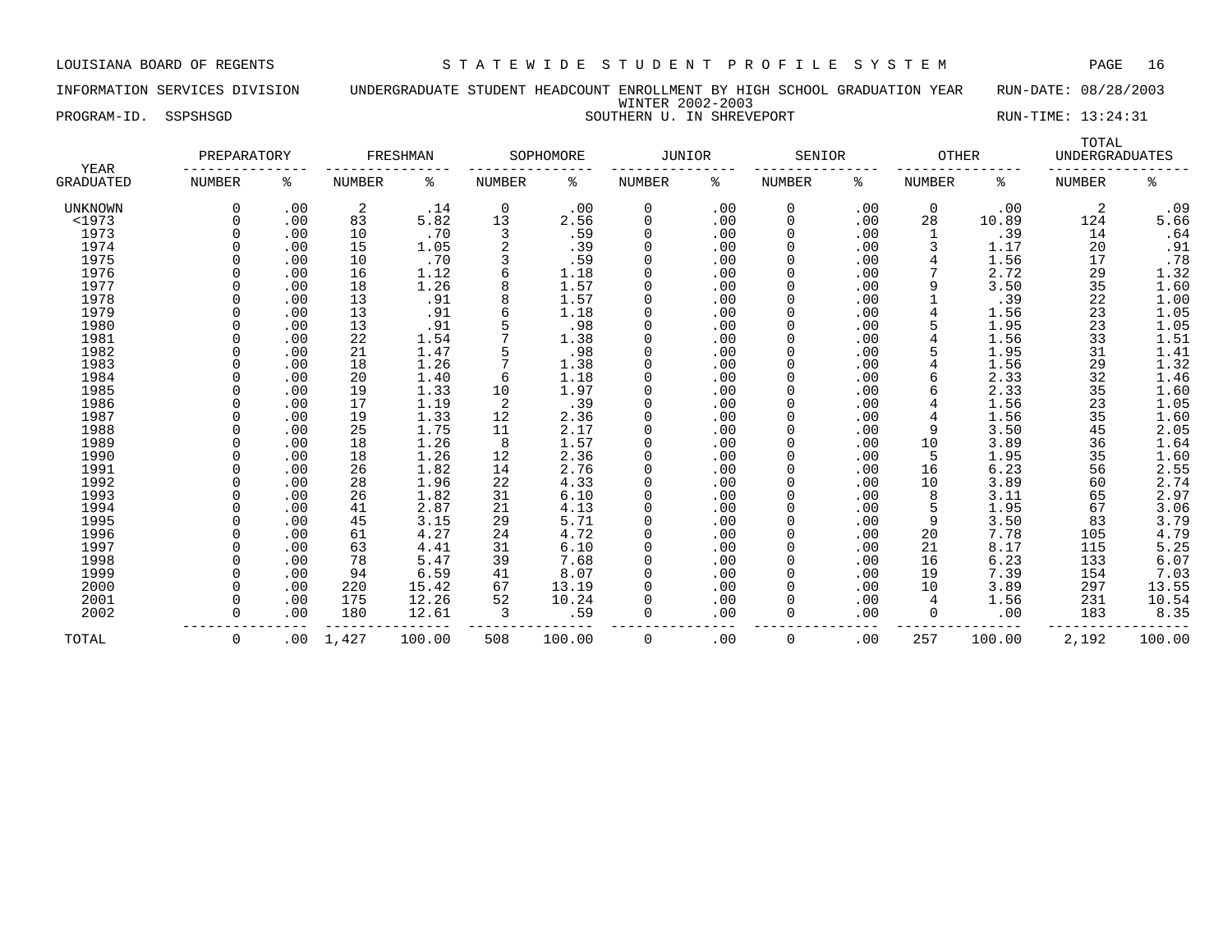LOUISIANA BOARD OF REGENTS — STATEWIDE STUDENT PROFILE SYSTEM

INFORMATION SERVICES DIVISION — UNDERGRADUATE STUDENT HEADCOUNT ENROLLMENT BY HIGH SCHOOL GRADUATION YEAR — RUN-DATE: 08/28/2003

WINTER 2002-2003

PROGRAM-ID. SSPSHSGD — SOUTHERN U. IN SHREVEPORT — RUN-TIME: 13:24:31

| YEAR GRADUATED | PREPARATORY NUMBER | PREPARATORY % | FRESHMAN NUMBER | FRESHMAN % | SOPHOMORE NUMBER | SOPHOMORE % | JUNIOR NUMBER | JUNIOR % | SENIOR NUMBER | SENIOR % | OTHER NUMBER | OTHER % | TOTAL UNDERGRADUATES NUMBER | TOTAL UNDERGRADUATES % |
|---|---|---|---|---|---|---|---|---|---|---|---|---|---|---|
| UNKNOWN | 0 | .00 | 2 | .14 | 0 | .00 | 0 | .00 | 0 | .00 | 0 | .00 | 2 | .09 |
| <1973 | 0 | .00 | 83 | 5.82 | 13 | 2.56 | 0 | .00 | 0 | .00 | 28 | 10.89 | 124 | 5.66 |
| 1973 | 0 | .00 | 10 | .70 | 3 | .59 | 0 | .00 | 0 | .00 | 1 | .39 | 14 | .64 |
| 1974 | 0 | .00 | 15 | 1.05 | 2 | .39 | 0 | .00 | 0 | .00 | 3 | 1.17 | 20 | .91 |
| 1975 | 0 | .00 | 10 | .70 | 3 | .59 | 0 | .00 | 0 | .00 | 4 | 1.56 | 17 | .78 |
| 1976 | 0 | .00 | 16 | 1.12 | 6 | 1.18 | 0 | .00 | 0 | .00 | 7 | 2.72 | 29 | 1.32 |
| 1977 | 0 | .00 | 18 | 1.26 | 8 | 1.57 | 0 | .00 | 0 | .00 | 9 | 3.50 | 35 | 1.60 |
| 1978 | 0 | .00 | 13 | .91 | 8 | 1.57 | 0 | .00 | 0 | .00 | 1 | .39 | 22 | 1.00 |
| 1979 | 0 | .00 | 13 | .91 | 6 | 1.18 | 0 | .00 | 0 | .00 | 4 | 1.56 | 23 | 1.05 |
| 1980 | 0 | .00 | 13 | .91 | 5 | .98 | 0 | .00 | 0 | .00 | 5 | 1.95 | 23 | 1.05 |
| 1981 | 0 | .00 | 22 | 1.54 | 7 | 1.38 | 0 | .00 | 0 | .00 | 4 | 1.56 | 33 | 1.51 |
| 1982 | 0 | .00 | 21 | 1.47 | 5 | .98 | 0 | .00 | 0 | .00 | 5 | 1.95 | 31 | 1.41 |
| 1983 | 0 | .00 | 18 | 1.26 | 7 | 1.38 | 0 | .00 | 0 | .00 | 4 | 1.56 | 29 | 1.32 |
| 1984 | 0 | .00 | 20 | 1.40 | 6 | 1.18 | 0 | .00 | 0 | .00 | 6 | 2.33 | 32 | 1.46 |
| 1985 | 0 | .00 | 19 | 1.33 | 10 | 1.97 | 0 | .00 | 0 | .00 | 6 | 2.33 | 35 | 1.60 |
| 1986 | 0 | .00 | 17 | 1.19 | 2 | .39 | 0 | .00 | 0 | .00 | 4 | 1.56 | 23 | 1.05 |
| 1987 | 0 | .00 | 19 | 1.33 | 12 | 2.36 | 0 | .00 | 0 | .00 | 4 | 1.56 | 35 | 1.60 |
| 1988 | 0 | .00 | 25 | 1.75 | 11 | 2.17 | 0 | .00 | 0 | .00 | 9 | 3.50 | 45 | 2.05 |
| 1989 | 0 | .00 | 18 | 1.26 | 8 | 1.57 | 0 | .00 | 0 | .00 | 10 | 3.89 | 36 | 1.64 |
| 1990 | 0 | .00 | 18 | 1.26 | 12 | 2.36 | 0 | .00 | 0 | .00 | 5 | 1.95 | 35 | 1.60 |
| 1991 | 0 | .00 | 26 | 1.82 | 14 | 2.76 | 0 | .00 | 0 | .00 | 16 | 6.23 | 56 | 2.55 |
| 1992 | 0 | .00 | 28 | 1.96 | 22 | 4.33 | 0 | .00 | 0 | .00 | 10 | 3.89 | 60 | 2.74 |
| 1993 | 0 | .00 | 26 | 1.82 | 31 | 6.10 | 0 | .00 | 0 | .00 | 8 | 3.11 | 65 | 2.97 |
| 1994 | 0 | .00 | 41 | 2.87 | 21 | 4.13 | 0 | .00 | 0 | .00 | 5 | 1.95 | 67 | 3.06 |
| 1995 | 0 | .00 | 45 | 3.15 | 29 | 5.71 | 0 | .00 | 0 | .00 | 9 | 3.50 | 83 | 3.79 |
| 1996 | 0 | .00 | 61 | 4.27 | 24 | 4.72 | 0 | .00 | 0 | .00 | 20 | 7.78 | 105 | 4.79 |
| 1997 | 0 | .00 | 63 | 4.41 | 31 | 6.10 | 0 | .00 | 0 | .00 | 21 | 8.17 | 115 | 5.25 |
| 1998 | 0 | .00 | 78 | 5.47 | 39 | 7.68 | 0 | .00 | 0 | .00 | 16 | 6.23 | 133 | 6.07 |
| 1999 | 0 | .00 | 94 | 6.59 | 41 | 8.07 | 0 | .00 | 0 | .00 | 19 | 7.39 | 154 | 7.03 |
| 2000 | 0 | .00 | 220 | 15.42 | 67 | 13.19 | 0 | .00 | 0 | .00 | 10 | 3.89 | 297 | 13.55 |
| 2001 | 0 | .00 | 175 | 12.26 | 52 | 10.24 | 0 | .00 | 0 | .00 | 4 | 1.56 | 231 | 10.54 |
| 2002 | 0 | .00 | 180 | 12.61 | 3 | .59 | 0 | .00 | 0 | .00 | 0 | .00 | 183 | 8.35 |
| TOTAL | 0 | .00 | 1,427 | 100.00 | 508 | 100.00 | 0 | .00 | 0 | .00 | 257 | 100.00 | 2,192 | 100.00 |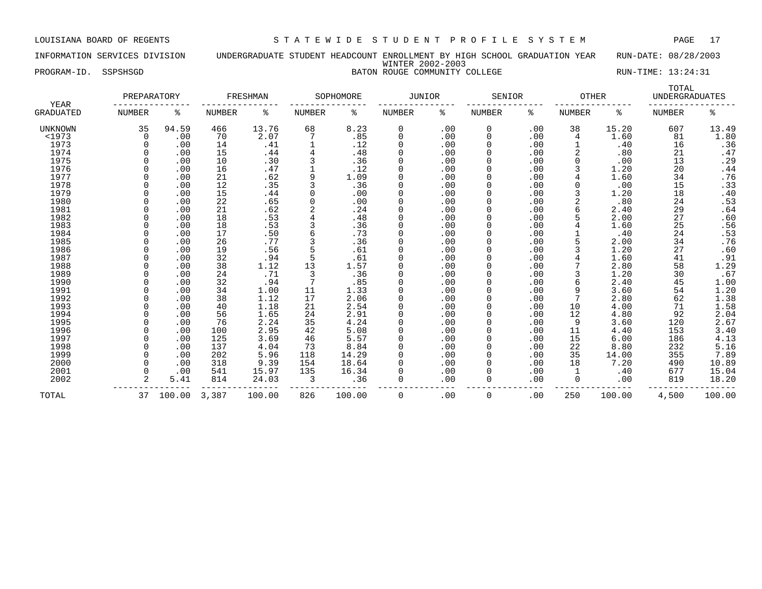LOUISIANA BOARD OF REGENTS — STATEWIDE STUDENT PROFILE SYSTEM

INFORMATION SERVICES DIVISION — UNDERGRADUATE STUDENT HEADCOUNT ENROLLMENT BY HIGH SCHOOL GRADUATION YEAR — RUN-DATE: 08/28/2003

WINTER 2002-2003

PROGRAM-ID. SSPSHSGD — BATON ROUGE COMMUNITY COLLEGE — RUN-TIME: 13:24:31

| YEAR | PREPARATORY | | FRESHMAN | | SOPHOMORE | | JUNIOR | | SENIOR | | OTHER | | TOTAL UNDERGRADUATES | |
|---|---|---|---|---|---|---|---|---|---|---|---|---|---|---|
| GRADUATED | NUMBER | % | NUMBER | % | NUMBER | % | NUMBER | % | NUMBER | % | NUMBER | % | NUMBER | % |
| UNKNOWN | 35 | 94.59 | 466 | 13.76 | 68 | 8.23 | 0 | .00 | 0 | .00 | 38 | 15.20 | 607 | 13.49 |
| <1973 | 0 | .00 | 70 | 2.07 | 7 | .85 | 0 | .00 | 0 | .00 | 4 | 1.60 | 81 | 1.80 |
| 1973 | 0 | .00 | 14 | .41 | 1 | .12 | 0 | .00 | 0 | .00 | 1 | .40 | 16 | .36 |
| 1974 | 0 | .00 | 15 | .44 | 4 | .48 | 0 | .00 | 0 | .00 | 2 | .80 | 21 | .47 |
| 1975 | 0 | .00 | 10 | .30 | 3 | .36 | 0 | .00 | 0 | .00 | 0 | .00 | 13 | .29 |
| 1976 | 0 | .00 | 16 | .47 | 1 | .12 | 0 | .00 | 0 | .00 | 3 | 1.20 | 20 | .44 |
| 1977 | 0 | .00 | 21 | .62 | 9 | 1.09 | 0 | .00 | 0 | .00 | 4 | 1.60 | 34 | .76 |
| 1978 | 0 | .00 | 12 | .35 | 3 | .36 | 0 | .00 | 0 | .00 | 0 | .00 | 15 | .33 |
| 1979 | 0 | .00 | 15 | .44 | 0 | .00 | 0 | .00 | 0 | .00 | 3 | 1.20 | 18 | .40 |
| 1980 | 0 | .00 | 22 | .65 | 0 | .00 | 0 | .00 | 0 | .00 | 2 | .80 | 24 | .53 |
| 1981 | 0 | .00 | 21 | .62 | 2 | .24 | 0 | .00 | 0 | .00 | 6 | 2.40 | 29 | .64 |
| 1982 | 0 | .00 | 18 | .53 | 4 | .48 | 0 | .00 | 0 | .00 | 5 | 2.00 | 27 | .60 |
| 1983 | 0 | .00 | 18 | .53 | 3 | .36 | 0 | .00 | 0 | .00 | 4 | 1.60 | 25 | .56 |
| 1984 | 0 | .00 | 17 | .50 | 6 | .73 | 0 | .00 | 0 | .00 | 1 | .40 | 24 | .53 |
| 1985 | 0 | .00 | 26 | .77 | 3 | .36 | 0 | .00 | 0 | .00 | 5 | 2.00 | 34 | .76 |
| 1986 | 0 | .00 | 19 | .56 | 5 | .61 | 0 | .00 | 0 | .00 | 3 | 1.20 | 27 | .60 |
| 1987 | 0 | .00 | 32 | .94 | 5 | .61 | 0 | .00 | 0 | .00 | 4 | 1.60 | 41 | .91 |
| 1988 | 0 | .00 | 38 | 1.12 | 13 | 1.57 | 0 | .00 | 0 | .00 | 7 | 2.80 | 58 | 1.29 |
| 1989 | 0 | .00 | 24 | .71 | 3 | .36 | 0 | .00 | 0 | .00 | 3 | 1.20 | 30 | .67 |
| 1990 | 0 | .00 | 32 | .94 | 7 | .85 | 0 | .00 | 0 | .00 | 6 | 2.40 | 45 | 1.00 |
| 1991 | 0 | .00 | 34 | 1.00 | 11 | 1.33 | 0 | .00 | 0 | .00 | 9 | 3.60 | 54 | 1.20 |
| 1992 | 0 | .00 | 38 | 1.12 | 17 | 2.06 | 0 | .00 | 0 | .00 | 7 | 2.80 | 62 | 1.38 |
| 1993 | 0 | .00 | 40 | 1.18 | 21 | 2.54 | 0 | .00 | 0 | .00 | 10 | 4.00 | 71 | 1.58 |
| 1994 | 0 | .00 | 56 | 1.65 | 24 | 2.91 | 0 | .00 | 0 | .00 | 12 | 4.80 | 92 | 2.04 |
| 1995 | 0 | .00 | 76 | 2.24 | 35 | 4.24 | 0 | .00 | 0 | .00 | 9 | 3.60 | 120 | 2.67 |
| 1996 | 0 | .00 | 100 | 2.95 | 42 | 5.08 | 0 | .00 | 0 | .00 | 11 | 4.40 | 153 | 3.40 |
| 1997 | 0 | .00 | 125 | 3.69 | 46 | 5.57 | 0 | .00 | 0 | .00 | 15 | 6.00 | 186 | 4.13 |
| 1998 | 0 | .00 | 137 | 4.04 | 73 | 8.84 | 0 | .00 | 0 | .00 | 22 | 8.80 | 232 | 5.16 |
| 1999 | 0 | .00 | 202 | 5.96 | 118 | 14.29 | 0 | .00 | 0 | .00 | 35 | 14.00 | 355 | 7.89 |
| 2000 | 0 | .00 | 318 | 9.39 | 154 | 18.64 | 0 | .00 | 0 | .00 | 18 | 7.20 | 490 | 10.89 |
| 2001 | 0 | .00 | 541 | 15.97 | 135 | 16.34 | 0 | .00 | 0 | .00 | 1 | .40 | 677 | 15.04 |
| 2002 | 2 | 5.41 | 814 | 24.03 | 3 | .36 | 0 | .00 | 0 | .00 | 0 | .00 | 819 | 18.20 |
| TOTAL | 37 | 100.00 | 3,387 | 100.00 | 826 | 100.00 | 0 | .00 | 0 | .00 | 250 | 100.00 | 4,500 | 100.00 |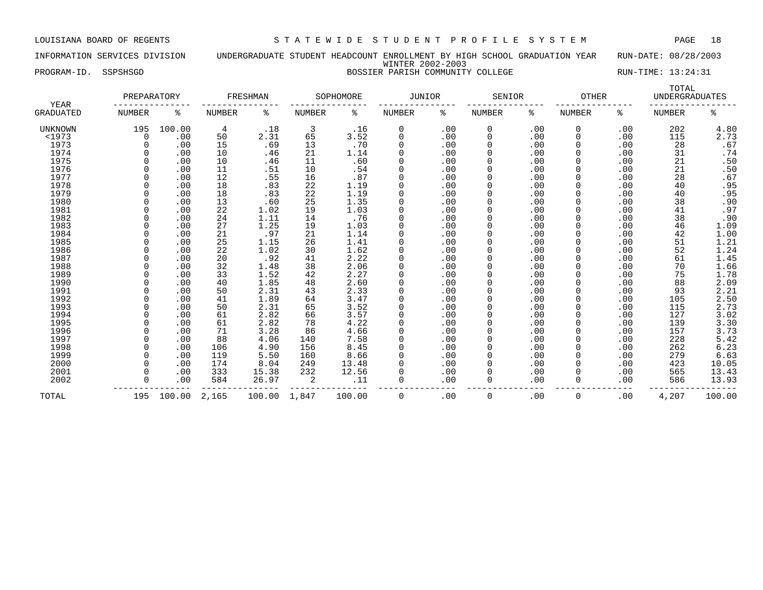LOUISIANA BOARD OF REGENTS — STATEWIDE STUDENT PROFILE SYSTEM

INFORMATION SERVICES DIVISION — UNDERGRADUATE STUDENT HEADCOUNT ENROLLMENT BY HIGH SCHOOL GRADUATION YEAR — RUN-DATE: 08/28/2003

WINTER 2002-2003

PROGRAM-ID. SSPSHSGD — BOSSIER PARISH COMMUNITY COLLEGE — RUN-TIME: 13:24:31

| YEAR GRADUATED | PREPARATORY NUMBER | PREPARATORY % | FRESHMAN NUMBER | FRESHMAN % | SOPHOMORE NUMBER | SOPHOMORE % | JUNIOR NUMBER | JUNIOR % | SENIOR NUMBER | SENIOR % | OTHER NUMBER | OTHER % | TOTAL UNDERGRADUATES NUMBER | TOTAL UNDERGRADUATES % |
|---|---|---|---|---|---|---|---|---|---|---|---|---|---|---|
| UNKNOWN | 195 | 100.00 | 4 | .18 | 3 | .16 | 0 | .00 | 0 | .00 | 0 | .00 | 202 | 4.80 |
| <1973 | 0 | .00 | 50 | 2.31 | 65 | 3.52 | 0 | .00 | 0 | .00 | 0 | .00 | 115 | 2.73 |
| 1973 | 0 | .00 | 15 | .69 | 13 | .70 | 0 | .00 | 0 | .00 | 0 | .00 | 28 | .67 |
| 1974 | 0 | .00 | 10 | .46 | 21 | 1.14 | 0 | .00 | 0 | .00 | 0 | .00 | 31 | .74 |
| 1975 | 0 | .00 | 10 | .46 | 11 | .60 | 0 | .00 | 0 | .00 | 0 | .00 | 21 | .50 |
| 1976 | 0 | .00 | 11 | .51 | 10 | .54 | 0 | .00 | 0 | .00 | 0 | .00 | 21 | .50 |
| 1977 | 0 | .00 | 12 | .55 | 16 | .87 | 0 | .00 | 0 | .00 | 0 | .00 | 28 | .67 |
| 1978 | 0 | .00 | 18 | .83 | 22 | 1.19 | 0 | .00 | 0 | .00 | 0 | .00 | 40 | .95 |
| 1979 | 0 | .00 | 18 | .83 | 22 | 1.19 | 0 | .00 | 0 | .00 | 0 | .00 | 40 | .95 |
| 1980 | 0 | .00 | 13 | .60 | 25 | 1.35 | 0 | .00 | 0 | .00 | 0 | .00 | 38 | .90 |
| 1981 | 0 | .00 | 22 | 1.02 | 19 | 1.03 | 0 | .00 | 0 | .00 | 0 | .00 | 41 | .97 |
| 1982 | 0 | .00 | 24 | 1.11 | 14 | .76 | 0 | .00 | 0 | .00 | 0 | .00 | 38 | .90 |
| 1983 | 0 | .00 | 27 | 1.25 | 19 | 1.03 | 0 | .00 | 0 | .00 | 0 | .00 | 46 | 1.09 |
| 1984 | 0 | .00 | 21 | .97 | 21 | 1.14 | 0 | .00 | 0 | .00 | 0 | .00 | 42 | 1.00 |
| 1985 | 0 | .00 | 25 | 1.15 | 26 | 1.41 | 0 | .00 | 0 | .00 | 0 | .00 | 51 | 1.21 |
| 1986 | 0 | .00 | 22 | 1.02 | 30 | 1.62 | 0 | .00 | 0 | .00 | 0 | .00 | 52 | 1.24 |
| 1987 | 0 | .00 | 20 | .92 | 41 | 2.22 | 0 | .00 | 0 | .00 | 0 | .00 | 61 | 1.45 |
| 1988 | 0 | .00 | 32 | 1.48 | 38 | 2.06 | 0 | .00 | 0 | .00 | 0 | .00 | 70 | 1.66 |
| 1989 | 0 | .00 | 33 | 1.52 | 42 | 2.27 | 0 | .00 | 0 | .00 | 0 | .00 | 75 | 1.78 |
| 1990 | 0 | .00 | 40 | 1.85 | 48 | 2.60 | 0 | .00 | 0 | .00 | 0 | .00 | 88 | 2.09 |
| 1991 | 0 | .00 | 50 | 2.31 | 43 | 2.33 | 0 | .00 | 0 | .00 | 0 | .00 | 93 | 2.21 |
| 1992 | 0 | .00 | 41 | 1.89 | 64 | 3.47 | 0 | .00 | 0 | .00 | 0 | .00 | 105 | 2.50 |
| 1993 | 0 | .00 | 50 | 2.31 | 65 | 3.52 | 0 | .00 | 0 | .00 | 0 | .00 | 115 | 2.73 |
| 1994 | 0 | .00 | 61 | 2.82 | 66 | 3.57 | 0 | .00 | 0 | .00 | 0 | .00 | 127 | 3.02 |
| 1995 | 0 | .00 | 61 | 2.82 | 78 | 4.22 | 0 | .00 | 0 | .00 | 0 | .00 | 139 | 3.30 |
| 1996 | 0 | .00 | 71 | 3.28 | 86 | 4.66 | 0 | .00 | 0 | .00 | 0 | .00 | 157 | 3.73 |
| 1997 | 0 | .00 | 88 | 4.06 | 140 | 7.58 | 0 | .00 | 0 | .00 | 0 | .00 | 228 | 5.42 |
| 1998 | 0 | .00 | 106 | 4.90 | 156 | 8.45 | 0 | .00 | 0 | .00 | 0 | .00 | 262 | 6.23 |
| 1999 | 0 | .00 | 119 | 5.50 | 160 | 8.66 | 0 | .00 | 0 | .00 | 0 | .00 | 279 | 6.63 |
| 2000 | 0 | .00 | 174 | 8.04 | 249 | 13.48 | 0 | .00 | 0 | .00 | 0 | .00 | 423 | 10.05 |
| 2001 | 0 | .00 | 333 | 15.38 | 232 | 12.56 | 0 | .00 | 0 | .00 | 0 | .00 | 565 | 13.43 |
| 2002 | 0 | .00 | 584 | 26.97 | 2 | .11 | 0 | .00 | 0 | .00 | 0 | .00 | 586 | 13.93 |
| TOTAL | 195 | 100.00 | 2,165 | 100.00 | 1,847 | 100.00 | 0 | .00 | 0 | .00 | 0 | .00 | 4,207 | 100.00 |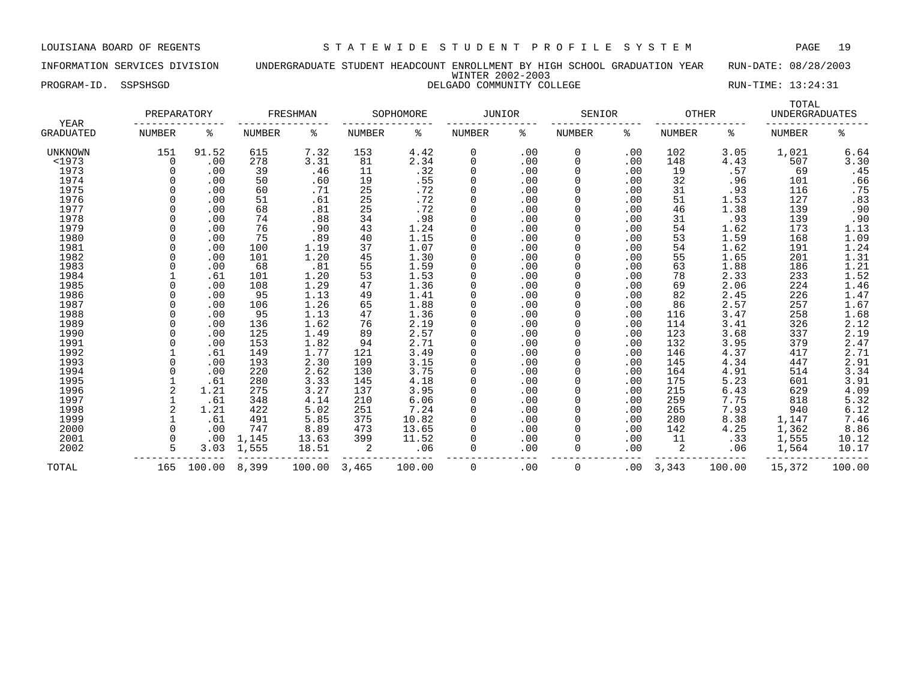LOUISIANA BOARD OF REGENTS — STATEWIDE STUDENT PROFILE SYSTEM

INFORMATION SERVICES DIVISION — UNDERGRADUATE STUDENT HEADCOUNT ENROLLMENT BY HIGH SCHOOL GRADUATION YEAR — RUN-DATE: 08/28/2003

WINTER 2002-2003

PROGRAM-ID. SSPSHSGD — DELGADO COMMUNITY COLLEGE — RUN-TIME: 13:24:31

| YEAR GRADUATED | PREPARATORY NUMBER | PREPARATORY % | FRESHMAN NUMBER | FRESHMAN % | SOPHOMORE NUMBER | SOPHOMORE % | JUNIOR NUMBER | JUNIOR % | SENIOR NUMBER | SENIOR % | OTHER NUMBER | OTHER % | TOTAL UNDERGRADUATES NUMBER | TOTAL UNDERGRADUATES % |
|---|---|---|---|---|---|---|---|---|---|---|---|---|---|---|
| UNKNOWN | 151 | 91.52 | 615 | 7.32 | 153 | 4.42 | 0 | .00 | 0 | .00 | 102 | 3.05 | 1,021 | 6.64 |
| <1973 | 0 | .00 | 278 | 3.31 | 81 | 2.34 | 0 | .00 | 0 | .00 | 148 | 4.43 | 507 | 3.30 |
| 1973 | 0 | .00 | 39 | .46 | 11 | .32 | 0 | .00 | 0 | .00 | 19 | .57 | 69 | .45 |
| 1974 | 0 | .00 | 50 | .60 | 19 | .55 | 0 | .00 | 0 | .00 | 32 | .96 | 101 | .66 |
| 1975 | 0 | .00 | 60 | .71 | 25 | .72 | 0 | .00 | 0 | .00 | 31 | .93 | 116 | .75 |
| 1976 | 0 | .00 | 51 | .61 | 25 | .72 | 0 | .00 | 0 | .00 | 51 | 1.53 | 127 | .83 |
| 1977 | 0 | .00 | 68 | .81 | 25 | .72 | 0 | .00 | 0 | .00 | 46 | 1.38 | 139 | .90 |
| 1978 | 0 | .00 | 74 | .88 | 34 | .98 | 0 | .00 | 0 | .00 | 31 | .93 | 139 | .90 |
| 1979 | 0 | .00 | 76 | .90 | 43 | 1.24 | 0 | .00 | 0 | .00 | 54 | 1.62 | 173 | 1.13 |
| 1980 | 0 | .00 | 75 | .89 | 40 | 1.15 | 0 | .00 | 0 | .00 | 53 | 1.59 | 168 | 1.09 |
| 1981 | 0 | .00 | 100 | 1.19 | 37 | 1.07 | 0 | .00 | 0 | .00 | 54 | 1.62 | 191 | 1.24 |
| 1982 | 0 | .00 | 101 | 1.20 | 45 | 1.30 | 0 | .00 | 0 | .00 | 55 | 1.65 | 201 | 1.31 |
| 1983 | 0 | .00 | 68 | .81 | 55 | 1.59 | 0 | .00 | 0 | .00 | 63 | 1.88 | 186 | 1.21 |
| 1984 | 1 | .61 | 101 | 1.20 | 53 | 1.53 | 0 | .00 | 0 | .00 | 78 | 2.33 | 233 | 1.52 |
| 1985 | 0 | .00 | 108 | 1.29 | 47 | 1.36 | 0 | .00 | 0 | .00 | 69 | 2.06 | 224 | 1.46 |
| 1986 | 0 | .00 | 95 | 1.13 | 49 | 1.41 | 0 | .00 | 0 | .00 | 82 | 2.45 | 226 | 1.47 |
| 1987 | 0 | .00 | 106 | 1.26 | 65 | 1.88 | 0 | .00 | 0 | .00 | 86 | 2.57 | 257 | 1.67 |
| 1988 | 0 | .00 | 95 | 1.13 | 47 | 1.36 | 0 | .00 | 0 | .00 | 116 | 3.47 | 258 | 1.68 |
| 1989 | 0 | .00 | 136 | 1.62 | 76 | 2.19 | 0 | .00 | 0 | .00 | 114 | 3.41 | 326 | 2.12 |
| 1990 | 0 | .00 | 125 | 1.49 | 89 | 2.57 | 0 | .00 | 0 | .00 | 123 | 3.68 | 337 | 2.19 |
| 1991 | 0 | .00 | 153 | 1.82 | 94 | 2.71 | 0 | .00 | 0 | .00 | 132 | 3.95 | 379 | 2.47 |
| 1992 | 1 | .61 | 149 | 1.77 | 121 | 3.49 | 0 | .00 | 0 | .00 | 146 | 4.37 | 417 | 2.71 |
| 1993 | 0 | .00 | 193 | 2.30 | 109 | 3.15 | 0 | .00 | 0 | .00 | 145 | 4.34 | 447 | 2.91 |
| 1994 | 0 | .00 | 220 | 2.62 | 130 | 3.75 | 0 | .00 | 0 | .00 | 164 | 4.91 | 514 | 3.34 |
| 1995 | 1 | .61 | 280 | 3.33 | 145 | 4.18 | 0 | .00 | 0 | .00 | 175 | 5.23 | 601 | 3.91 |
| 1996 | 2 | 1.21 | 275 | 3.27 | 137 | 3.95 | 0 | .00 | 0 | .00 | 215 | 6.43 | 629 | 4.09 |
| 1997 | 1 | .61 | 348 | 4.14 | 210 | 6.06 | 0 | .00 | 0 | .00 | 259 | 7.75 | 818 | 5.32 |
| 1998 | 2 | 1.21 | 422 | 5.02 | 251 | 7.24 | 0 | .00 | 0 | .00 | 265 | 7.93 | 940 | 6.12 |
| 1999 | 1 | .61 | 491 | 5.85 | 375 | 10.82 | 0 | .00 | 0 | .00 | 280 | 8.38 | 1,147 | 7.46 |
| 2000 | 0 | .00 | 747 | 8.89 | 473 | 13.65 | 0 | .00 | 0 | .00 | 142 | 4.25 | 1,362 | 8.86 |
| 2001 | 0 | .00 | 1,145 | 13.63 | 399 | 11.52 | 0 | .00 | 0 | .00 | 11 | .33 | 1,555 | 10.12 |
| 2002 | 5 | 3.03 | 1,555 | 18.51 | 2 | .06 | 0 | .00 | 0 | .00 | 2 | .06 | 1,564 | 10.17 |
| TOTAL | 165 | 100.00 | 8,399 | 100.00 | 3,465 | 100.00 | 0 | .00 | 0 | .00 | 3,343 | 100.00 | 15,372 | 100.00 |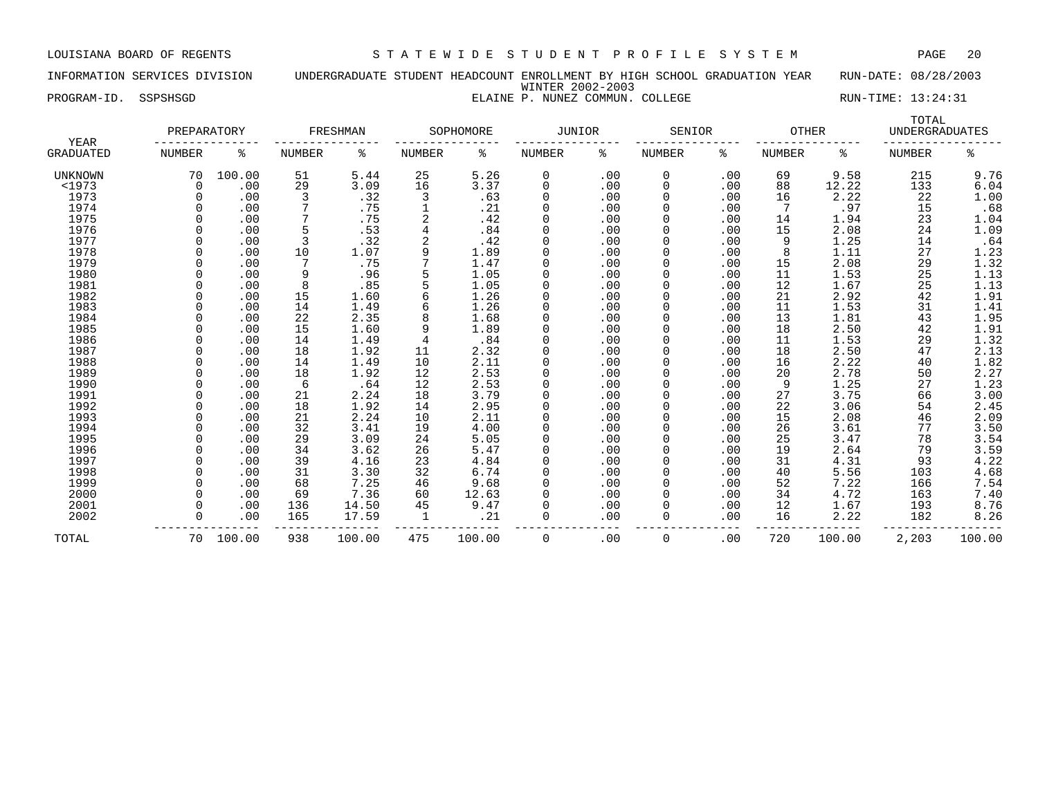LOUISIANA BOARD OF REGENTS — STATEWIDE STUDENT PROFILE SYSTEM

INFORMATION SERVICES DIVISION — UNDERGRADUATE STUDENT HEADCOUNT ENROLLMENT BY HIGH SCHOOL GRADUATION YEAR — RUN-DATE: 08/28/2003

WINTER 2002-2003

PROGRAM-ID. SSPSHSGD — ELAINE P. NUNEZ COMMUN. COLLEGE — RUN-TIME: 13:24:31

| YEAR GRADUATED | PREPARATORY NUMBER | PREPARATORY % | FRESHMAN NUMBER | FRESHMAN % | SOPHOMORE NUMBER | SOPHOMORE % | JUNIOR NUMBER | JUNIOR % | SENIOR NUMBER | SENIOR % | OTHER NUMBER | OTHER % | TOTAL UNDERGRADUATES NUMBER | TOTAL UNDERGRADUATES % |
|---|---|---|---|---|---|---|---|---|---|---|---|---|---|---|
| UNKNOWN | 70 | 100.00 | 51 | 5.44 | 25 | 5.26 | 0 | .00 | 0 | .00 | 69 | 9.58 | 215 | 9.76 |
| <1973 | 0 | .00 | 29 | 3.09 | 16 | 3.37 | 0 | .00 | 0 | .00 | 88 | 12.22 | 133 | 6.04 |
| 1973 | 0 | .00 | 3 | .32 | 3 | .63 | 0 | .00 | 0 | .00 | 16 | 2.22 | 22 | 1.00 |
| 1974 | 0 | .00 | 7 | .75 | 1 | .21 | 0 | .00 | 0 | .00 | 7 | .97 | 15 | .68 |
| 1975 | 0 | .00 | 7 | .75 | 2 | .42 | 0 | .00 | 0 | .00 | 14 | 1.94 | 23 | 1.04 |
| 1976 | 0 | .00 | 5 | .53 | 4 | .84 | 0 | .00 | 0 | .00 | 15 | 2.08 | 24 | 1.09 |
| 1977 | 0 | .00 | 3 | .32 | 2 | .42 | 0 | .00 | 0 | .00 | 9 | 1.25 | 14 | .64 |
| 1978 | 0 | .00 | 10 | 1.07 | 9 | 1.89 | 0 | .00 | 0 | .00 | 8 | 1.11 | 27 | 1.23 |
| 1979 | 0 | .00 | 7 | .75 | 7 | 1.47 | 0 | .00 | 0 | .00 | 15 | 2.08 | 29 | 1.32 |
| 1980 | 0 | .00 | 9 | .96 | 5 | 1.05 | 0 | .00 | 0 | .00 | 11 | 1.53 | 25 | 1.13 |
| 1981 | 0 | .00 | 8 | .85 | 5 | 1.05 | 0 | .00 | 0 | .00 | 12 | 1.67 | 25 | 1.13 |
| 1982 | 0 | .00 | 15 | 1.60 | 6 | 1.26 | 0 | .00 | 0 | .00 | 21 | 2.92 | 42 | 1.91 |
| 1983 | 0 | .00 | 14 | 1.49 | 6 | 1.26 | 0 | .00 | 0 | .00 | 11 | 1.53 | 31 | 1.41 |
| 1984 | 0 | .00 | 22 | 2.35 | 8 | 1.68 | 0 | .00 | 0 | .00 | 13 | 1.81 | 43 | 1.95 |
| 1985 | 0 | .00 | 15 | 1.60 | 9 | 1.89 | 0 | .00 | 0 | .00 | 18 | 2.50 | 42 | 1.91 |
| 1986 | 0 | .00 | 14 | 1.49 | 4 | .84 | 0 | .00 | 0 | .00 | 11 | 1.53 | 29 | 1.32 |
| 1987 | 0 | .00 | 18 | 1.92 | 11 | 2.32 | 0 | .00 | 0 | .00 | 18 | 2.50 | 47 | 2.13 |
| 1988 | 0 | .00 | 14 | 1.49 | 10 | 2.11 | 0 | .00 | 0 | .00 | 16 | 2.22 | 40 | 1.82 |
| 1989 | 0 | .00 | 18 | 1.92 | 12 | 2.53 | 0 | .00 | 0 | .00 | 20 | 2.78 | 50 | 2.27 |
| 1990 | 0 | .00 | 6 | .64 | 12 | 2.53 | 0 | .00 | 0 | .00 | 9 | 1.25 | 27 | 1.23 |
| 1991 | 0 | .00 | 21 | 2.24 | 18 | 3.79 | 0 | .00 | 0 | .00 | 27 | 3.75 | 66 | 3.00 |
| 1992 | 0 | .00 | 18 | 1.92 | 14 | 2.95 | 0 | .00 | 0 | .00 | 22 | 3.06 | 54 | 2.45 |
| 1993 | 0 | .00 | 21 | 2.24 | 10 | 2.11 | 0 | .00 | 0 | .00 | 15 | 2.08 | 46 | 2.09 |
| 1994 | 0 | .00 | 32 | 3.41 | 19 | 4.00 | 0 | .00 | 0 | .00 | 26 | 3.61 | 77 | 3.50 |
| 1995 | 0 | .00 | 29 | 3.09 | 24 | 5.05 | 0 | .00 | 0 | .00 | 25 | 3.47 | 78 | 3.54 |
| 1996 | 0 | .00 | 34 | 3.62 | 26 | 5.47 | 0 | .00 | 0 | .00 | 19 | 2.64 | 79 | 3.59 |
| 1997 | 0 | .00 | 39 | 4.16 | 23 | 4.84 | 0 | .00 | 0 | .00 | 31 | 4.31 | 93 | 4.22 |
| 1998 | 0 | .00 | 31 | 3.30 | 32 | 6.74 | 0 | .00 | 0 | .00 | 40 | 5.56 | 103 | 4.68 |
| 1999 | 0 | .00 | 68 | 7.25 | 46 | 9.68 | 0 | .00 | 0 | .00 | 52 | 7.22 | 166 | 7.54 |
| 2000 | 0 | .00 | 69 | 7.36 | 60 | 12.63 | 0 | .00 | 0 | .00 | 34 | 4.72 | 163 | 7.40 |
| 2001 | 0 | .00 | 136 | 14.50 | 45 | 9.47 | 0 | .00 | 0 | .00 | 12 | 1.67 | 193 | 8.76 |
| 2002 | 0 | .00 | 165 | 17.59 | 1 | .21 | 0 | .00 | 0 | .00 | 16 | 2.22 | 182 | 8.26 |
| TOTAL | 70 | 100.00 | 938 | 100.00 | 475 | 100.00 | 0 | .00 | 0 | .00 | 720 | 100.00 | 2,203 | 100.00 |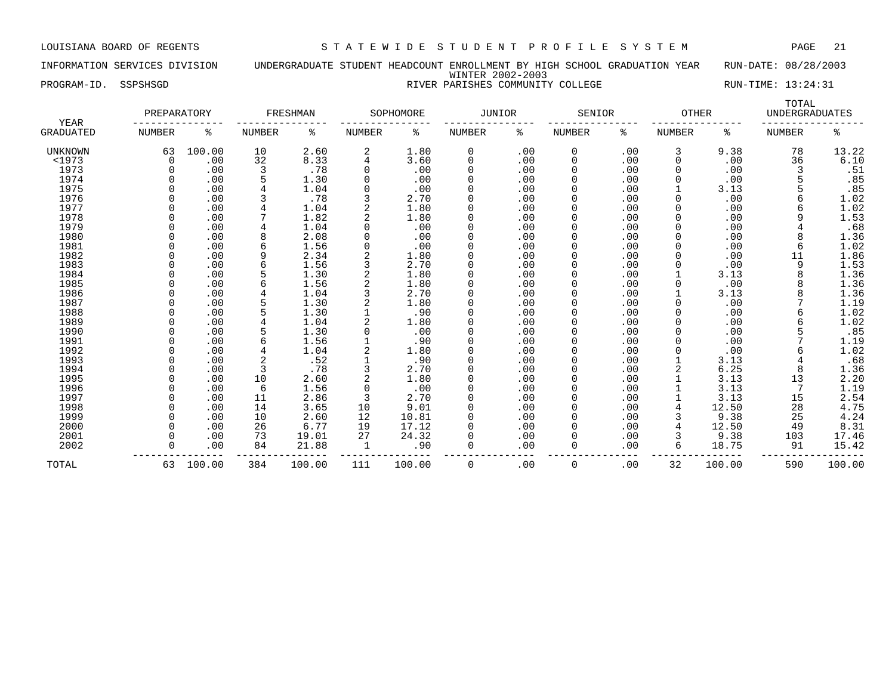LOUISIANA BOARD OF REGENTS — STATEWIDE STUDENT PROFILE SYSTEM

INFORMATION SERVICES DIVISION — UNDERGRADUATE STUDENT HEADCOUNT ENROLLMENT BY HIGH SCHOOL GRADUATION YEAR — RUN-DATE: 08/28/2003

WINTER 2002-2003

PROGRAM-ID. SSPSHSGD — RIVER PARISHES COMMUNITY COLLEGE — RUN-TIME: 13:24:31

| YEAR | PREPARATORY | | FRESHMAN | | SOPHOMORE | | JUNIOR | | SENIOR | | OTHER | | TOTAL UNDERGRADUATES | |
|---|---|---|---|---|---|---|---|---|---|---|---|---|---|---|
| GRADUATED | NUMBER | % | NUMBER | % | NUMBER | % | NUMBER | % | NUMBER | % | NUMBER | % | NUMBER | % |
| UNKNOWN | 63 | 100.00 | 10 | 2.60 | 2 | 1.80 | 0 | .00 | 0 | .00 | 3 | 9.38 | 78 | 13.22 |
| <1973 | 0 | .00 | 32 | 8.33 | 4 | 3.60 | 0 | .00 | 0 | .00 | 0 | .00 | 36 | 6.10 |
| 1973 | 0 | .00 | 3 | .78 | 0 | .00 | 0 | .00 | 0 | .00 | 0 | .00 | 3 | .51 |
| 1974 | 0 | .00 | 5 | 1.30 | 0 | .00 | 0 | .00 | 0 | .00 | 0 | .00 | 5 | .85 |
| 1975 | 0 | .00 | 4 | 1.04 | 0 | .00 | 0 | .00 | 0 | .00 | 1 | 3.13 | 5 | .85 |
| 1976 | 0 | .00 | 3 | .78 | 3 | 2.70 | 0 | .00 | 0 | .00 | 0 | .00 | 6 | 1.02 |
| 1977 | 0 | .00 | 4 | 1.04 | 2 | 1.80 | 0 | .00 | 0 | .00 | 0 | .00 | 6 | 1.02 |
| 1978 | 0 | .00 | 7 | 1.82 | 2 | 1.80 | 0 | .00 | 0 | .00 | 0 | .00 | 9 | 1.53 |
| 1979 | 0 | .00 | 4 | 1.04 | 0 | .00 | 0 | .00 | 0 | .00 | 0 | .00 | 4 | .68 |
| 1980 | 0 | .00 | 8 | 2.08 | 0 | .00 | 0 | .00 | 0 | .00 | 0 | .00 | 8 | 1.36 |
| 1981 | 0 | .00 | 6 | 1.56 | 0 | .00 | 0 | .00 | 0 | .00 | 0 | .00 | 6 | 1.02 |
| 1982 | 0 | .00 | 9 | 2.34 | 2 | 1.80 | 0 | .00 | 0 | .00 | 0 | .00 | 11 | 1.86 |
| 1983 | 0 | .00 | 6 | 1.56 | 3 | 2.70 | 0 | .00 | 0 | .00 | 0 | .00 | 9 | 1.53 |
| 1984 | 0 | .00 | 5 | 1.30 | 2 | 1.80 | 0 | .00 | 0 | .00 | 1 | 3.13 | 8 | 1.36 |
| 1985 | 0 | .00 | 6 | 1.56 | 2 | 1.80 | 0 | .00 | 0 | .00 | 0 | .00 | 8 | 1.36 |
| 1986 | 0 | .00 | 4 | 1.04 | 3 | 2.70 | 0 | .00 | 0 | .00 | 1 | 3.13 | 8 | 1.36 |
| 1987 | 0 | .00 | 5 | 1.30 | 2 | 1.80 | 0 | .00 | 0 | .00 | 0 | .00 | 7 | 1.19 |
| 1988 | 0 | .00 | 5 | 1.30 | 1 | .90 | 0 | .00 | 0 | .00 | 0 | .00 | 6 | 1.02 |
| 1989 | 0 | .00 | 4 | 1.04 | 2 | 1.80 | 0 | .00 | 0 | .00 | 0 | .00 | 6 | 1.02 |
| 1990 | 0 | .00 | 5 | 1.30 | 0 | .00 | 0 | .00 | 0 | .00 | 0 | .00 | 5 | .85 |
| 1991 | 0 | .00 | 6 | 1.56 | 1 | .90 | 0 | .00 | 0 | .00 | 0 | .00 | 7 | 1.19 |
| 1992 | 0 | .00 | 4 | 1.04 | 2 | 1.80 | 0 | .00 | 0 | .00 | 0 | .00 | 6 | 1.02 |
| 1993 | 0 | .00 | 2 | .52 | 1 | .90 | 0 | .00 | 0 | .00 | 1 | 3.13 | 4 | .68 |
| 1994 | 0 | .00 | 3 | .78 | 3 | 2.70 | 0 | .00 | 0 | .00 | 2 | 6.25 | 8 | 1.36 |
| 1995 | 0 | .00 | 10 | 2.60 | 2 | 1.80 | 0 | .00 | 0 | .00 | 1 | 3.13 | 13 | 2.20 |
| 1996 | 0 | .00 | 6 | 1.56 | 0 | .00 | 0 | .00 | 0 | .00 | 1 | 3.13 | 7 | 1.19 |
| 1997 | 0 | .00 | 11 | 2.86 | 3 | 2.70 | 0 | .00 | 0 | .00 | 1 | 3.13 | 15 | 2.54 |
| 1998 | 0 | .00 | 14 | 3.65 | 10 | 9.01 | 0 | .00 | 0 | .00 | 4 | 12.50 | 28 | 4.75 |
| 1999 | 0 | .00 | 10 | 2.60 | 12 | 10.81 | 0 | .00 | 0 | .00 | 3 | 9.38 | 25 | 4.24 |
| 2000 | 0 | .00 | 26 | 6.77 | 19 | 17.12 | 0 | .00 | 0 | .00 | 4 | 12.50 | 49 | 8.31 |
| 2001 | 0 | .00 | 73 | 19.01 | 27 | 24.32 | 0 | .00 | 0 | .00 | 3 | 9.38 | 103 | 17.46 |
| 2002 | 0 | .00 | 84 | 21.88 | 1 | .90 | 0 | .00 | 0 | .00 | 6 | 18.75 | 91 | 15.42 |
| TOTAL | 63 | 100.00 | 384 | 100.00 | 111 | 100.00 | 0 | .00 | 0 | .00 | 32 | 100.00 | 590 | 100.00 |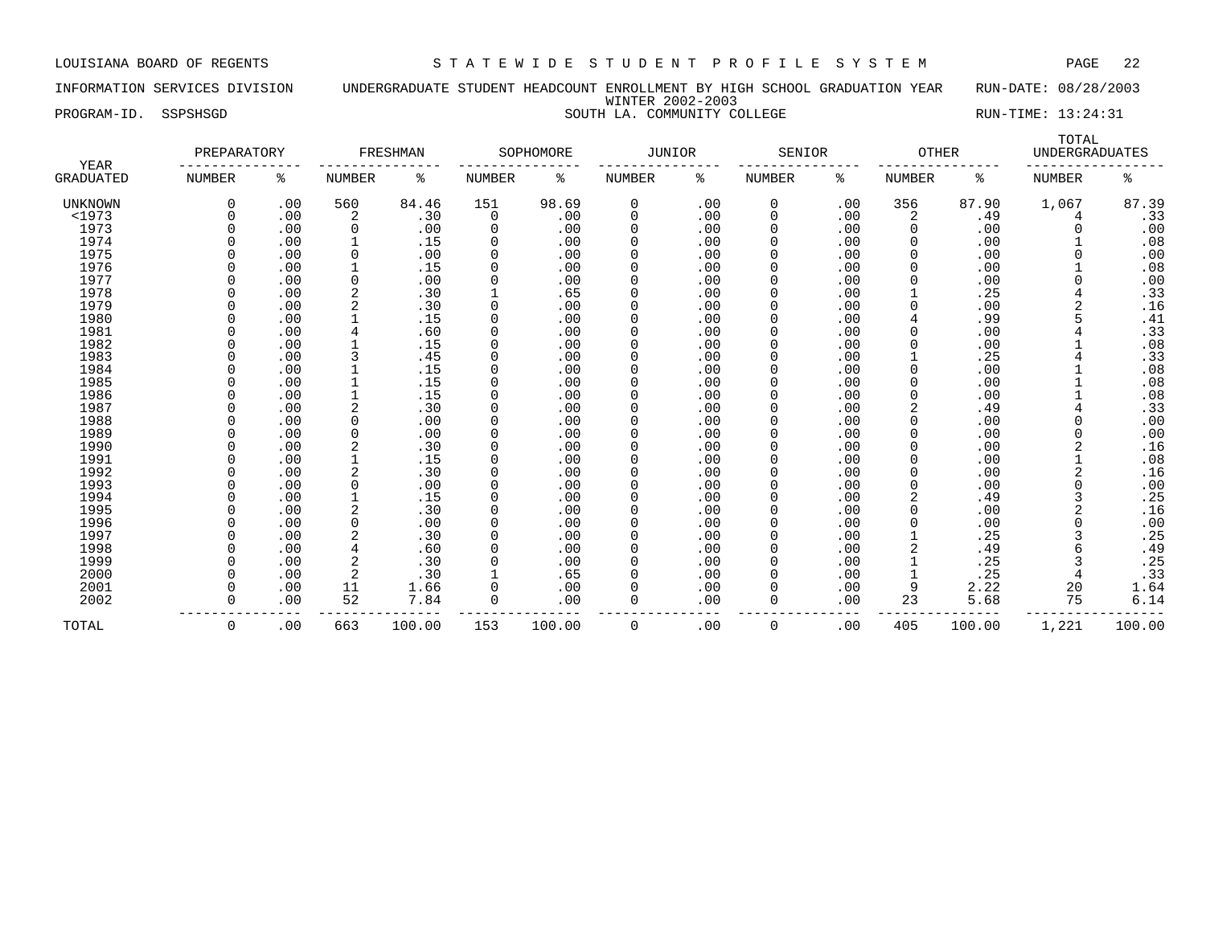LOUISIANA BOARD OF REGENTS — STATEWIDE STUDENT PROFILE SYSTEM

INFORMATION SERVICES DIVISION — UNDERGRADUATE STUDENT HEADCOUNT ENROLLMENT BY HIGH SCHOOL GRADUATION YEAR — RUN-DATE: 08/28/2003

WINTER 2002-2003

PROGRAM-ID. SSPSHSGD — SOUTH LA. COMMUNITY COLLEGE — RUN-TIME: 13:24:31

| YEAR GRADUATED | PREPARATORY NUMBER | PREPARATORY % | FRESHMAN NUMBER | FRESHMAN % | SOPHOMORE NUMBER | SOPHOMORE % | JUNIOR NUMBER | JUNIOR % | SENIOR NUMBER | SENIOR % | OTHER NUMBER | OTHER % | TOTAL UNDERGRADUATES NUMBER | TOTAL UNDERGRADUATES % |
|---|---|---|---|---|---|---|---|---|---|---|---|---|---|---|
| UNKNOWN | 0 | .00 | 560 | 84.46 | 151 | 98.69 | 0 | .00 | 0 | .00 | 356 | 87.90 | 1,067 | 87.39 |
| <1973 | 0 | .00 | 2 | .30 | 0 | .00 | 0 | .00 | 0 | .00 | 2 | .49 | 4 | .33 |
| 1973 | 0 | .00 | 0 | .00 | 0 | .00 | 0 | .00 | 0 | .00 | 0 | .00 | 0 | .00 |
| 1974 | 0 | .00 | 1 | .15 | 0 | .00 | 0 | .00 | 0 | .00 | 0 | .00 | 1 | .08 |
| 1975 | 0 | .00 | 0 | .00 | 0 | .00 | 0 | .00 | 0 | .00 | 0 | .00 | 0 | .00 |
| 1976 | 0 | .00 | 1 | .15 | 0 | .00 | 0 | .00 | 0 | .00 | 0 | .00 | 1 | .08 |
| 1977 | 0 | .00 | 0 | .00 | 0 | .00 | 0 | .00 | 0 | .00 | 0 | .00 | 0 | .00 |
| 1978 | 0 | .00 | 2 | .30 | 1 | .65 | 0 | .00 | 0 | .00 | 1 | .25 | 4 | .33 |
| 1979 | 0 | .00 | 2 | .30 | 0 | .00 | 0 | .00 | 0 | .00 | 0 | .00 | 2 | .16 |
| 1980 | 0 | .00 | 1 | .15 | 0 | .00 | 0 | .00 | 0 | .00 | 4 | .99 | 5 | .41 |
| 1981 | 0 | .00 | 4 | .60 | 0 | .00 | 0 | .00 | 0 | .00 | 0 | .00 | 4 | .33 |
| 1982 | 0 | .00 | 1 | .15 | 0 | .00 | 0 | .00 | 0 | .00 | 0 | .00 | 1 | .08 |
| 1983 | 0 | .00 | 3 | .45 | 0 | .00 | 0 | .00 | 0 | .00 | 1 | .25 | 4 | .33 |
| 1984 | 0 | .00 | 1 | .15 | 0 | .00 | 0 | .00 | 0 | .00 | 0 | .00 | 1 | .08 |
| 1985 | 0 | .00 | 1 | .15 | 0 | .00 | 0 | .00 | 0 | .00 | 0 | .00 | 1 | .08 |
| 1986 | 0 | .00 | 1 | .15 | 0 | .00 | 0 | .00 | 0 | .00 | 0 | .00 | 1 | .08 |
| 1987 | 0 | .00 | 2 | .30 | 0 | .00 | 0 | .00 | 0 | .00 | 2 | .49 | 4 | .33 |
| 1988 | 0 | .00 | 0 | .00 | 0 | .00 | 0 | .00 | 0 | .00 | 0 | .00 | 0 | .00 |
| 1989 | 0 | .00 | 0 | .00 | 0 | .00 | 0 | .00 | 0 | .00 | 0 | .00 | 0 | .00 |
| 1990 | 0 | .00 | 2 | .30 | 0 | .00 | 0 | .00 | 0 | .00 | 0 | .00 | 2 | .16 |
| 1991 | 0 | .00 | 1 | .15 | 0 | .00 | 0 | .00 | 0 | .00 | 0 | .00 | 1 | .08 |
| 1992 | 0 | .00 | 2 | .30 | 0 | .00 | 0 | .00 | 0 | .00 | 0 | .00 | 2 | .16 |
| 1993 | 0 | .00 | 0 | .00 | 0 | .00 | 0 | .00 | 0 | .00 | 0 | .00 | 0 | .00 |
| 1994 | 0 | .00 | 1 | .15 | 0 | .00 | 0 | .00 | 0 | .00 | 2 | .49 | 3 | .25 |
| 1995 | 0 | .00 | 2 | .30 | 0 | .00 | 0 | .00 | 0 | .00 | 0 | .00 | 2 | .16 |
| 1996 | 0 | .00 | 0 | .00 | 0 | .00 | 0 | .00 | 0 | .00 | 0 | .00 | 0 | .00 |
| 1997 | 0 | .00 | 2 | .30 | 0 | .00 | 0 | .00 | 0 | .00 | 1 | .25 | 3 | .25 |
| 1998 | 0 | .00 | 4 | .60 | 0 | .00 | 0 | .00 | 0 | .00 | 2 | .49 | 6 | .49 |
| 1999 | 0 | .00 | 2 | .30 | 0 | .00 | 0 | .00 | 0 | .00 | 1 | .25 | 3 | .25 |
| 2000 | 0 | .00 | 2 | .30 | 1 | .65 | 0 | .00 | 0 | .00 | 1 | .25 | 4 | .33 |
| 2001 | 0 | .00 | 11 | 1.66 | 0 | .00 | 0 | .00 | 0 | .00 | 9 | 2.22 | 20 | 1.64 |
| 2002 | 0 | .00 | 52 | 7.84 | 0 | .00 | 0 | .00 | 0 | .00 | 23 | 5.68 | 75 | 6.14 |
| TOTAL | 0 | .00 | 663 | 100.00 | 153 | 100.00 | 0 | .00 | 0 | .00 | 405 | 100.00 | 1,221 | 100.00 |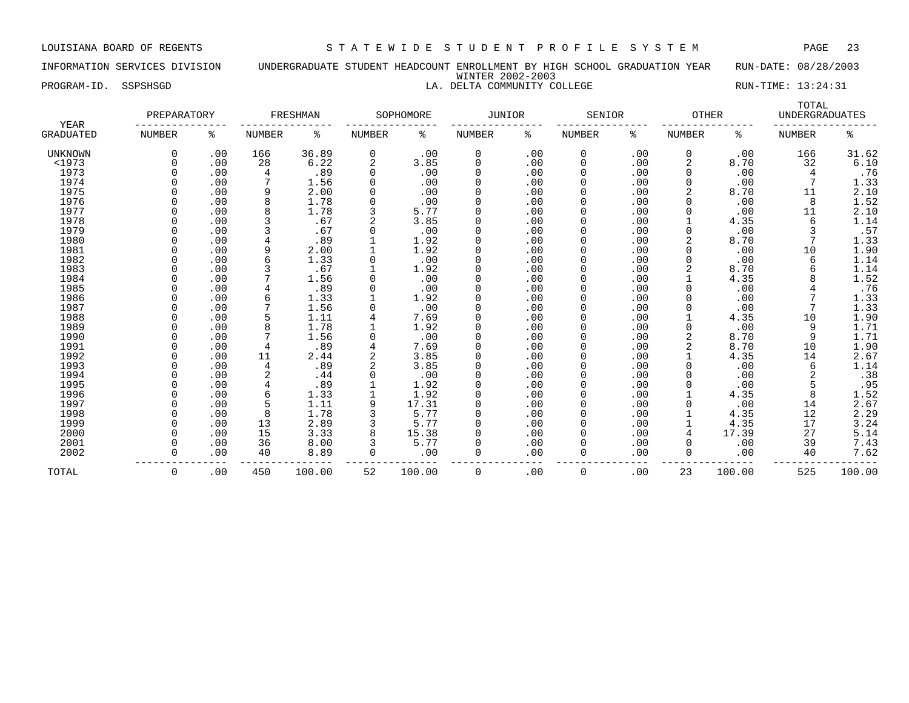LOUISIANA BOARD OF REGENTS — STATEWIDE STUDENT PROFILE SYSTEM

INFORMATION SERVICES DIVISION — UNDERGRADUATE STUDENT HEADCOUNT ENROLLMENT BY HIGH SCHOOL GRADUATION YEAR — RUN-DATE: 08/28/2003

WINTER 2002-2003

PROGRAM-ID. SSPSHSGD — LA. DELTA COMMUNITY COLLEGE — RUN-TIME: 13:24:31

| YEAR GRADUATED | PREPARATORY NUMBER | PREPARATORY % | FRESHMAN NUMBER | FRESHMAN % | SOPHOMORE NUMBER | SOPHOMORE % | JUNIOR NUMBER | JUNIOR % | SENIOR NUMBER | SENIOR % | OTHER NUMBER | OTHER % | TOTAL UNDERGRADUATES NUMBER | TOTAL UNDERGRADUATES % |
|---|---|---|---|---|---|---|---|---|---|---|---|---|---|---|
| UNKNOWN | 0 | .00 | 166 | 36.89 | 0 | .00 | 0 | .00 | 0 | .00 | 0 | .00 | 166 | 31.62 |
| <1973 | 0 | .00 | 28 | 6.22 | 2 | 3.85 | 0 | .00 | 0 | .00 | 2 | 8.70 | 32 | 6.10 |
| 1973 | 0 | .00 | 4 | .89 | 0 | .00 | 0 | .00 | 0 | .00 | 0 | .00 | 4 | .76 |
| 1974 | 0 | .00 | 7 | 1.56 | 0 | .00 | 0 | .00 | 0 | .00 | 0 | .00 | 7 | 1.33 |
| 1975 | 0 | .00 | 9 | 2.00 | 0 | .00 | 0 | .00 | 0 | .00 | 2 | 8.70 | 11 | 2.10 |
| 1976 | 0 | .00 | 8 | 1.78 | 0 | .00 | 0 | .00 | 0 | .00 | 0 | .00 | 8 | 1.52 |
| 1977 | 0 | .00 | 8 | 1.78 | 3 | 5.77 | 0 | .00 | 0 | .00 | 0 | .00 | 11 | 2.10 |
| 1978 | 0 | .00 | 3 | .67 | 2 | 3.85 | 0 | .00 | 0 | .00 | 1 | 4.35 | 6 | 1.14 |
| 1979 | 0 | .00 | 3 | .67 | 0 | .00 | 0 | .00 | 0 | .00 | 0 | .00 | 3 | .57 |
| 1980 | 0 | .00 | 4 | .89 | 1 | 1.92 | 0 | .00 | 0 | .00 | 2 | 8.70 | 7 | 1.33 |
| 1981 | 0 | .00 | 9 | 2.00 | 1 | 1.92 | 0 | .00 | 0 | .00 | 0 | .00 | 10 | 1.90 |
| 1982 | 0 | .00 | 6 | 1.33 | 0 | .00 | 0 | .00 | 0 | .00 | 0 | .00 | 6 | 1.14 |
| 1983 | 0 | .00 | 3 | .67 | 1 | 1.92 | 0 | .00 | 0 | .00 | 2 | 8.70 | 6 | 1.14 |
| 1984 | 0 | .00 | 7 | 1.56 | 0 | .00 | 0 | .00 | 0 | .00 | 1 | 4.35 | 8 | 1.52 |
| 1985 | 0 | .00 | 4 | .89 | 0 | .00 | 0 | .00 | 0 | .00 | 0 | .00 | 4 | .76 |
| 1986 | 0 | .00 | 6 | 1.33 | 1 | 1.92 | 0 | .00 | 0 | .00 | 0 | .00 | 7 | 1.33 |
| 1987 | 0 | .00 | 7 | 1.56 | 0 | .00 | 0 | .00 | 0 | .00 | 0 | .00 | 7 | 1.33 |
| 1988 | 0 | .00 | 5 | 1.11 | 4 | 7.69 | 0 | .00 | 0 | .00 | 1 | 4.35 | 10 | 1.90 |
| 1989 | 0 | .00 | 8 | 1.78 | 1 | 1.92 | 0 | .00 | 0 | .00 | 0 | .00 | 9 | 1.71 |
| 1990 | 0 | .00 | 7 | 1.56 | 0 | .00 | 0 | .00 | 0 | .00 | 2 | 8.70 | 9 | 1.71 |
| 1991 | 0 | .00 | 4 | .89 | 4 | 7.69 | 0 | .00 | 0 | .00 | 2 | 8.70 | 10 | 1.90 |
| 1992 | 0 | .00 | 11 | 2.44 | 2 | 3.85 | 0 | .00 | 0 | .00 | 1 | 4.35 | 14 | 2.67 |
| 1993 | 0 | .00 | 4 | .89 | 2 | 3.85 | 0 | .00 | 0 | .00 | 0 | .00 | 6 | 1.14 |
| 1994 | 0 | .00 | 2 | .44 | 0 | .00 | 0 | .00 | 0 | .00 | 0 | .00 | 2 | .38 |
| 1995 | 0 | .00 | 4 | .89 | 1 | 1.92 | 0 | .00 | 0 | .00 | 0 | .00 | 5 | .95 |
| 1996 | 0 | .00 | 6 | 1.33 | 1 | 1.92 | 0 | .00 | 0 | .00 | 1 | 4.35 | 8 | 1.52 |
| 1997 | 0 | .00 | 5 | 1.11 | 9 | 17.31 | 0 | .00 | 0 | .00 | 0 | .00 | 14 | 2.67 |
| 1998 | 0 | .00 | 8 | 1.78 | 3 | 5.77 | 0 | .00 | 0 | .00 | 1 | 4.35 | 12 | 2.29 |
| 1999 | 0 | .00 | 13 | 2.89 | 3 | 5.77 | 0 | .00 | 0 | .00 | 1 | 4.35 | 17 | 3.24 |
| 2000 | 0 | .00 | 15 | 3.33 | 8 | 15.38 | 0 | .00 | 0 | .00 | 4 | 17.39 | 27 | 5.14 |
| 2001 | 0 | .00 | 36 | 8.00 | 3 | 5.77 | 0 | .00 | 0 | .00 | 0 | .00 | 39 | 7.43 |
| 2002 | 0 | .00 | 40 | 8.89 | 0 | .00 | 0 | .00 | 0 | .00 | 0 | .00 | 40 | 7.62 |
| TOTAL | 0 | .00 | 450 | 100.00 | 52 | 100.00 | 0 | .00 | 0 | .00 | 23 | 100.00 | 525 | 100.00 |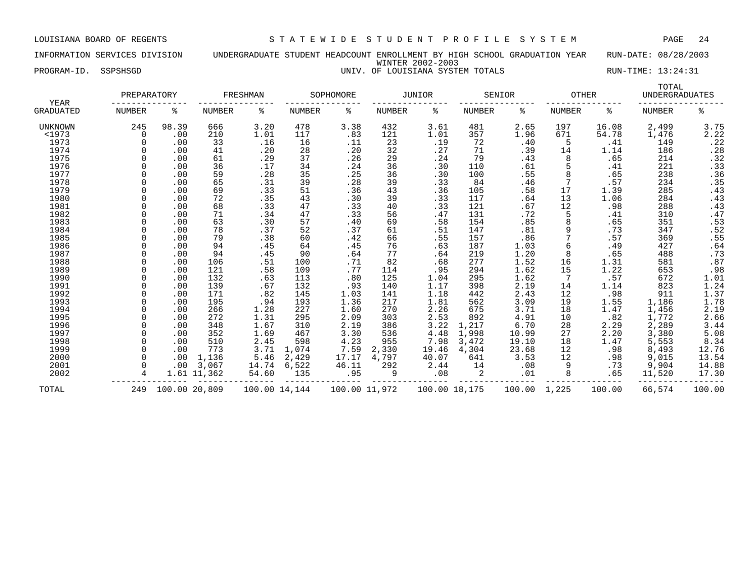LOUISIANA BOARD OF REGENTS — S T A T E W I D E   S T U D E N T   P R O F I L E   S Y S T E M

INFORMATION SERVICES DIVISION — UNDERGRADUATE STUDENT HEADCOUNT ENROLLMENT BY HIGH SCHOOL GRADUATION YEAR — RUN-DATE: 08/28/2003

WINTER 2002-2003

PROGRAM-ID. SSPSHSGD — UNIV. OF LOUISIANA SYSTEM TOTALS — RUN-TIME: 13:24:31

| YEAR | PREPARATORY | | FRESHMAN | | SOPHOMORE | | JUNIOR | | SENIOR | | OTHER | | TOTAL UNDERGRADUATES | |
|---|---|---|---|---|---|---|---|---|---|---|---|---|---|---|
| GRADUATED | NUMBER | % | NUMBER | % | NUMBER | % | NUMBER | % | NUMBER | % | NUMBER | % | NUMBER | % |
| UNKNOWN | 245 | 98.39 | 666 | 3.20 | 478 | 3.38 | 432 | 3.61 | 481 | 2.65 | 197 | 16.08 | 2,499 | 3.75 |
| <1973 | 0 | .00 | 210 | 1.01 | 117 | .83 | 121 | 1.01 | 357 | 1.96 | 671 | 54.78 | 1,476 | 2.22 |
| 1973 | 0 | .00 | 33 | .16 | 16 | .11 | 23 | .19 | 72 | .40 | 5 | .41 | 149 | .22 |
| 1974 | 0 | .00 | 41 | .20 | 28 | .20 | 32 | .27 | 71 | .39 | 14 | 1.14 | 186 | .28 |
| 1975 | 0 | .00 | 61 | .29 | 37 | .26 | 29 | .24 | 79 | .43 | 8 | .65 | 214 | .32 |
| 1976 | 0 | .00 | 36 | .17 | 34 | .24 | 36 | .30 | 110 | .61 | 5 | .41 | 221 | .33 |
| 1977 | 0 | .00 | 59 | .28 | 35 | .25 | 36 | .30 | 100 | .55 | 8 | .65 | 238 | .36 |
| 1978 | 0 | .00 | 65 | .31 | 39 | .28 | 39 | .33 | 84 | .46 | 7 | .57 | 234 | .35 |
| 1979 | 0 | .00 | 69 | .33 | 51 | .36 | 43 | .36 | 105 | .58 | 17 | 1.39 | 285 | .43 |
| 1980 | 0 | .00 | 72 | .35 | 43 | .30 | 39 | .33 | 117 | .64 | 13 | 1.06 | 284 | .43 |
| 1981 | 0 | .00 | 68 | .33 | 47 | .33 | 40 | .33 | 121 | .67 | 12 | .98 | 288 | .43 |
| 1982 | 0 | .00 | 71 | .34 | 47 | .33 | 56 | .47 | 131 | .72 | 5 | .41 | 310 | .47 |
| 1983 | 0 | .00 | 63 | .30 | 57 | .40 | 69 | .58 | 154 | .85 | 8 | .65 | 351 | .53 |
| 1984 | 0 | .00 | 78 | .37 | 52 | .37 | 61 | .51 | 147 | .81 | 9 | .73 | 347 | .52 |
| 1985 | 0 | .00 | 79 | .38 | 60 | .42 | 66 | .55 | 157 | .86 | 7 | .57 | 369 | .55 |
| 1986 | 0 | .00 | 94 | .45 | 64 | .45 | 76 | .63 | 187 | 1.03 | 6 | .49 | 427 | .64 |
| 1987 | 0 | .00 | 94 | .45 | 90 | .64 | 77 | .64 | 219 | 1.20 | 8 | .65 | 488 | .73 |
| 1988 | 0 | .00 | 106 | .51 | 100 | .71 | 82 | .68 | 277 | 1.52 | 16 | 1.31 | 581 | .87 |
| 1989 | 0 | .00 | 121 | .58 | 109 | .77 | 114 | .95 | 294 | 1.62 | 15 | 1.22 | 653 | .98 |
| 1990 | 0 | .00 | 132 | .63 | 113 | .80 | 125 | 1.04 | 295 | 1.62 | 7 | .57 | 672 | 1.01 |
| 1991 | 0 | .00 | 139 | .67 | 132 | .93 | 140 | 1.17 | 398 | 2.19 | 14 | 1.14 | 823 | 1.24 |
| 1992 | 0 | .00 | 171 | .82 | 145 | 1.03 | 141 | 1.18 | 442 | 2.43 | 12 | .98 | 911 | 1.37 |
| 1993 | 0 | .00 | 195 | .94 | 193 | 1.36 | 217 | 1.81 | 562 | 3.09 | 19 | 1.55 | 1,186 | 1.78 |
| 1994 | 0 | .00 | 266 | 1.28 | 227 | 1.60 | 270 | 2.26 | 675 | 3.71 | 18 | 1.47 | 1,456 | 2.19 |
| 1995 | 0 | .00 | 272 | 1.31 | 295 | 2.09 | 303 | 2.53 | 892 | 4.91 | 10 | .82 | 1,772 | 2.66 |
| 1996 | 0 | .00 | 348 | 1.67 | 310 | 2.19 | 386 | 3.22 | 1,217 | 6.70 | 28 | 2.29 | 2,289 | 3.44 |
| 1997 | 0 | .00 | 352 | 1.69 | 467 | 3.30 | 536 | 4.48 | 1,998 | 10.99 | 27 | 2.20 | 3,380 | 5.08 |
| 1998 | 0 | .00 | 510 | 2.45 | 598 | 4.23 | 955 | 7.98 | 3,472 | 19.10 | 18 | 1.47 | 5,553 | 8.34 |
| 1999 | 0 | .00 | 773 | 3.71 | 1,074 | 7.59 | 2,330 | 19.46 | 4,304 | 23.68 | 12 | .98 | 8,493 | 12.76 |
| 2000 | 0 | .00 | 1,136 | 5.46 | 2,429 | 17.17 | 4,797 | 40.07 | 641 | 3.53 | 12 | .98 | 9,015 | 13.54 |
| 2001 | 0 | .00 | 3,067 | 14.74 | 6,522 | 46.11 | 292 | 2.44 | 14 | .08 | 9 | .73 | 9,904 | 14.88 |
| 2002 | 4 | 1.61 | 11,362 | 54.60 | 135 | .95 | 9 | .08 | 2 | .01 | 8 | .65 | 11,520 | 17.30 |
| TOTAL | 249 | 100.00 | 20,809 | 100.00 | 14,144 | 100.00 | 11,972 | 100.00 | 18,175 | 100.00 | 1,225 | 100.00 | 66,574 | 100.00 |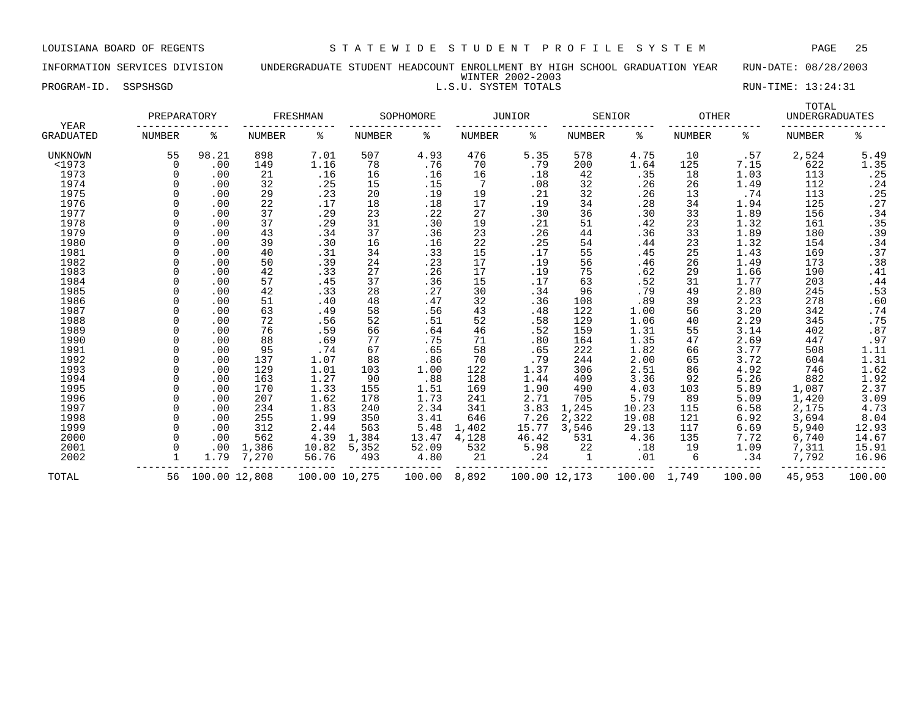LOUISIANA BOARD OF REGENTS — STATEWIDE STUDENT PROFILE SYSTEM

INFORMATION SERVICES DIVISION — UNDERGRADUATE STUDENT HEADCOUNT ENROLLMENT BY HIGH SCHOOL GRADUATION YEAR — RUN-DATE: 08/28/2003

WINTER 2002-2003

PROGRAM-ID. SSPSHSGD — L.S.U. SYSTEM TOTALS — RUN-TIME: 13:24:31

| YEAR | PREPARATORY | | FRESHMAN | | SOPHOMORE | | JUNIOR | | SENIOR | | OTHER | | TOTAL UNDERGRADUATES | |
|---|---|---|---|---|---|---|---|---|---|---|---|---|---|---|
| GRADUATED | NUMBER | % | NUMBER | % | NUMBER | % | NUMBER | % | NUMBER | % | NUMBER | % | NUMBER | % |
| UNKNOWN | 55 | 98.21 | 898 | 7.01 | 507 | 4.93 | 476 | 5.35 | 578 | 4.75 | 10 | .57 | 2,524 | 5.49 |
| <1973 | 0 | .00 | 149 | 1.16 | 78 | .76 | 70 | .79 | 200 | 1.64 | 125 | 7.15 | 622 | 1.35 |
| 1973 | 0 | .00 | 21 | .16 | 16 | .16 | 16 | .18 | 42 | .35 | 18 | 1.03 | 113 | .25 |
| 1974 | 0 | .00 | 32 | .25 | 15 | .15 | 7 | .08 | 32 | .26 | 26 | 1.49 | 112 | .24 |
| 1975 | 0 | .00 | 29 | .23 | 20 | .19 | 19 | .21 | 32 | .26 | 13 | .74 | 113 | .25 |
| 1976 | 0 | .00 | 22 | .17 | 18 | .18 | 17 | .19 | 34 | .28 | 34 | 1.94 | 125 | .27 |
| 1977 | 0 | .00 | 37 | .29 | 23 | .22 | 27 | .30 | 36 | .30 | 33 | 1.89 | 156 | .34 |
| 1978 | 0 | .00 | 37 | .29 | 31 | .30 | 19 | .21 | 51 | .42 | 23 | 1.32 | 161 | .35 |
| 1979 | 0 | .00 | 43 | .34 | 37 | .36 | 23 | .26 | 44 | .36 | 33 | 1.89 | 180 | .39 |
| 1980 | 0 | .00 | 39 | .30 | 16 | .16 | 22 | .25 | 54 | .44 | 23 | 1.32 | 154 | .34 |
| 1981 | 0 | .00 | 40 | .31 | 34 | .33 | 15 | .17 | 55 | .45 | 25 | 1.43 | 169 | .37 |
| 1982 | 0 | .00 | 50 | .39 | 24 | .23 | 17 | .19 | 56 | .46 | 26 | 1.49 | 173 | .38 |
| 1983 | 0 | .00 | 42 | .33 | 27 | .26 | 17 | .19 | 75 | .62 | 29 | 1.66 | 190 | .41 |
| 1984 | 0 | .00 | 57 | .45 | 37 | .36 | 15 | .17 | 63 | .52 | 31 | 1.77 | 203 | .44 |
| 1985 | 0 | .00 | 42 | .33 | 28 | .27 | 30 | .34 | 96 | .79 | 49 | 2.80 | 245 | .53 |
| 1986 | 0 | .00 | 51 | .40 | 48 | .47 | 32 | .36 | 108 | .89 | 39 | 2.23 | 278 | .60 |
| 1987 | 0 | .00 | 63 | .49 | 58 | .56 | 43 | .48 | 122 | 1.00 | 56 | 3.20 | 342 | .74 |
| 1988 | 0 | .00 | 72 | .56 | 52 | .51 | 52 | .58 | 129 | 1.06 | 40 | 2.29 | 345 | .75 |
| 1989 | 0 | .00 | 76 | .59 | 66 | .64 | 46 | .52 | 159 | 1.31 | 55 | 3.14 | 402 | .87 |
| 1990 | 0 | .00 | 88 | .69 | 77 | .75 | 71 | .80 | 164 | 1.35 | 47 | 2.69 | 447 | .97 |
| 1991 | 0 | .00 | 95 | .74 | 67 | .65 | 58 | .65 | 222 | 1.82 | 66 | 3.77 | 508 | 1.11 |
| 1992 | 0 | .00 | 137 | 1.07 | 88 | .86 | 70 | .79 | 244 | 2.00 | 65 | 3.72 | 604 | 1.31 |
| 1993 | 0 | .00 | 129 | 1.01 | 103 | 1.00 | 122 | 1.37 | 306 | 2.51 | 86 | 4.92 | 746 | 1.62 |
| 1994 | 0 | .00 | 163 | 1.27 | 90 | .88 | 128 | 1.44 | 409 | 3.36 | 92 | 5.26 | 882 | 1.92 |
| 1995 | 0 | .00 | 170 | 1.33 | 155 | 1.51 | 169 | 1.90 | 490 | 4.03 | 103 | 5.89 | 1,087 | 2.37 |
| 1996 | 0 | .00 | 207 | 1.62 | 178 | 1.73 | 241 | 2.71 | 705 | 5.79 | 89 | 5.09 | 1,420 | 3.09 |
| 1997 | 0 | .00 | 234 | 1.83 | 240 | 2.34 | 341 | 3.83 | 1,245 | 10.23 | 115 | 6.58 | 2,175 | 4.73 |
| 1998 | 0 | .00 | 255 | 1.99 | 350 | 3.41 | 646 | 7.26 | 2,322 | 19.08 | 121 | 6.92 | 3,694 | 8.04 |
| 1999 | 0 | .00 | 312 | 2.44 | 563 | 5.48 | 1,402 | 15.77 | 3,546 | 29.13 | 117 | 6.69 | 5,940 | 12.93 |
| 2000 | 0 | .00 | 562 | 4.39 | 1,384 | 13.47 | 4,128 | 46.42 | 531 | 4.36 | 135 | 7.72 | 6,740 | 14.67 |
| 2001 | 0 | .00 | 1,386 | 10.82 | 5,352 | 52.09 | 532 | 5.98 | 22 | .18 | 19 | 1.09 | 7,311 | 15.91 |
| 2002 | 1 | 1.79 | 7,270 | 56.76 | 493 | 4.80 | 21 | .24 | 1 | .01 | 6 | .34 | 7,792 | 16.96 |
| TOTAL | 56 | 100.00 | 12,808 | 100.00 | 10,275 | 100.00 | 8,892 | 100.00 | 12,173 | 100.00 | 1,749 | 100.00 | 45,953 | 100.00 |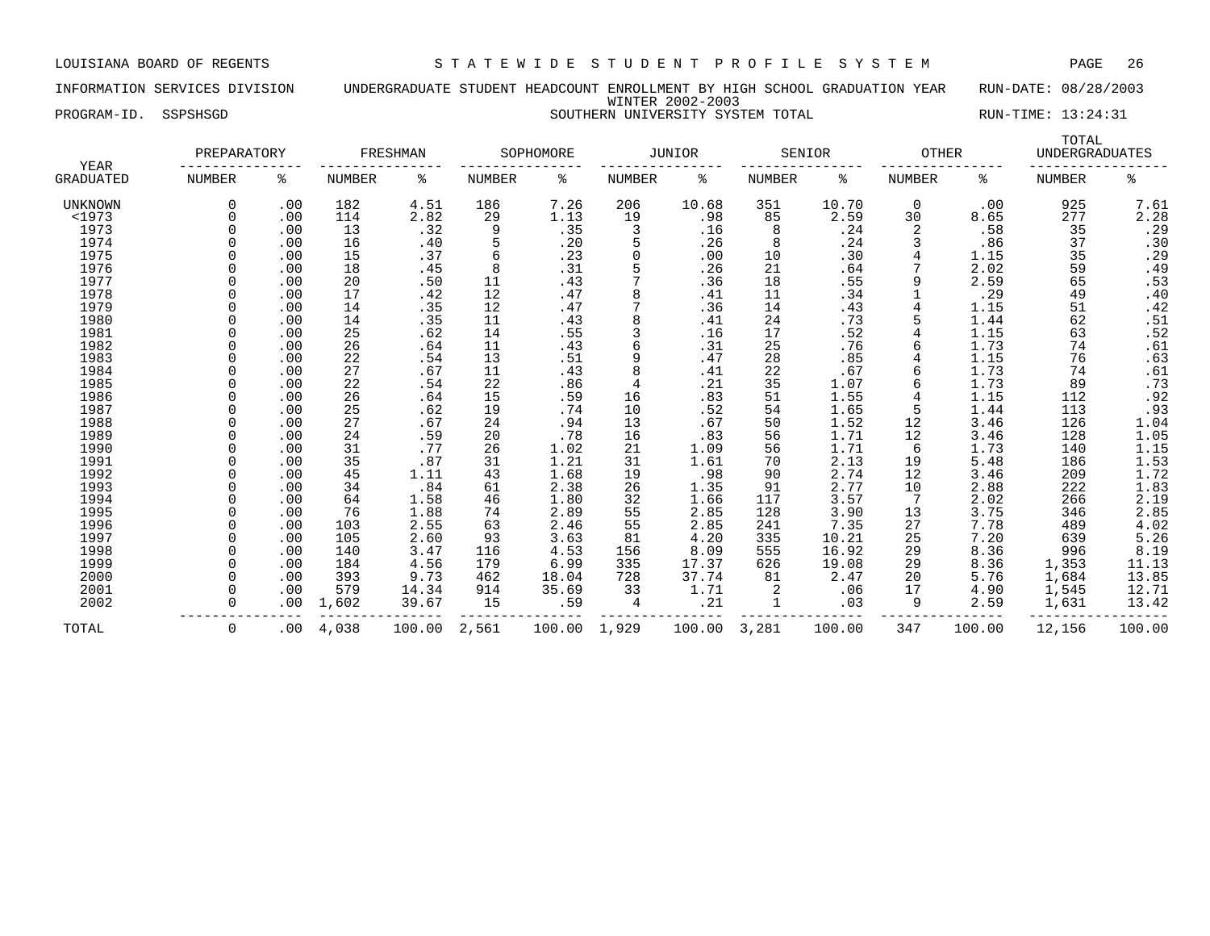LOUISIANA BOARD OF REGENTS — STATEWIDE STUDENT PROFILE SYSTEM

INFORMATION SERVICES DIVISION — UNDERGRADUATE STUDENT HEADCOUNT ENROLLMENT BY HIGH SCHOOL GRADUATION YEAR — RUN-DATE: 08/28/2003

WINTER 2002-2003

PROGRAM-ID. SSPSHSGD — SOUTHERN UNIVERSITY SYSTEM TOTAL — RUN-TIME: 13:24:31

| YEAR GRADUATED | PREPARATORY NUMBER | PREPARATORY % | FRESHMAN NUMBER | FRESHMAN % | SOPHOMORE NUMBER | SOPHOMORE % | JUNIOR NUMBER | JUNIOR % | SENIOR NUMBER | SENIOR % | OTHER NUMBER | OTHER % | TOTAL UNDERGRADUATES NUMBER | TOTAL UNDERGRADUATES % |
|---|---|---|---|---|---|---|---|---|---|---|---|---|---|---|
| UNKNOWN | 0 | .00 | 182 | 4.51 | 186 | 7.26 | 206 | 10.68 | 351 | 10.70 | 0 | .00 | 925 | 7.61 |
| <1973 | 0 | .00 | 114 | 2.82 | 29 | 1.13 | 19 | .98 | 85 | 2.59 | 30 | 8.65 | 277 | 2.28 |
| 1973 | 0 | .00 | 13 | .32 | 9 | .35 | 3 | .16 | 8 | .24 | 2 | .58 | 35 | .29 |
| 1974 | 0 | .00 | 16 | .40 | 5 | .20 | 5 | .26 | 8 | .24 | 3 | .86 | 37 | .30 |
| 1975 | 0 | .00 | 15 | .37 | 6 | .23 | 0 | .00 | 10 | .30 | 4 | 1.15 | 35 | .29 |
| 1976 | 0 | .00 | 18 | .45 | 8 | .31 | 5 | .26 | 21 | .64 | 7 | 2.02 | 59 | .49 |
| 1977 | 0 | .00 | 20 | .50 | 11 | .43 | 7 | .36 | 18 | .55 | 9 | 2.59 | 65 | .53 |
| 1978 | 0 | .00 | 17 | .42 | 12 | .47 | 8 | .41 | 11 | .34 | 1 | .29 | 49 | .40 |
| 1979 | 0 | .00 | 14 | .35 | 12 | .47 | 7 | .36 | 14 | .43 | 4 | 1.15 | 51 | .42 |
| 1980 | 0 | .00 | 14 | .35 | 11 | .43 | 8 | .41 | 24 | .73 | 5 | 1.44 | 62 | .51 |
| 1981 | 0 | .00 | 25 | .62 | 14 | .55 | 3 | .16 | 17 | .52 | 4 | 1.15 | 63 | .52 |
| 1982 | 0 | .00 | 26 | .64 | 11 | .43 | 6 | .31 | 25 | .76 | 6 | 1.73 | 74 | .61 |
| 1983 | 0 | .00 | 22 | .54 | 13 | .51 | 9 | .47 | 28 | .85 | 4 | 1.15 | 76 | .63 |
| 1984 | 0 | .00 | 27 | .67 | 11 | .43 | 8 | .41 | 22 | .67 | 6 | 1.73 | 74 | .61 |
| 1985 | 0 | .00 | 22 | .54 | 22 | .86 | 4 | .21 | 35 | 1.07 | 6 | 1.73 | 89 | .73 |
| 1986 | 0 | .00 | 26 | .64 | 15 | .59 | 16 | .83 | 51 | 1.55 | 4 | 1.15 | 112 | .92 |
| 1987 | 0 | .00 | 25 | .62 | 19 | .74 | 10 | .52 | 54 | 1.65 | 5 | 1.44 | 113 | .93 |
| 1988 | 0 | .00 | 27 | .67 | 24 | .94 | 13 | .67 | 50 | 1.52 | 12 | 3.46 | 126 | 1.04 |
| 1989 | 0 | .00 | 24 | .59 | 20 | .78 | 16 | .83 | 56 | 1.71 | 12 | 3.46 | 128 | 1.05 |
| 1990 | 0 | .00 | 31 | .77 | 26 | 1.02 | 21 | 1.09 | 56 | 1.71 | 6 | 1.73 | 140 | 1.15 |
| 1991 | 0 | .00 | 35 | .87 | 31 | 1.21 | 31 | 1.61 | 70 | 2.13 | 19 | 5.48 | 186 | 1.53 |
| 1992 | 0 | .00 | 45 | 1.11 | 43 | 1.68 | 19 | .98 | 90 | 2.74 | 12 | 3.46 | 209 | 1.72 |
| 1993 | 0 | .00 | 34 | .84 | 61 | 2.38 | 26 | 1.35 | 91 | 2.77 | 10 | 2.88 | 222 | 1.83 |
| 1994 | 0 | .00 | 64 | 1.58 | 46 | 1.80 | 32 | 1.66 | 117 | 3.57 | 7 | 2.02 | 266 | 2.19 |
| 1995 | 0 | .00 | 76 | 1.88 | 74 | 2.89 | 55 | 2.85 | 128 | 3.90 | 13 | 3.75 | 346 | 2.85 |
| 1996 | 0 | .00 | 103 | 2.55 | 63 | 2.46 | 55 | 2.85 | 241 | 7.35 | 27 | 7.78 | 489 | 4.02 |
| 1997 | 0 | .00 | 105 | 2.60 | 93 | 3.63 | 81 | 4.20 | 335 | 10.21 | 25 | 7.20 | 639 | 5.26 |
| 1998 | 0 | .00 | 140 | 3.47 | 116 | 4.53 | 156 | 8.09 | 555 | 16.92 | 29 | 8.36 | 996 | 8.19 |
| 1999 | 0 | .00 | 184 | 4.56 | 179 | 6.99 | 335 | 17.37 | 626 | 19.08 | 29 | 8.36 | 1,353 | 11.13 |
| 2000 | 0 | .00 | 393 | 9.73 | 462 | 18.04 | 728 | 37.74 | 81 | 2.47 | 20 | 5.76 | 1,684 | 13.85 |
| 2001 | 0 | .00 | 579 | 14.34 | 914 | 35.69 | 33 | 1.71 | 2 | .06 | 17 | 4.90 | 1,545 | 12.71 |
| 2002 | 0 | .00 | 1,602 | 39.67 | 15 | .59 | 4 | .21 | 1 | .03 | 9 | 2.59 | 1,631 | 13.42 |
| TOTAL | 0 | .00 | 4,038 | 100.00 | 2,561 | 100.00 | 1,929 | 100.00 | 3,281 | 100.00 | 347 | 100.00 | 12,156 | 100.00 |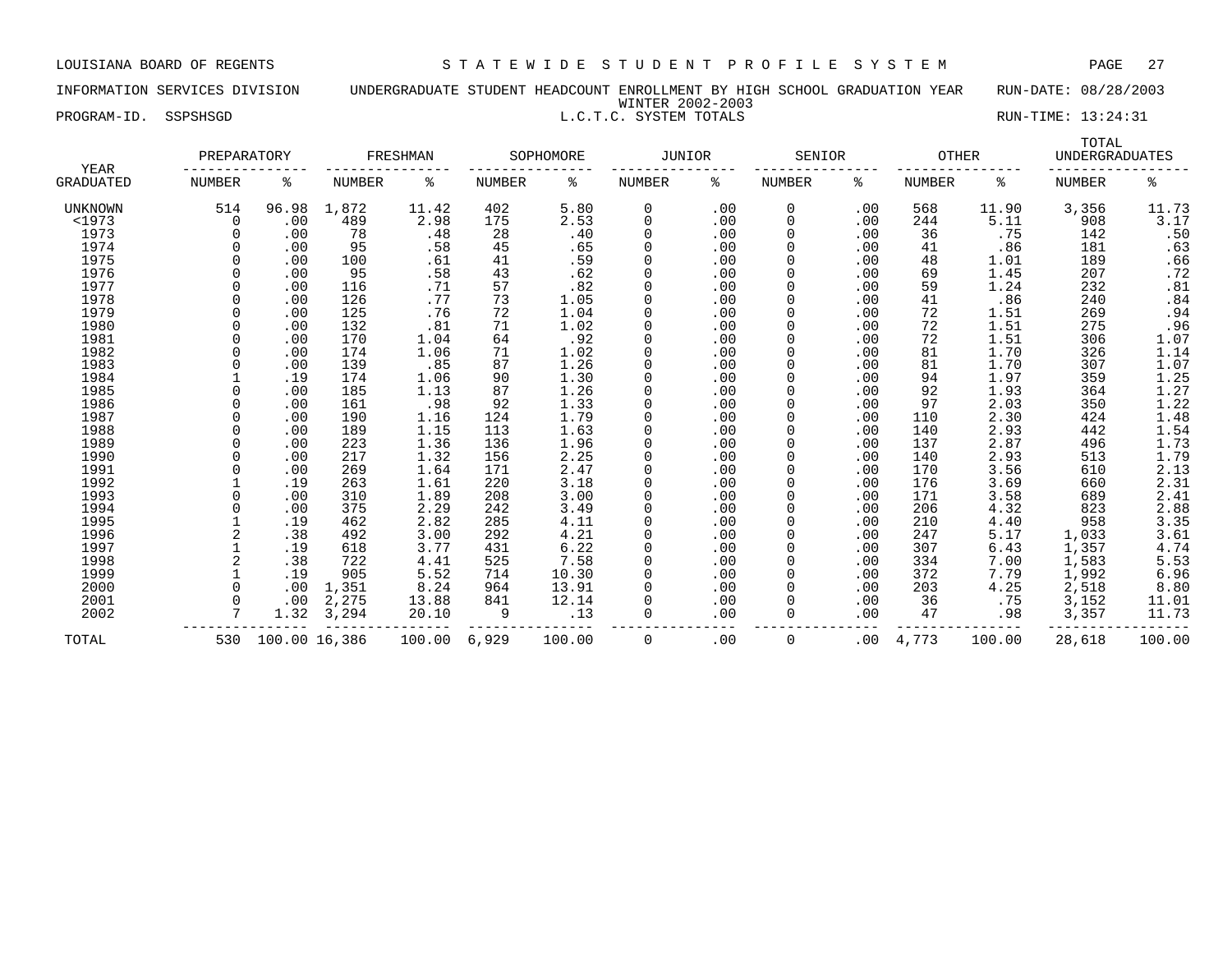LOUISIANA BOARD OF REGENTS — STATEWIDE STUDENT PROFILE SYSTEM

INFORMATION SERVICES DIVISION — UNDERGRADUATE STUDENT HEADCOUNT ENROLLMENT BY HIGH SCHOOL GRADUATION YEAR — RUN-DATE: 08/28/2003

WINTER 2002-2003

PROGRAM-ID. SSPSHSGD — L.C.T.C. SYSTEM TOTALS — RUN-TIME: 13:24:31

| YEAR GRADUATED | PREPARATORY NUMBER | PREPARATORY % | FRESHMAN NUMBER | FRESHMAN % | SOPHOMORE NUMBER | SOPHOMORE % | JUNIOR NUMBER | JUNIOR % | SENIOR NUMBER | SENIOR % | OTHER NUMBER | OTHER % | TOTAL UNDERGRADUATES NUMBER | TOTAL UNDERGRADUATES % |
|---|---|---|---|---|---|---|---|---|---|---|---|---|---|---|
| UNKNOWN | 514 | 96.98 | 1,872 | 11.42 | 402 | 5.80 | 0 | .00 | 0 | .00 | 568 | 11.90 | 3,356 | 11.73 |
| <1973 | 0 | .00 | 489 | 2.98 | 175 | 2.53 | 0 | .00 | 0 | .00 | 244 | 5.11 | 908 | 3.17 |
| 1973 | 0 | .00 | 78 | .48 | 28 | .40 | 0 | .00 | 0 | .00 | 36 | .75 | 142 | .50 |
| 1974 | 0 | .00 | 95 | .58 | 45 | .65 | 0 | .00 | 0 | .00 | 41 | .86 | 181 | .63 |
| 1975 | 0 | .00 | 100 | .61 | 41 | .59 | 0 | .00 | 0 | .00 | 48 | 1.01 | 189 | .66 |
| 1976 | 0 | .00 | 95 | .58 | 43 | .62 | 0 | .00 | 0 | .00 | 69 | 1.45 | 207 | .72 |
| 1977 | 0 | .00 | 116 | .71 | 57 | .82 | 0 | .00 | 0 | .00 | 59 | 1.24 | 232 | .81 |
| 1978 | 0 | .00 | 126 | .77 | 73 | 1.05 | 0 | .00 | 0 | .00 | 41 | .86 | 240 | .84 |
| 1979 | 0 | .00 | 125 | .76 | 72 | 1.04 | 0 | .00 | 0 | .00 | 72 | 1.51 | 269 | .94 |
| 1980 | 0 | .00 | 132 | .81 | 71 | 1.02 | 0 | .00 | 0 | .00 | 72 | 1.51 | 275 | .96 |
| 1981 | 0 | .00 | 170 | 1.04 | 64 | .92 | 0 | .00 | 0 | .00 | 72 | 1.51 | 306 | 1.07 |
| 1982 | 0 | .00 | 174 | 1.06 | 71 | 1.02 | 0 | .00 | 0 | .00 | 81 | 1.70 | 326 | 1.14 |
| 1983 | 0 | .00 | 139 | .85 | 87 | 1.26 | 0 | .00 | 0 | .00 | 81 | 1.70 | 307 | 1.07 |
| 1984 | 1 | .19 | 174 | 1.06 | 90 | 1.30 | 0 | .00 | 0 | .00 | 94 | 1.97 | 359 | 1.25 |
| 1985 | 0 | .00 | 185 | 1.13 | 87 | 1.26 | 0 | .00 | 0 | .00 | 92 | 1.93 | 364 | 1.27 |
| 1986 | 0 | .00 | 161 | .98 | 92 | 1.33 | 0 | .00 | 0 | .00 | 97 | 2.03 | 350 | 1.22 |
| 1987 | 0 | .00 | 190 | 1.16 | 124 | 1.79 | 0 | .00 | 0 | .00 | 110 | 2.30 | 424 | 1.48 |
| 1988 | 0 | .00 | 189 | 1.15 | 113 | 1.63 | 0 | .00 | 0 | .00 | 140 | 2.93 | 442 | 1.54 |
| 1989 | 0 | .00 | 223 | 1.36 | 136 | 1.96 | 0 | .00 | 0 | .00 | 137 | 2.87 | 496 | 1.73 |
| 1990 | 0 | .00 | 217 | 1.32 | 156 | 2.25 | 0 | .00 | 0 | .00 | 140 | 2.93 | 513 | 1.79 |
| 1991 | 0 | .00 | 269 | 1.64 | 171 | 2.47 | 0 | .00 | 0 | .00 | 170 | 3.56 | 610 | 2.13 |
| 1992 | 1 | .19 | 263 | 1.61 | 220 | 3.18 | 0 | .00 | 0 | .00 | 176 | 3.69 | 660 | 2.31 |
| 1993 | 0 | .00 | 310 | 1.89 | 208 | 3.00 | 0 | .00 | 0 | .00 | 171 | 3.58 | 689 | 2.41 |
| 1994 | 0 | .00 | 375 | 2.29 | 242 | 3.49 | 0 | .00 | 0 | .00 | 206 | 4.32 | 823 | 2.88 |
| 1995 | 1 | .19 | 462 | 2.82 | 285 | 4.11 | 0 | .00 | 0 | .00 | 210 | 4.40 | 958 | 3.35 |
| 1996 | 2 | .38 | 492 | 3.00 | 292 | 4.21 | 0 | .00 | 0 | .00 | 247 | 5.17 | 1,033 | 3.61 |
| 1997 | 1 | .19 | 618 | 3.77 | 431 | 6.22 | 0 | .00 | 0 | .00 | 307 | 6.43 | 1,357 | 4.74 |
| 1998 | 2 | .38 | 722 | 4.41 | 525 | 7.58 | 0 | .00 | 0 | .00 | 334 | 7.00 | 1,583 | 5.53 |
| 1999 | 1 | .19 | 905 | 5.52 | 714 | 10.30 | 0 | .00 | 0 | .00 | 372 | 7.79 | 1,992 | 6.96 |
| 2000 | 0 | .00 | 1,351 | 8.24 | 964 | 13.91 | 0 | .00 | 0 | .00 | 203 | 4.25 | 2,518 | 8.80 |
| 2001 | 0 | .00 | 2,275 | 13.88 | 841 | 12.14 | 0 | .00 | 0 | .00 | 36 | .75 | 3,152 | 11.01 |
| 2002 | 7 | 1.32 | 3,294 | 20.10 | 9 | .13 | 0 | .00 | 0 | .00 | 47 | .98 | 3,357 | 11.73 |
| TOTAL | 530 | 100.00 | 16,386 | 100.00 | 6,929 | 100.00 | 0 | .00 | 0 | .00 | 4,773 | 100.00 | 28,618 | 100.00 |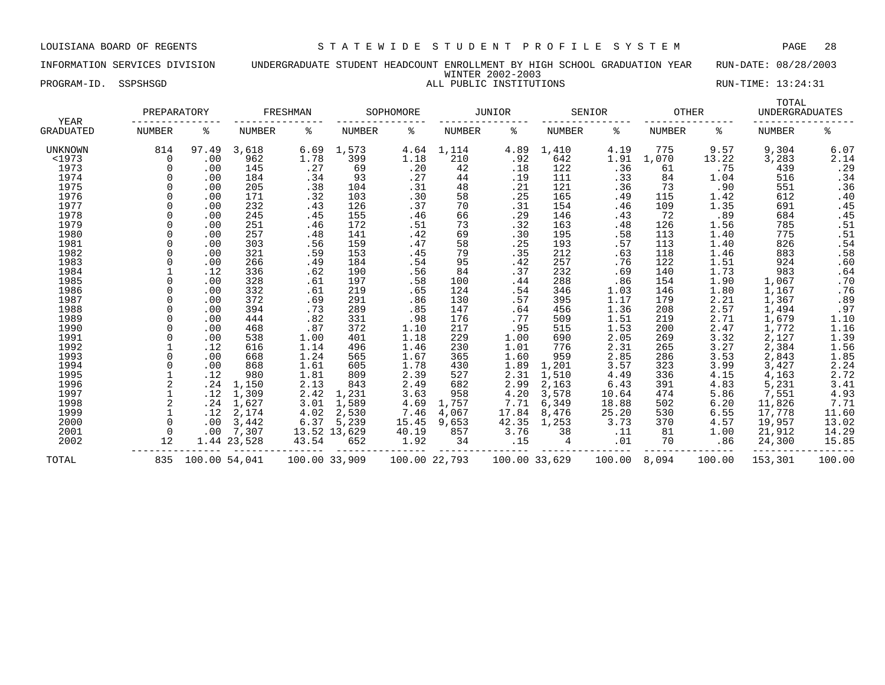LOUISIANA BOARD OF REGENTS — STATEWIDE STUDENT PROFILE SYSTEM

INFORMATION SERVICES DIVISION — UNDERGRADUATE STUDENT HEADCOUNT ENROLLMENT BY HIGH SCHOOL GRADUATION YEAR — RUN-DATE: 08/28/2003

WINTER 2002-2003

PROGRAM-ID. SSPSHSGD — ALL PUBLIC INSTITUTIONS — RUN-TIME: 13:24:31

| YEAR | PREPARATORY | | FRESHMAN | | SOPHOMORE | | JUNIOR | | SENIOR | | OTHER | | TOTAL UNDERGRADUATES | |
|---|---|---|---|---|---|---|---|---|---|---|---|---|---|---|
| GRADUATED | NUMBER | % | NUMBER | % | NUMBER | % | NUMBER | % | NUMBER | % | NUMBER | % | NUMBER | % |
| UNKNOWN | 814 | 97.49 | 3,618 | 6.69 | 1,573 | 4.64 | 1,114 | 4.89 | 1,410 | 4.19 | 775 | 9.57 | 9,304 | 6.07 |
| <1973 | 0 | .00 | 962 | 1.78 | 399 | 1.18 | 210 | .92 | 642 | 1.91 | 1,070 | 13.22 | 3,283 | 2.14 |
| 1973 | 0 | .00 | 145 | .27 | 69 | .20 | 42 | .18 | 122 | .36 | 61 | .75 | 439 | .29 |
| 1974 | 0 | .00 | 184 | .34 | 93 | .27 | 44 | .19 | 111 | .33 | 84 | 1.04 | 516 | .34 |
| 1975 | 0 | .00 | 205 | .38 | 104 | .31 | 48 | .21 | 121 | .36 | 73 | .90 | 551 | .36 |
| 1976 | 0 | .00 | 171 | .32 | 103 | .30 | 58 | .25 | 165 | .49 | 115 | 1.42 | 612 | .40 |
| 1977 | 0 | .00 | 232 | .43 | 126 | .37 | 70 | .31 | 154 | .46 | 109 | 1.35 | 691 | .45 |
| 1978 | 0 | .00 | 245 | .45 | 155 | .46 | 66 | .29 | 146 | .43 | 72 | .89 | 684 | .45 |
| 1979 | 0 | .00 | 251 | .46 | 172 | .51 | 73 | .32 | 163 | .48 | 126 | 1.56 | 785 | .51 |
| 1980 | 0 | .00 | 257 | .48 | 141 | .42 | 69 | .30 | 195 | .58 | 113 | 1.40 | 775 | .51 |
| 1981 | 0 | .00 | 303 | .56 | 159 | .47 | 58 | .25 | 193 | .57 | 113 | 1.40 | 826 | .54 |
| 1982 | 0 | .00 | 321 | .59 | 153 | .45 | 79 | .35 | 212 | .63 | 118 | 1.46 | 883 | .58 |
| 1983 | 0 | .00 | 266 | .49 | 184 | .54 | 95 | .42 | 257 | .76 | 122 | 1.51 | 924 | .60 |
| 1984 | 1 | .12 | 336 | .62 | 190 | .56 | 84 | .37 | 232 | .69 | 140 | 1.73 | 983 | .64 |
| 1985 | 0 | .00 | 328 | .61 | 197 | .58 | 100 | .44 | 288 | .86 | 154 | 1.90 | 1,067 | .70 |
| 1986 | 0 | .00 | 332 | .61 | 219 | .65 | 124 | .54 | 346 | 1.03 | 146 | 1.80 | 1,167 | .76 |
| 1987 | 0 | .00 | 372 | .69 | 291 | .86 | 130 | .57 | 395 | 1.17 | 179 | 2.21 | 1,367 | .89 |
| 1988 | 0 | .00 | 394 | .73 | 289 | .85 | 147 | .64 | 456 | 1.36 | 208 | 2.57 | 1,494 | .97 |
| 1989 | 0 | .00 | 444 | .82 | 331 | .98 | 176 | .77 | 509 | 1.51 | 219 | 2.71 | 1,679 | 1.10 |
| 1990 | 0 | .00 | 468 | .87 | 372 | 1.10 | 217 | .95 | 515 | 1.53 | 200 | 2.47 | 1,772 | 1.16 |
| 1991 | 0 | .00 | 538 | 1.00 | 401 | 1.18 | 229 | 1.00 | 690 | 2.05 | 269 | 3.32 | 2,127 | 1.39 |
| 1992 | 1 | .12 | 616 | 1.14 | 496 | 1.46 | 230 | 1.01 | 776 | 2.31 | 265 | 3.27 | 2,384 | 1.56 |
| 1993 | 0 | .00 | 668 | 1.24 | 565 | 1.67 | 365 | 1.60 | 959 | 2.85 | 286 | 3.53 | 2,843 | 1.85 |
| 1994 | 0 | .00 | 868 | 1.61 | 605 | 1.78 | 430 | 1.89 | 1,201 | 3.57 | 323 | 3.99 | 3,427 | 2.24 |
| 1995 | 1 | .12 | 980 | 1.81 | 809 | 2.39 | 527 | 2.31 | 1,510 | 4.49 | 336 | 4.15 | 4,163 | 2.72 |
| 1996 | 2 | .24 | 1,150 | 2.13 | 843 | 2.49 | 682 | 2.99 | 2,163 | 6.43 | 391 | 4.83 | 5,231 | 3.41 |
| 1997 | 1 | .12 | 1,309 | 2.42 | 1,231 | 3.63 | 958 | 4.20 | 3,578 | 10.64 | 474 | 5.86 | 7,551 | 4.93 |
| 1998 | 2 | .24 | 1,627 | 3.01 | 1,589 | 4.69 | 1,757 | 7.71 | 6,349 | 18.88 | 502 | 6.20 | 11,826 | 7.71 |
| 1999 | 1 | .12 | 2,174 | 4.02 | 2,530 | 7.46 | 4,067 | 17.84 | 8,476 | 25.20 | 530 | 6.55 | 17,778 | 11.60 |
| 2000 | 0 | .00 | 3,442 | 6.37 | 5,239 | 15.45 | 9,653 | 42.35 | 1,253 | 3.73 | 370 | 4.57 | 19,957 | 13.02 |
| 2001 | 0 | .00 | 7,307 | 13.52 | 13,629 | 40.19 | 857 | 3.76 | 38 | .11 | 81 | 1.00 | 21,912 | 14.29 |
| 2002 | 12 | 1.44 | 23,528 | 43.54 | 652 | 1.92 | 34 | .15 | 4 | .01 | 70 | .86 | 24,300 | 15.85 |
| TOTAL | 835 | 100.00 | 54,041 | 100.00 | 33,909 | 100.00 | 22,793 | 100.00 | 33,629 | 100.00 | 8,094 | 100.00 | 153,301 | 100.00 |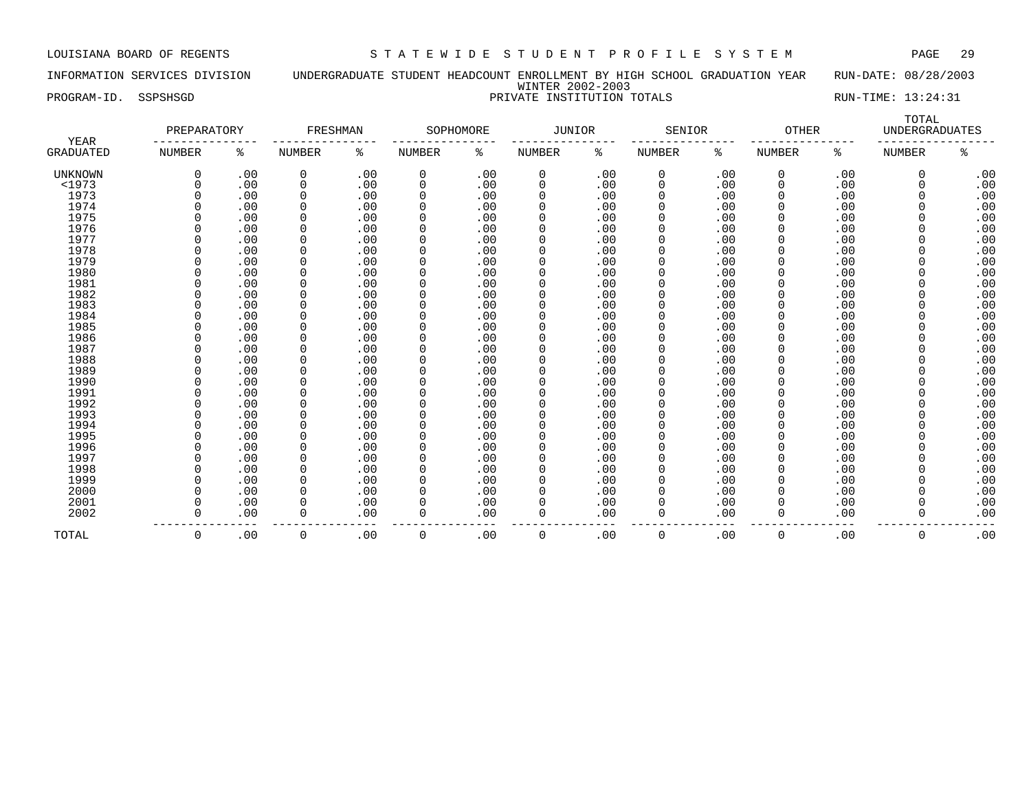LOUISIANA BOARD OF REGENTS — STATEWIDE STUDENT PROFILE SYSTEM

INFORMATION SERVICES DIVISION — UNDERGRADUATE STUDENT HEADCOUNT ENROLLMENT BY HIGH SCHOOL GRADUATION YEAR — RUN-DATE: 08/28/2003

WINTER 2002-2003

PROGRAM-ID. SSPSHSGD — PRIVATE INSTITUTION TOTALS — RUN-TIME: 13:24:31

| YEAR | PREPARATORY | | FRESHMAN | | SOPHOMORE | | JUNIOR | | SENIOR | | OTHER | | TOTAL UNDERGRADUATES | |
|---|---|---|---|---|---|---|---|---|---|---|---|---|---|---|
| GRADUATED | NUMBER | % | NUMBER | % | NUMBER | % | NUMBER | % | NUMBER | % | NUMBER | % | NUMBER | % |
| UNKNOWN | 0 | .00 | 0 | .00 | 0 | .00 | 0 | .00 | 0 | .00 | 0 | .00 | 0 | .00 |
| <1973 | 0 | .00 | 0 | .00 | 0 | .00 | 0 | .00 | 0 | .00 | 0 | .00 | 0 | .00 |
| 1973 | 0 | .00 | 0 | .00 | 0 | .00 | 0 | .00 | 0 | .00 | 0 | .00 | 0 | .00 |
| 1974 | 0 | .00 | 0 | .00 | 0 | .00 | 0 | .00 | 0 | .00 | 0 | .00 | 0 | .00 |
| 1975 | 0 | .00 | 0 | .00 | 0 | .00 | 0 | .00 | 0 | .00 | 0 | .00 | 0 | .00 |
| 1976 | 0 | .00 | 0 | .00 | 0 | .00 | 0 | .00 | 0 | .00 | 0 | .00 | 0 | .00 |
| 1977 | 0 | .00 | 0 | .00 | 0 | .00 | 0 | .00 | 0 | .00 | 0 | .00 | 0 | .00 |
| 1978 | 0 | .00 | 0 | .00 | 0 | .00 | 0 | .00 | 0 | .00 | 0 | .00 | 0 | .00 |
| 1979 | 0 | .00 | 0 | .00 | 0 | .00 | 0 | .00 | 0 | .00 | 0 | .00 | 0 | .00 |
| 1980 | 0 | .00 | 0 | .00 | 0 | .00 | 0 | .00 | 0 | .00 | 0 | .00 | 0 | .00 |
| 1981 | 0 | .00 | 0 | .00 | 0 | .00 | 0 | .00 | 0 | .00 | 0 | .00 | 0 | .00 |
| 1982 | 0 | .00 | 0 | .00 | 0 | .00 | 0 | .00 | 0 | .00 | 0 | .00 | 0 | .00 |
| 1983 | 0 | .00 | 0 | .00 | 0 | .00 | 0 | .00 | 0 | .00 | 0 | .00 | 0 | .00 |
| 1984 | 0 | .00 | 0 | .00 | 0 | .00 | 0 | .00 | 0 | .00 | 0 | .00 | 0 | .00 |
| 1985 | 0 | .00 | 0 | .00 | 0 | .00 | 0 | .00 | 0 | .00 | 0 | .00 | 0 | .00 |
| 1986 | 0 | .00 | 0 | .00 | 0 | .00 | 0 | .00 | 0 | .00 | 0 | .00 | 0 | .00 |
| 1987 | 0 | .00 | 0 | .00 | 0 | .00 | 0 | .00 | 0 | .00 | 0 | .00 | 0 | .00 |
| 1988 | 0 | .00 | 0 | .00 | 0 | .00 | 0 | .00 | 0 | .00 | 0 | .00 | 0 | .00 |
| 1989 | 0 | .00 | 0 | .00 | 0 | .00 | 0 | .00 | 0 | .00 | 0 | .00 | 0 | .00 |
| 1990 | 0 | .00 | 0 | .00 | 0 | .00 | 0 | .00 | 0 | .00 | 0 | .00 | 0 | .00 |
| 1991 | 0 | .00 | 0 | .00 | 0 | .00 | 0 | .00 | 0 | .00 | 0 | .00 | 0 | .00 |
| 1992 | 0 | .00 | 0 | .00 | 0 | .00 | 0 | .00 | 0 | .00 | 0 | .00 | 0 | .00 |
| 1993 | 0 | .00 | 0 | .00 | 0 | .00 | 0 | .00 | 0 | .00 | 0 | .00 | 0 | .00 |
| 1994 | 0 | .00 | 0 | .00 | 0 | .00 | 0 | .00 | 0 | .00 | 0 | .00 | 0 | .00 |
| 1995 | 0 | .00 | 0 | .00 | 0 | .00 | 0 | .00 | 0 | .00 | 0 | .00 | 0 | .00 |
| 1996 | 0 | .00 | 0 | .00 | 0 | .00 | 0 | .00 | 0 | .00 | 0 | .00 | 0 | .00 |
| 1997 | 0 | .00 | 0 | .00 | 0 | .00 | 0 | .00 | 0 | .00 | 0 | .00 | 0 | .00 |
| 1998 | 0 | .00 | 0 | .00 | 0 | .00 | 0 | .00 | 0 | .00 | 0 | .00 | 0 | .00 |
| 1999 | 0 | .00 | 0 | .00 | 0 | .00 | 0 | .00 | 0 | .00 | 0 | .00 | 0 | .00 |
| 2000 | 0 | .00 | 0 | .00 | 0 | .00 | 0 | .00 | 0 | .00 | 0 | .00 | 0 | .00 |
| 2001 | 0 | .00 | 0 | .00 | 0 | .00 | 0 | .00 | 0 | .00 | 0 | .00 | 0 | .00 |
| 2002 | 0 | .00 | 0 | .00 | 0 | .00 | 0 | .00 | 0 | .00 | 0 | .00 | 0 | .00 |
| TOTAL | 0 | .00 | 0 | .00 | 0 | .00 | 0 | .00 | 0 | .00 | 0 | .00 | 0 | .00 |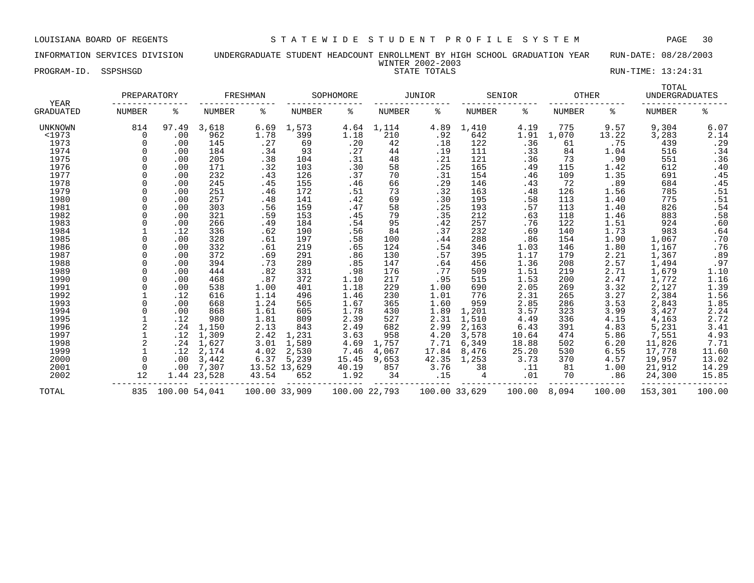LOUISIANA BOARD OF REGENTS — STATEWIDE STUDENT PROFILE SYSTEM

INFORMATION SERVICES DIVISION — UNDERGRADUATE STUDENT HEADCOUNT ENROLLMENT BY HIGH SCHOOL GRADUATION YEAR — RUN-DATE: 08/28/2003

WINTER 2002-2003

PROGRAM-ID. SSPSHSGD — STATE TOTALS — RUN-TIME: 13:24:31

| YEAR | PREPARATORY | | FRESHMAN | | SOPHOMORE | | JUNIOR | | SENIOR | | OTHER | | TOTAL UNDERGRADUATES | |
|---|---|---|---|---|---|---|---|---|---|---|---|---|---|---|
| GRADUATED | NUMBER | % | NUMBER | % | NUMBER | % | NUMBER | % | NUMBER | % | NUMBER | % | NUMBER | % |
| UNKNOWN | 814 | 97.49 | 3,618 | 6.69 | 1,573 | 4.64 | 1,114 | 4.89 | 1,410 | 4.19 | 775 | 9.57 | 9,304 | 6.07 |
| <1973 | 0 | .00 | 962 | 1.78 | 399 | 1.18 | 210 | .92 | 642 | 1.91 | 1,070 | 13.22 | 3,283 | 2.14 |
| 1973 | 0 | .00 | 145 | .27 | 69 | .20 | 42 | .18 | 122 | .36 | 61 | .75 | 439 | .29 |
| 1974 | 0 | .00 | 184 | .34 | 93 | .27 | 44 | .19 | 111 | .33 | 84 | 1.04 | 516 | .34 |
| 1975 | 0 | .00 | 205 | .38 | 104 | .31 | 48 | .21 | 121 | .36 | 73 | .90 | 551 | .36 |
| 1976 | 0 | .00 | 171 | .32 | 103 | .30 | 58 | .25 | 165 | .49 | 115 | 1.42 | 612 | .40 |
| 1977 | 0 | .00 | 232 | .43 | 126 | .37 | 70 | .31 | 154 | .46 | 109 | 1.35 | 691 | .45 |
| 1978 | 0 | .00 | 245 | .45 | 155 | .46 | 66 | .29 | 146 | .43 | 72 | .89 | 684 | .45 |
| 1979 | 0 | .00 | 251 | .46 | 172 | .51 | 73 | .32 | 163 | .48 | 126 | 1.56 | 785 | .51 |
| 1980 | 0 | .00 | 257 | .48 | 141 | .42 | 69 | .30 | 195 | .58 | 113 | 1.40 | 775 | .51 |
| 1981 | 0 | .00 | 303 | .56 | 159 | .47 | 58 | .25 | 193 | .57 | 113 | 1.40 | 826 | .54 |
| 1982 | 0 | .00 | 321 | .59 | 153 | .45 | 79 | .35 | 212 | .63 | 118 | 1.46 | 883 | .58 |
| 1983 | 0 | .00 | 266 | .49 | 184 | .54 | 95 | .42 | 257 | .76 | 122 | 1.51 | 924 | .60 |
| 1984 | 1 | .12 | 336 | .62 | 190 | .56 | 84 | .37 | 232 | .69 | 140 | 1.73 | 983 | .64 |
| 1985 | 0 | .00 | 328 | .61 | 197 | .58 | 100 | .44 | 288 | .86 | 154 | 1.90 | 1,067 | .70 |
| 1986 | 0 | .00 | 332 | .61 | 219 | .65 | 124 | .54 | 346 | 1.03 | 146 | 1.80 | 1,167 | .76 |
| 1987 | 0 | .00 | 372 | .69 | 291 | .86 | 130 | .57 | 395 | 1.17 | 179 | 2.21 | 1,367 | .89 |
| 1988 | 0 | .00 | 394 | .73 | 289 | .85 | 147 | .64 | 456 | 1.36 | 208 | 2.57 | 1,494 | .97 |
| 1989 | 0 | .00 | 444 | .82 | 331 | .98 | 176 | .77 | 509 | 1.51 | 219 | 2.71 | 1,679 | 1.10 |
| 1990 | 0 | .00 | 468 | .87 | 372 | 1.10 | 217 | .95 | 515 | 1.53 | 200 | 2.47 | 1,772 | 1.16 |
| 1991 | 0 | .00 | 538 | 1.00 | 401 | 1.18 | 229 | 1.00 | 690 | 2.05 | 269 | 3.32 | 2,127 | 1.39 |
| 1992 | 1 | .12 | 616 | 1.14 | 496 | 1.46 | 230 | 1.01 | 776 | 2.31 | 265 | 3.27 | 2,384 | 1.56 |
| 1993 | 0 | .00 | 668 | 1.24 | 565 | 1.67 | 365 | 1.60 | 959 | 2.85 | 286 | 3.53 | 2,843 | 1.85 |
| 1994 | 0 | .00 | 868 | 1.61 | 605 | 1.78 | 430 | 1.89 | 1,201 | 3.57 | 323 | 3.99 | 3,427 | 2.24 |
| 1995 | 1 | .12 | 980 | 1.81 | 809 | 2.39 | 527 | 2.31 | 1,510 | 4.49 | 336 | 4.15 | 4,163 | 2.72 |
| 1996 | 2 | .24 | 1,150 | 2.13 | 843 | 2.49 | 682 | 2.99 | 2,163 | 6.43 | 391 | 4.83 | 5,231 | 3.41 |
| 1997 | 1 | .12 | 1,309 | 2.42 | 1,231 | 3.63 | 958 | 4.20 | 3,578 | 10.64 | 474 | 5.86 | 7,551 | 4.93 |
| 1998 | 2 | .24 | 1,627 | 3.01 | 1,589 | 4.69 | 1,757 | 7.71 | 6,349 | 18.88 | 502 | 6.20 | 11,826 | 7.71 |
| 1999 | 1 | .12 | 2,174 | 4.02 | 2,530 | 7.46 | 4,067 | 17.84 | 8,476 | 25.20 | 530 | 6.55 | 17,778 | 11.60 |
| 2000 | 0 | .00 | 3,442 | 6.37 | 5,239 | 15.45 | 9,653 | 42.35 | 1,253 | 3.73 | 370 | 4.57 | 19,957 | 13.02 |
| 2001 | 0 | .00 | 7,307 | 13.52 | 13,629 | 40.19 | 857 | 3.76 | 38 | .11 | 81 | 1.00 | 21,912 | 14.29 |
| 2002 | 12 | 1.44 | 23,528 | 43.54 | 652 | 1.92 | 34 | .15 | 4 | .01 | 70 | .86 | 24,300 | 15.85 |
| TOTAL | 835 | 100.00 | 54,041 | 100.00 | 33,909 | 100.00 | 22,793 | 100.00 | 33,629 | 100.00 | 8,094 | 100.00 | 153,301 | 100.00 |